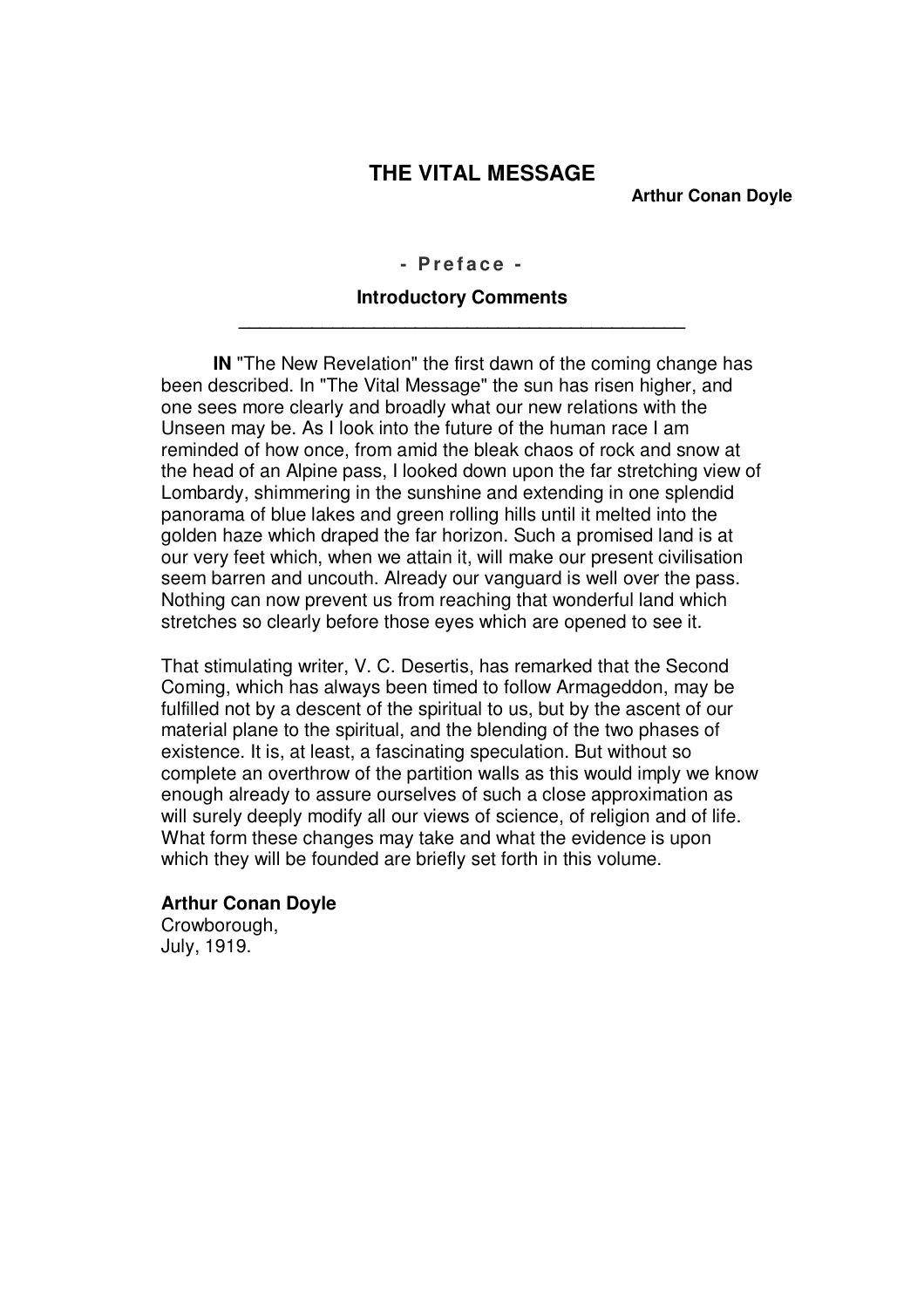# THE VITAL MESSAGE

**Arthur Conan Doyle**

## - Preface -

### Introductory Comments

---

**IN** "The New Revelation" the first dawn of the coming change has been described. In "The Vital Message" the sun has risen higher, and one sees more clearly and broadly what our new relations with the Unseen may be. As I look into the future of the human race I am reminded of how once, from amid the bleak chaos of rock and snow at the head of an Alpine pass, I looked down upon the far stretching view of Lombardy, shimmering in the sunshine and extending in one splendid panorama of blue lakes and green rolling hills until it melted into the golden haze which draped the far horizon. Such a promised land is at our very feet which, when we attain it, will make our present civilisation seem barren and uncouth. Already our vanguard is well over the pass. Nothing can now prevent us from reaching that wonderful land which stretches so clearly before those eyes which are opened to see it.

That stimulating writer, V. C. Desertis, has remarked that the Second Coming, which has always been timed to follow Armageddon, may be fulfilled not by a descent of the spiritual to us, but by the ascent of our material plane to the spiritual, and the blending of the two phases of existence. It is, at least, a fascinating speculation. But without so complete an overthrow of the partition walls as this would imply we know enough already to assure ourselves of such a close approximation as will surely deeply modify all our views of science, of religion and of life. What form these changes may take and what the evidence is upon which they will be founded are briefly set forth in this volume.

**Arthur Conan Doyle**
Crowborough,
July, 1919.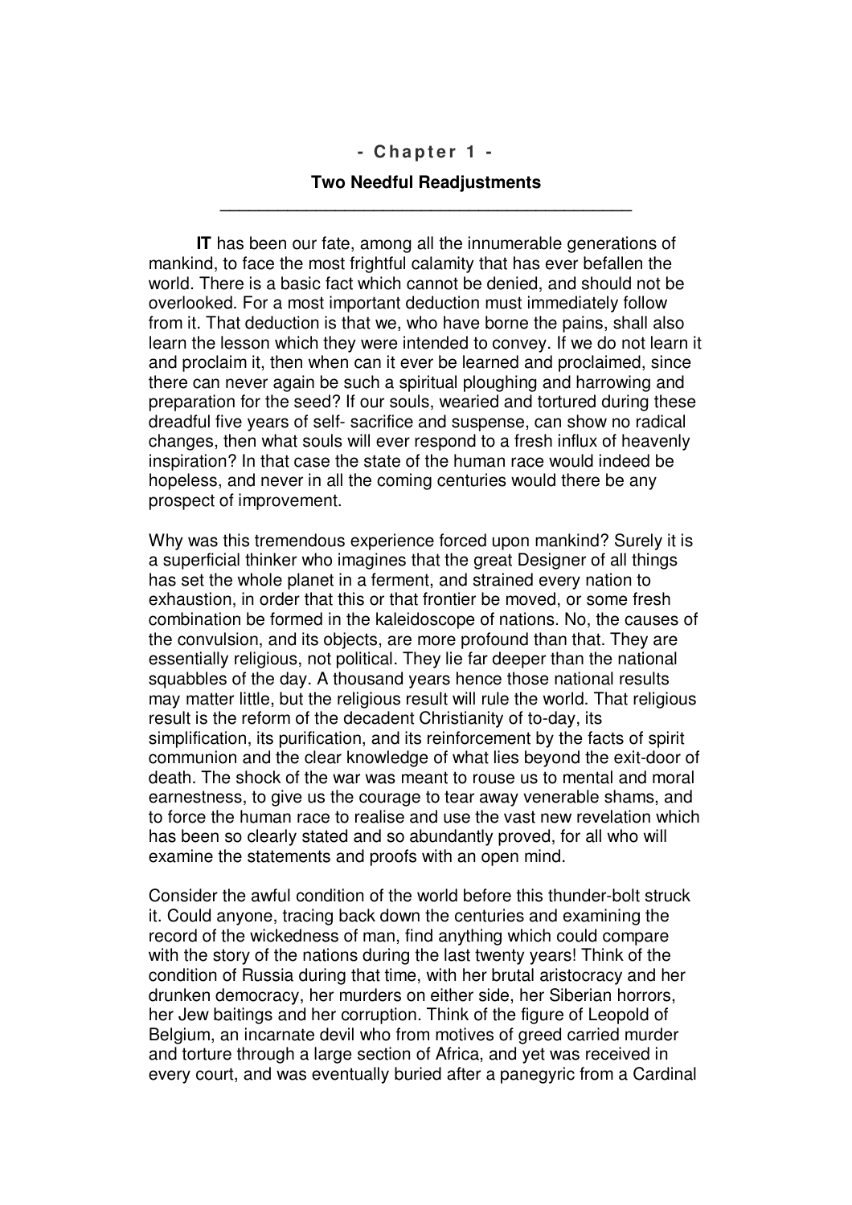## - Chapter 1 -

### Two Needful Readjustments

---

**IT** has been our fate, among all the innumerable generations of mankind, to face the most frightful calamity that has ever befallen the world. There is a basic fact which cannot be denied, and should not be overlooked. For a most important deduction must immediately follow from it. That deduction is that we, who have borne the pains, shall also learn the lesson which they were intended to convey. If we do not learn it and proclaim it, then when can it ever be learned and proclaimed, since there can never again be such a spiritual ploughing and harrowing and preparation for the seed? If our souls, wearied and tortured during these dreadful five years of self- sacrifice and suspense, can show no radical changes, then what souls will ever respond to a fresh influx of heavenly inspiration? In that case the state of the human race would indeed be hopeless, and never in all the coming centuries would there be any prospect of improvement.

Why was this tremendous experience forced upon mankind? Surely it is a superficial thinker who imagines that the great Designer of all things has set the whole planet in a ferment, and strained every nation to exhaustion, in order that this or that frontier be moved, or some fresh combination be formed in the kaleidoscope of nations. No, the causes of the convulsion, and its objects, are more profound than that. They are essentially religious, not political. They lie far deeper than the national squabbles of the day. A thousand years hence those national results may matter little, but the religious result will rule the world. That religious result is the reform of the decadent Christianity of to-day, its simplification, its purification, and its reinforcement by the facts of spirit communion and the clear knowledge of what lies beyond the exit-door of death. The shock of the war was meant to rouse us to mental and moral earnestness, to give us the courage to tear away venerable shams, and to force the human race to realise and use the vast new revelation which has been so clearly stated and so abundantly proved, for all who will examine the statements and proofs with an open mind.

Consider the awful condition of the world before this thunder-bolt struck it. Could anyone, tracing back down the centuries and examining the record of the wickedness of man, find anything which could compare with the story of the nations during the last twenty years! Think of the condition of Russia during that time, with her brutal aristocracy and her drunken democracy, her murders on either side, her Siberian horrors, her Jew baitings and her corruption. Think of the figure of Leopold of Belgium, an incarnate devil who from motives of greed carried murder and torture through a large section of Africa, and yet was received in every court, and was eventually buried after a panegyric from a Cardinal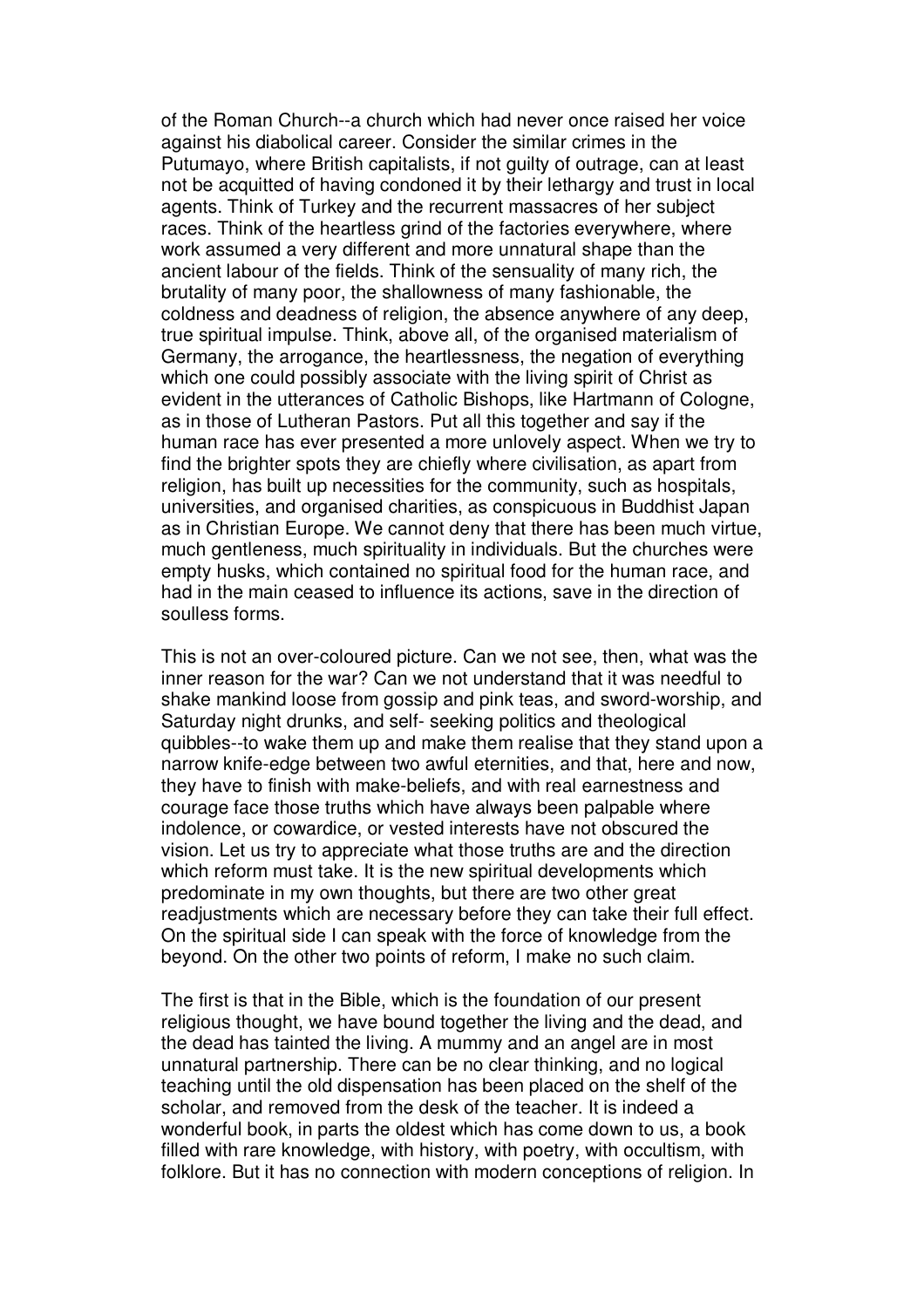of the Roman Church--a church which had never once raised her voice against his diabolical career. Consider the similar crimes in the Putumayo, where British capitalists, if not guilty of outrage, can at least not be acquitted of having condoned it by their lethargy and trust in local agents. Think of Turkey and the recurrent massacres of her subject races. Think of the heartless grind of the factories everywhere, where work assumed a very different and more unnatural shape than the ancient labour of the fields. Think of the sensuality of many rich, the brutality of many poor, the shallowness of many fashionable, the coldness and deadness of religion, the absence anywhere of any deep, true spiritual impulse. Think, above all, of the organised materialism of Germany, the arrogance, the heartlessness, the negation of everything which one could possibly associate with the living spirit of Christ as evident in the utterances of Catholic Bishops, like Hartmann of Cologne, as in those of Lutheran Pastors. Put all this together and say if the human race has ever presented a more unlovely aspect. When we try to find the brighter spots they are chiefly where civilisation, as apart from religion, has built up necessities for the community, such as hospitals, universities, and organised charities, as conspicuous in Buddhist Japan as in Christian Europe. We cannot deny that there has been much virtue, much gentleness, much spirituality in individuals. But the churches were empty husks, which contained no spiritual food for the human race, and had in the main ceased to influence its actions, save in the direction of soulless forms.

This is not an over-coloured picture. Can we not see, then, what was the inner reason for the war? Can we not understand that it was needful to shake mankind loose from gossip and pink teas, and sword-worship, and Saturday night drunks, and self- seeking politics and theological quibbles--to wake them up and make them realise that they stand upon a narrow knife-edge between two awful eternities, and that, here and now, they have to finish with make-beliefs, and with real earnestness and courage face those truths which have always been palpable where indolence, or cowardice, or vested interests have not obscured the vision. Let us try to appreciate what those truths are and the direction which reform must take. It is the new spiritual developments which predominate in my own thoughts, but there are two other great readjustments which are necessary before they can take their full effect. On the spiritual side I can speak with the force of knowledge from the beyond. On the other two points of reform, I make no such claim.

The first is that in the Bible, which is the foundation of our present religious thought, we have bound together the living and the dead, and the dead has tainted the living. A mummy and an angel are in most unnatural partnership. There can be no clear thinking, and no logical teaching until the old dispensation has been placed on the shelf of the scholar, and removed from the desk of the teacher. It is indeed a wonderful book, in parts the oldest which has come down to us, a book filled with rare knowledge, with history, with poetry, with occultism, with folklore. But it has no connection with modern conceptions of religion. In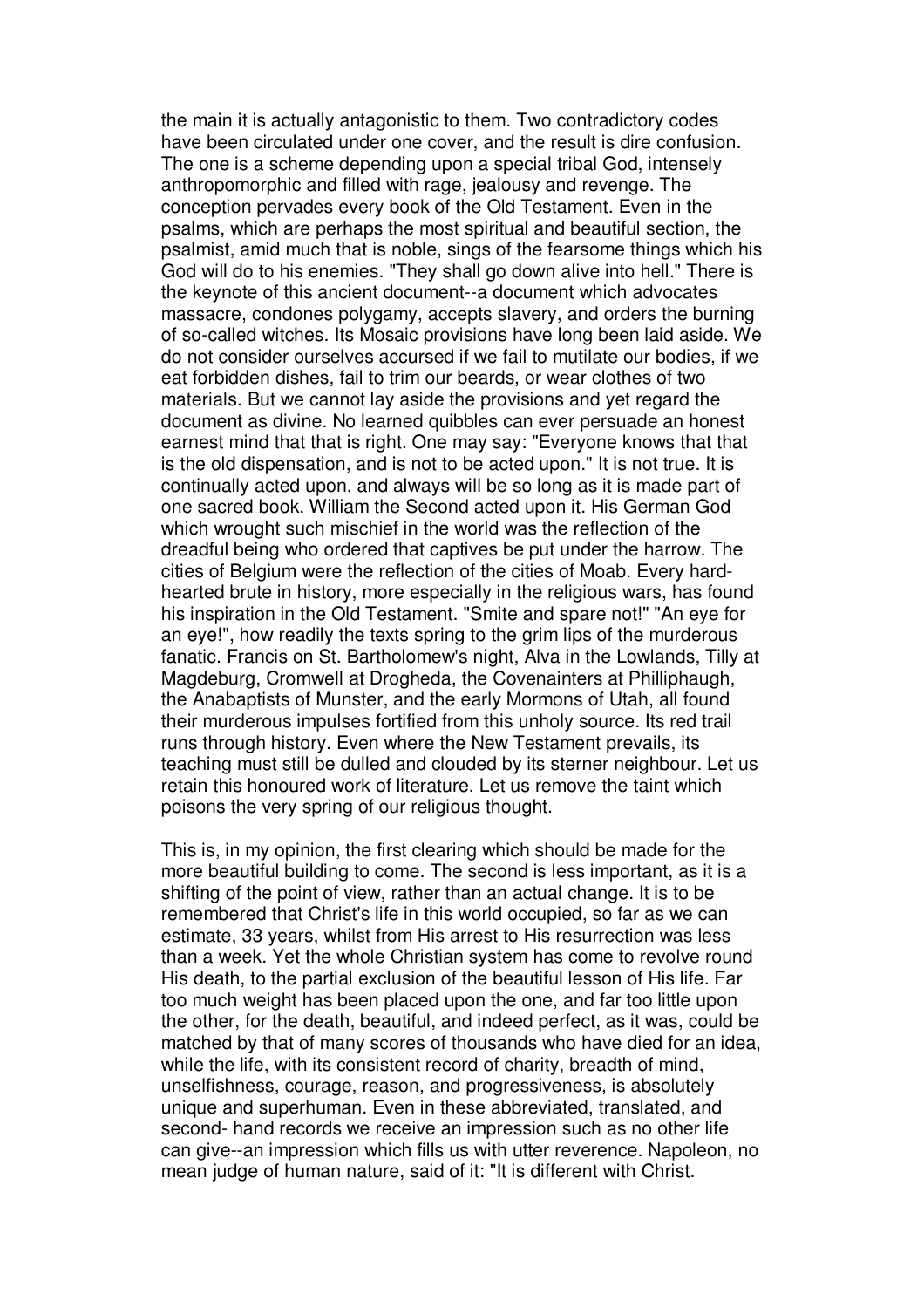the main it is actually antagonistic to them. Two contradictory codes have been circulated under one cover, and the result is dire confusion. The one is a scheme depending upon a special tribal God, intensely anthropomorphic and filled with rage, jealousy and revenge. The conception pervades every book of the Old Testament. Even in the psalms, which are perhaps the most spiritual and beautiful section, the psalmist, amid much that is noble, sings of the fearsome things which his God will do to his enemies. "They shall go down alive into hell." There is the keynote of this ancient document--a document which advocates massacre, condones polygamy, accepts slavery, and orders the burning of so-called witches. Its Mosaic provisions have long been laid aside. We do not consider ourselves accursed if we fail to mutilate our bodies, if we eat forbidden dishes, fail to trim our beards, or wear clothes of two materials. But we cannot lay aside the provisions and yet regard the document as divine. No learned quibbles can ever persuade an honest earnest mind that that is right. One may say: "Everyone knows that that is the old dispensation, and is not to be acted upon." It is not true. It is continually acted upon, and always will be so long as it is made part of one sacred book. William the Second acted upon it. His German God which wrought such mischief in the world was the reflection of the dreadful being who ordered that captives be put under the harrow. The cities of Belgium were the reflection of the cities of Moab. Every hard-hearted brute in history, more especially in the religious wars, has found his inspiration in the Old Testament. "Smite and spare not!" "An eye for an eye!", how readily the texts spring to the grim lips of the murderous fanatic. Francis on St. Bartholomew's night, Alva in the Lowlands, Tilly at Magdeburg, Cromwell at Drogheda, the Covenainters at Philliphaugh, the Anabaptists of Munster, and the early Mormons of Utah, all found their murderous impulses fortified from this unholy source. Its red trail runs through history. Even where the New Testament prevails, its teaching must still be dulled and clouded by its sterner neighbour. Let us retain this honoured work of literature. Let us remove the taint which poisons the very spring of our religious thought.

This is, in my opinion, the first clearing which should be made for the more beautiful building to come. The second is less important, as it is a shifting of the point of view, rather than an actual change. It is to be remembered that Christ's life in this world occupied, so far as we can estimate, 33 years, whilst from His arrest to His resurrection was less than a week. Yet the whole Christian system has come to revolve round His death, to the partial exclusion of the beautiful lesson of His life. Far too much weight has been placed upon the one, and far too little upon the other, for the death, beautiful, and indeed perfect, as it was, could be matched by that of many scores of thousands who have died for an idea, while the life, with its consistent record of charity, breadth of mind, unselfishness, courage, reason, and progressiveness, is absolutely unique and superhuman. Even in these abbreviated, translated, and second- hand records we receive an impression such as no other life can give--an impression which fills us with utter reverence. Napoleon, no mean judge of human nature, said of it: "It is different with Christ.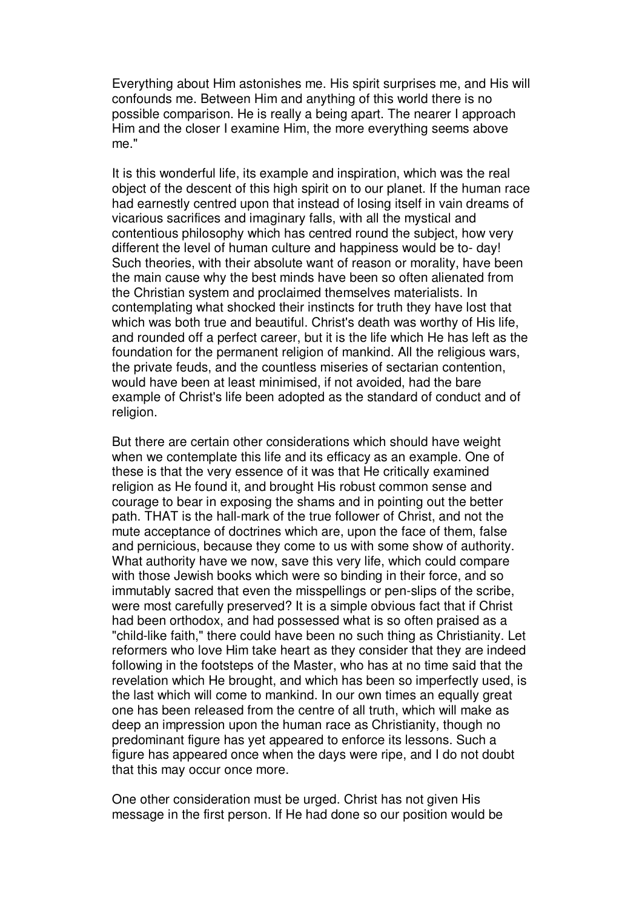Everything about Him astonishes me. His spirit surprises me, and His will confounds me. Between Him and anything of this world there is no possible comparison. He is really a being apart. The nearer I approach Him and the closer I examine Him, the more everything seems above me."

It is this wonderful life, its example and inspiration, which was the real object of the descent of this high spirit on to our planet. If the human race had earnestly centred upon that instead of losing itself in vain dreams of vicarious sacrifices and imaginary falls, with all the mystical and contentious philosophy which has centred round the subject, how very different the level of human culture and happiness would be to- day! Such theories, with their absolute want of reason or morality, have been the main cause why the best minds have been so often alienated from the Christian system and proclaimed themselves materialists. In contemplating what shocked their instincts for truth they have lost that which was both true and beautiful. Christ's death was worthy of His life, and rounded off a perfect career, but it is the life which He has left as the foundation for the permanent religion of mankind. All the religious wars, the private feuds, and the countless miseries of sectarian contention, would have been at least minimised, if not avoided, had the bare example of Christ's life been adopted as the standard of conduct and of religion.

But there are certain other considerations which should have weight when we contemplate this life and its efficacy as an example. One of these is that the very essence of it was that He critically examined religion as He found it, and brought His robust common sense and courage to bear in exposing the shams and in pointing out the better path. THAT is the hall-mark of the true follower of Christ, and not the mute acceptance of doctrines which are, upon the face of them, false and pernicious, because they come to us with some show of authority. What authority have we now, save this very life, which could compare with those Jewish books which were so binding in their force, and so immutably sacred that even the misspellings or pen-slips of the scribe, were most carefully preserved? It is a simple obvious fact that if Christ had been orthodox, and had possessed what is so often praised as a "child-like faith," there could have been no such thing as Christianity. Let reformers who love Him take heart as they consider that they are indeed following in the footsteps of the Master, who has at no time said that the revelation which He brought, and which has been so imperfectly used, is the last which will come to mankind. In our own times an equally great one has been released from the centre of all truth, which will make as deep an impression upon the human race as Christianity, though no predominant figure has yet appeared to enforce its lessons. Such a figure has appeared once when the days were ripe, and I do not doubt that this may occur once more.

One other consideration must be urged. Christ has not given His message in the first person. If He had done so our position would be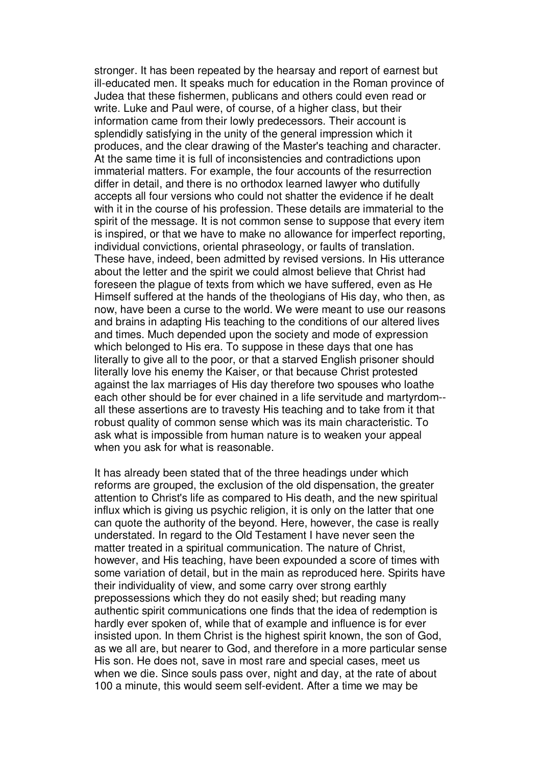stronger. It has been repeated by the hearsay and report of earnest but ill-educated men. It speaks much for education in the Roman province of Judea that these fishermen, publicans and others could even read or write. Luke and Paul were, of course, of a higher class, but their information came from their lowly predecessors. Their account is splendidly satisfying in the unity of the general impression which it produces, and the clear drawing of the Master's teaching and character. At the same time it is full of inconsistencies and contradictions upon immaterial matters. For example, the four accounts of the resurrection differ in detail, and there is no orthodox learned lawyer who dutifully accepts all four versions who could not shatter the evidence if he dealt with it in the course of his profession. These details are immaterial to the spirit of the message. It is not common sense to suppose that every item is inspired, or that we have to make no allowance for imperfect reporting, individual convictions, oriental phraseology, or faults of translation. These have, indeed, been admitted by revised versions. In His utterance about the letter and the spirit we could almost believe that Christ had foreseen the plague of texts from which we have suffered, even as He Himself suffered at the hands of the theologians of His day, who then, as now, have been a curse to the world. We were meant to use our reasons and brains in adapting His teaching to the conditions of our altered lives and times. Much depended upon the society and mode of expression which belonged to His era. To suppose in these days that one has literally to give all to the poor, or that a starved English prisoner should literally love his enemy the Kaiser, or that because Christ protested against the lax marriages of His day therefore two spouses who loathe each other should be for ever chained in a life servitude and martyrdom--all these assertions are to travesty His teaching and to take from it that robust quality of common sense which was its main characteristic. To ask what is impossible from human nature is to weaken your appeal when you ask for what is reasonable.

It has already been stated that of the three headings under which reforms are grouped, the exclusion of the old dispensation, the greater attention to Christ's life as compared to His death, and the new spiritual influx which is giving us psychic religion, it is only on the latter that one can quote the authority of the beyond. Here, however, the case is really understated. In regard to the Old Testament I have never seen the matter treated in a spiritual communication. The nature of Christ, however, and His teaching, have been expounded a score of times with some variation of detail, but in the main as reproduced here. Spirits have their individuality of view, and some carry over strong earthly prepossessions which they do not easily shed; but reading many authentic spirit communications one finds that the idea of redemption is hardly ever spoken of, while that of example and influence is for ever insisted upon. In them Christ is the highest spirit known, the son of God, as we all are, but nearer to God, and therefore in a more particular sense His son. He does not, save in most rare and special cases, meet us when we die. Since souls pass over, night and day, at the rate of about 100 a minute, this would seem self-evident. After a time we may be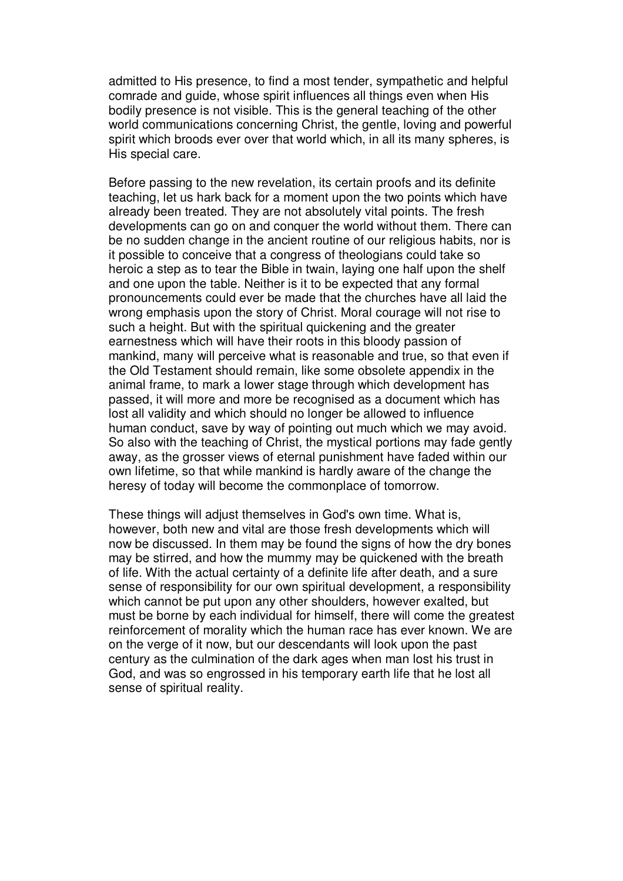admitted to His presence, to find a most tender, sympathetic and helpful comrade and guide, whose spirit influences all things even when His bodily presence is not visible. This is the general teaching of the other world communications concerning Christ, the gentle, loving and powerful spirit which broods ever over that world which, in all its many spheres, is His special care.

Before passing to the new revelation, its certain proofs and its definite teaching, let us hark back for a moment upon the two points which have already been treated. They are not absolutely vital points. The fresh developments can go on and conquer the world without them. There can be no sudden change in the ancient routine of our religious habits, nor is it possible to conceive that a congress of theologians could take so heroic a step as to tear the Bible in twain, laying one half upon the shelf and one upon the table. Neither is it to be expected that any formal pronouncements could ever be made that the churches have all laid the wrong emphasis upon the story of Christ. Moral courage will not rise to such a height. But with the spiritual quickening and the greater earnestness which will have their roots in this bloody passion of mankind, many will perceive what is reasonable and true, so that even if the Old Testament should remain, like some obsolete appendix in the animal frame, to mark a lower stage through which development has passed, it will more and more be recognised as a document which has lost all validity and which should no longer be allowed to influence human conduct, save by way of pointing out much which we may avoid. So also with the teaching of Christ, the mystical portions may fade gently away, as the grosser views of eternal punishment have faded within our own lifetime, so that while mankind is hardly aware of the change the heresy of today will become the commonplace of tomorrow.

These things will adjust themselves in God's own time. What is, however, both new and vital are those fresh developments which will now be discussed. In them may be found the signs of how the dry bones may be stirred, and how the mummy may be quickened with the breath of life. With the actual certainty of a definite life after death, and a sure sense of responsibility for our own spiritual development, a responsibility which cannot be put upon any other shoulders, however exalted, but must be borne by each individual for himself, there will come the greatest reinforcement of morality which the human race has ever known. We are on the verge of it now, but our descendants will look upon the past century as the culmination of the dark ages when man lost his trust in God, and was so engrossed in his temporary earth life that he lost all sense of spiritual reality.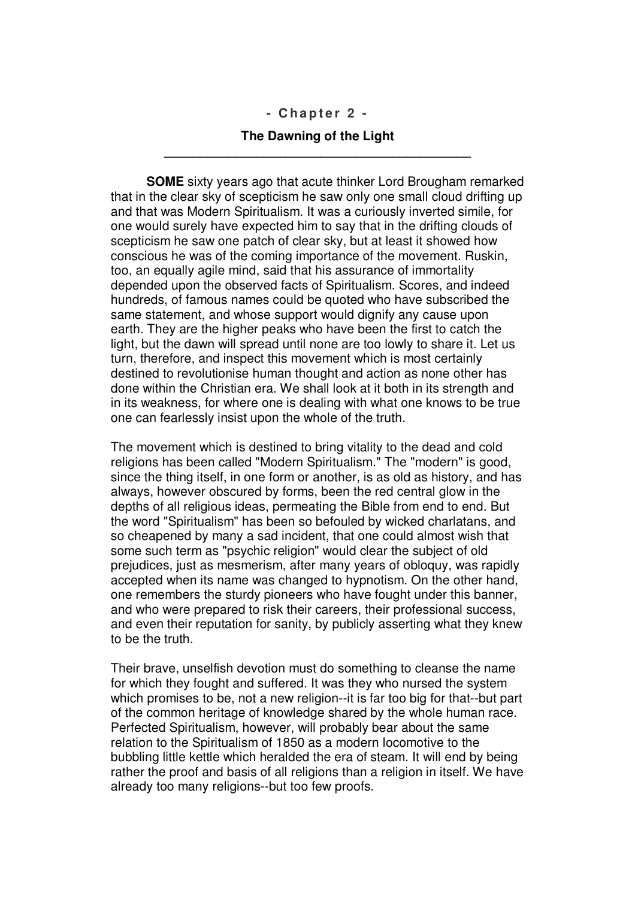## - Chapter 2 -

## The Dawning of the Light

**SOME** sixty years ago that acute thinker Lord Brougham remarked that in the clear sky of scepticism he saw only one small cloud drifting up and that was Modern Spiritualism. It was a curiously inverted simile, for one would surely have expected him to say that in the drifting clouds of scepticism he saw one patch of clear sky, but at least it showed how conscious he was of the coming importance of the movement. Ruskin, too, an equally agile mind, said that his assurance of immortality depended upon the observed facts of Spiritualism. Scores, and indeed hundreds, of famous names could be quoted who have subscribed the same statement, and whose support would dignify any cause upon earth. They are the higher peaks who have been the first to catch the light, but the dawn will spread until none are too lowly to share it. Let us turn, therefore, and inspect this movement which is most certainly destined to revolutionise human thought and action as none other has done within the Christian era. We shall look at it both in its strength and in its weakness, for where one is dealing with what one knows to be true one can fearlessly insist upon the whole of the truth.

The movement which is destined to bring vitality to the dead and cold religions has been called "Modern Spiritualism." The "modern" is good, since the thing itself, in one form or another, is as old as history, and has always, however obscured by forms, been the red central glow in the depths of all religious ideas, permeating the Bible from end to end. But the word "Spiritualism" has been so befouled by wicked charlatans, and so cheapened by many a sad incident, that one could almost wish that some such term as "psychic religion" would clear the subject of old prejudices, just as mesmerism, after many years of obloquy, was rapidly accepted when its name was changed to hypnotism. On the other hand, one remembers the sturdy pioneers who have fought under this banner, and who were prepared to risk their careers, their professional success, and even their reputation for sanity, by publicly asserting what they knew to be the truth.

Their brave, unselfish devotion must do something to cleanse the name for which they fought and suffered. It was they who nursed the system which promises to be, not a new religion--it is far too big for that--but part of the common heritage of knowledge shared by the whole human race. Perfected Spiritualism, however, will probably bear about the same relation to the Spiritualism of 1850 as a modern locomotive to the bubbling little kettle which heralded the era of steam. It will end by being rather the proof and basis of all religions than a religion in itself. We have already too many religions--but too few proofs.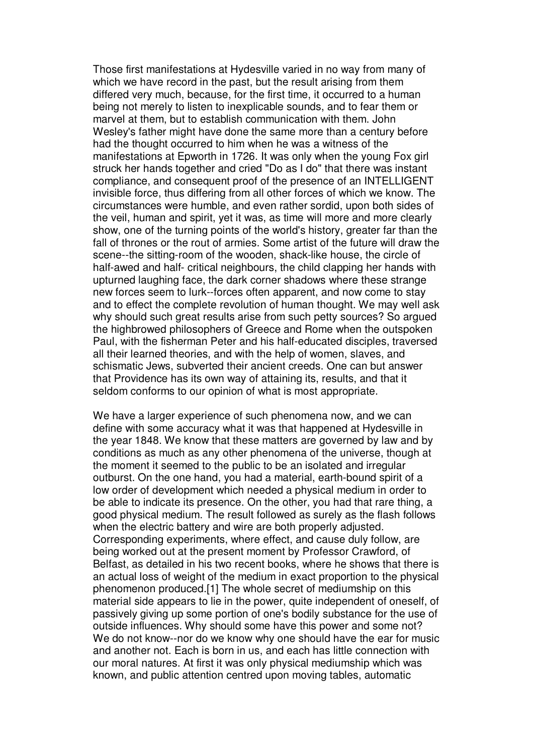Those first manifestations at Hydesville varied in no way from many of which we have record in the past, but the result arising from them differed very much, because, for the first time, it occurred to a human being not merely to listen to inexplicable sounds, and to fear them or marvel at them, but to establish communication with them. John Wesley's father might have done the same more than a century before had the thought occurred to him when he was a witness of the manifestations at Epworth in 1726. It was only when the young Fox girl struck her hands together and cried "Do as I do" that there was instant compliance, and consequent proof of the presence of an INTELLIGENT invisible force, thus differing from all other forces of which we know. The circumstances were humble, and even rather sordid, upon both sides of the veil, human and spirit, yet it was, as time will more and more clearly show, one of the turning points of the world's history, greater far than the fall of thrones or the rout of armies. Some artist of the future will draw the scene--the sitting-room of the wooden, shack-like house, the circle of half-awed and half- critical neighbours, the child clapping her hands with upturned laughing face, the dark corner shadows where these strange new forces seem to lurk--forces often apparent, and now come to stay and to effect the complete revolution of human thought. We may well ask why should such great results arise from such petty sources? So argued the highbrowed philosophers of Greece and Rome when the outspoken Paul, with the fisherman Peter and his half-educated disciples, traversed all their learned theories, and with the help of women, slaves, and schismatic Jews, subverted their ancient creeds. One can but answer that Providence has its own way of attaining its, results, and that it seldom conforms to our opinion of what is most appropriate.

We have a larger experience of such phenomena now, and we can define with some accuracy what it was that happened at Hydesville in the year 1848. We know that these matters are governed by law and by conditions as much as any other phenomena of the universe, though at the moment it seemed to the public to be an isolated and irregular outburst. On the one hand, you had a material, earth-bound spirit of a low order of development which needed a physical medium in order to be able to indicate its presence. On the other, you had that rare thing, a good physical medium. The result followed as surely as the flash follows when the electric battery and wire are both properly adjusted. Corresponding experiments, where effect, and cause duly follow, are being worked out at the present moment by Professor Crawford, of Belfast, as detailed in his two recent books, where he shows that there is an actual loss of weight of the medium in exact proportion to the physical phenomenon produced.[1] The whole secret of mediumship on this material side appears to lie in the power, quite independent of oneself, of passively giving up some portion of one's bodily substance for the use of outside influences. Why should some have this power and some not? We do not know--nor do we know why one should have the ear for music and another not. Each is born in us, and each has little connection with our moral natures. At first it was only physical mediumship which was known, and public attention centred upon moving tables, automatic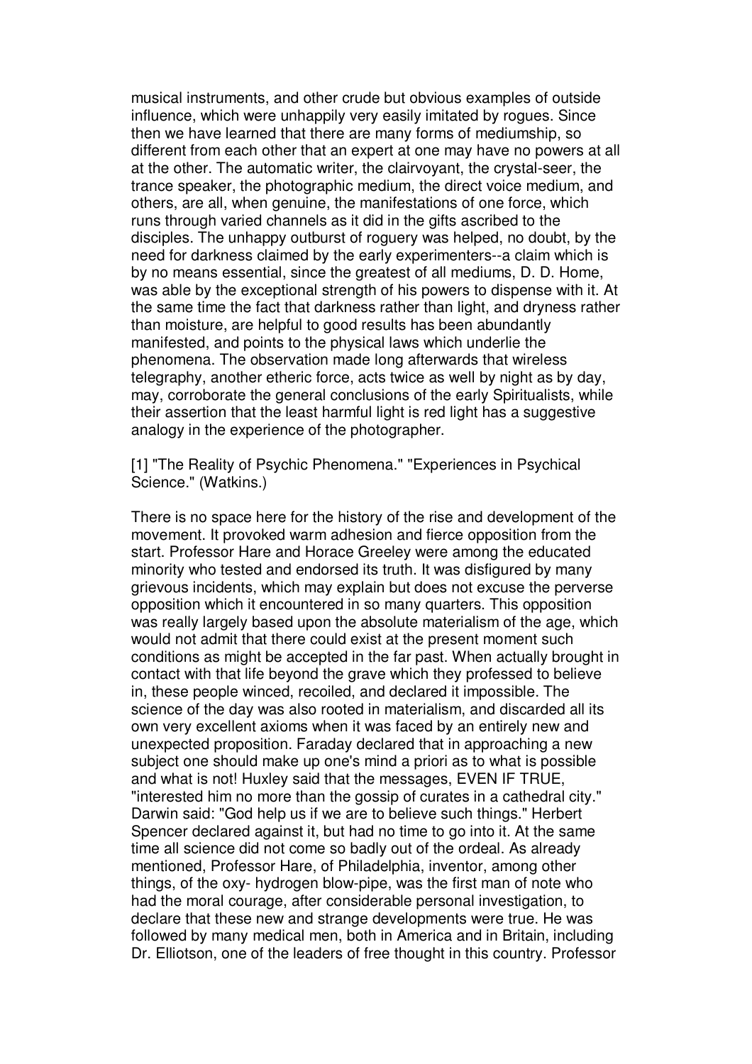musical instruments, and other crude but obvious examples of outside influence, which were unhappily very easily imitated by rogues. Since then we have learned that there are many forms of mediumship, so different from each other that an expert at one may have no powers at all at the other. The automatic writer, the clairvoyant, the crystal-seer, the trance speaker, the photographic medium, the direct voice medium, and others, are all, when genuine, the manifestations of one force, which runs through varied channels as it did in the gifts ascribed to the disciples. The unhappy outburst of roguery was helped, no doubt, by the need for darkness claimed by the early experimenters--a claim which is by no means essential, since the greatest of all mediums, D. D. Home, was able by the exceptional strength of his powers to dispense with it. At the same time the fact that darkness rather than light, and dryness rather than moisture, are helpful to good results has been abundantly manifested, and points to the physical laws which underlie the phenomena. The observation made long afterwards that wireless telegraphy, another etheric force, acts twice as well by night as by day, may, corroborate the general conclusions of the early Spiritualists, while their assertion that the least harmful light is red light has a suggestive analogy in the experience of the photographer.

[1] "The Reality of Psychic Phenomena." "Experiences in Psychical Science." (Watkins.)

There is no space here for the history of the rise and development of the movement. It provoked warm adhesion and fierce opposition from the start. Professor Hare and Horace Greeley were among the educated minority who tested and endorsed its truth. It was disfigured by many grievous incidents, which may explain but does not excuse the perverse opposition which it encountered in so many quarters. This opposition was really largely based upon the absolute materialism of the age, which would not admit that there could exist at the present moment such conditions as might be accepted in the far past. When actually brought in contact with that life beyond the grave which they professed to believe in, these people winced, recoiled, and declared it impossible. The science of the day was also rooted in materialism, and discarded all its own very excellent axioms when it was faced by an entirely new and unexpected proposition. Faraday declared that in approaching a new subject one should make up one's mind a priori as to what is possible and what is not! Huxley said that the messages, EVEN IF TRUE, "interested him no more than the gossip of curates in a cathedral city." Darwin said: "God help us if we are to believe such things." Herbert Spencer declared against it, but had no time to go into it. At the same time all science did not come so badly out of the ordeal. As already mentioned, Professor Hare, of Philadelphia, inventor, among other things, of the oxy- hydrogen blow-pipe, was the first man of note who had the moral courage, after considerable personal investigation, to declare that these new and strange developments were true. He was followed by many medical men, both in America and in Britain, including Dr. Elliotson, one of the leaders of free thought in this country. Professor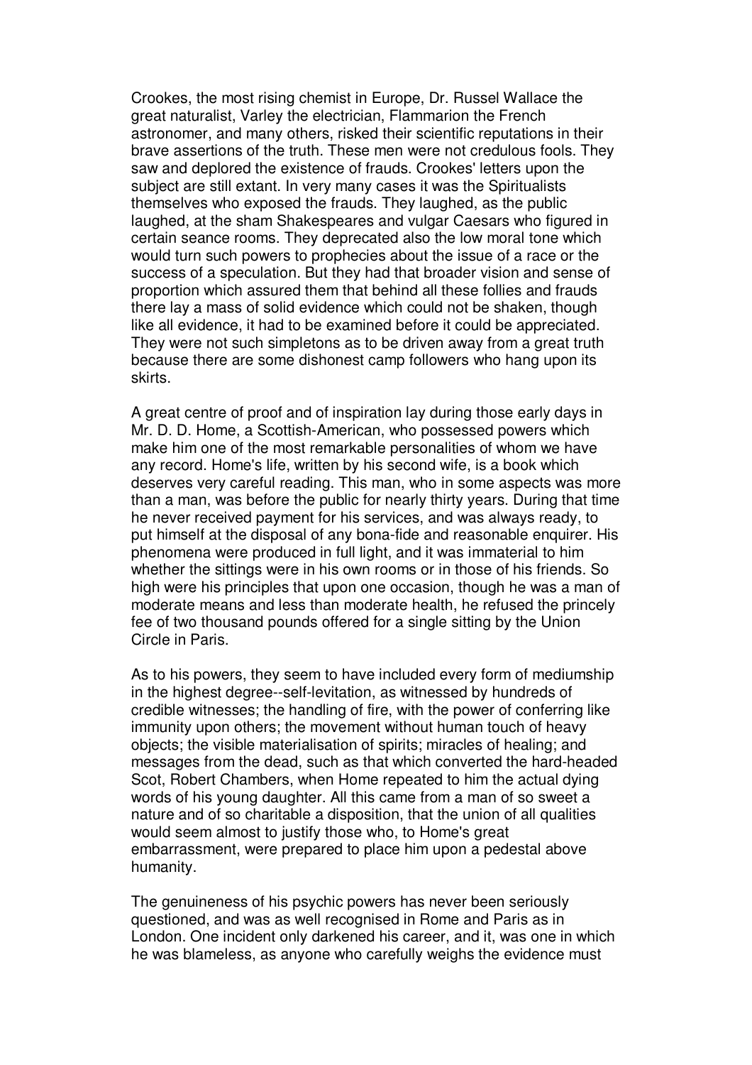Crookes, the most rising chemist in Europe, Dr. Russel Wallace the great naturalist, Varley the electrician, Flammarion the French astronomer, and many others, risked their scientific reputations in their brave assertions of the truth. These men were not credulous fools. They saw and deplored the existence of frauds. Crookes' letters upon the subject are still extant. In very many cases it was the Spiritualists themselves who exposed the frauds. They laughed, as the public laughed, at the sham Shakespeares and vulgar Caesars who figured in certain seance rooms. They deprecated also the low moral tone which would turn such powers to prophecies about the issue of a race or the success of a speculation. But they had that broader vision and sense of proportion which assured them that behind all these follies and frauds there lay a mass of solid evidence which could not be shaken, though like all evidence, it had to be examined before it could be appreciated. They were not such simpletons as to be driven away from a great truth because there are some dishonest camp followers who hang upon its skirts.

A great centre of proof and of inspiration lay during those early days in Mr. D. D. Home, a Scottish-American, who possessed powers which make him one of the most remarkable personalities of whom we have any record. Home's life, written by his second wife, is a book which deserves very careful reading. This man, who in some aspects was more than a man, was before the public for nearly thirty years. During that time he never received payment for his services, and was always ready, to put himself at the disposal of any bona-fide and reasonable enquirer. His phenomena were produced in full light, and it was immaterial to him whether the sittings were in his own rooms or in those of his friends. So high were his principles that upon one occasion, though he was a man of moderate means and less than moderate health, he refused the princely fee of two thousand pounds offered for a single sitting by the Union Circle in Paris.

As to his powers, they seem to have included every form of mediumship in the highest degree--self-levitation, as witnessed by hundreds of credible witnesses; the handling of fire, with the power of conferring like immunity upon others; the movement without human touch of heavy objects; the visible materialisation of spirits; miracles of healing; and messages from the dead, such as that which converted the hard-headed Scot, Robert Chambers, when Home repeated to him the actual dying words of his young daughter. All this came from a man of so sweet a nature and of so charitable a disposition, that the union of all qualities would seem almost to justify those who, to Home's great embarrassment, were prepared to place him upon a pedestal above humanity.

The genuineness of his psychic powers has never been seriously questioned, and was as well recognised in Rome and Paris as in London. One incident only darkened his career, and it, was one in which he was blameless, as anyone who carefully weighs the evidence must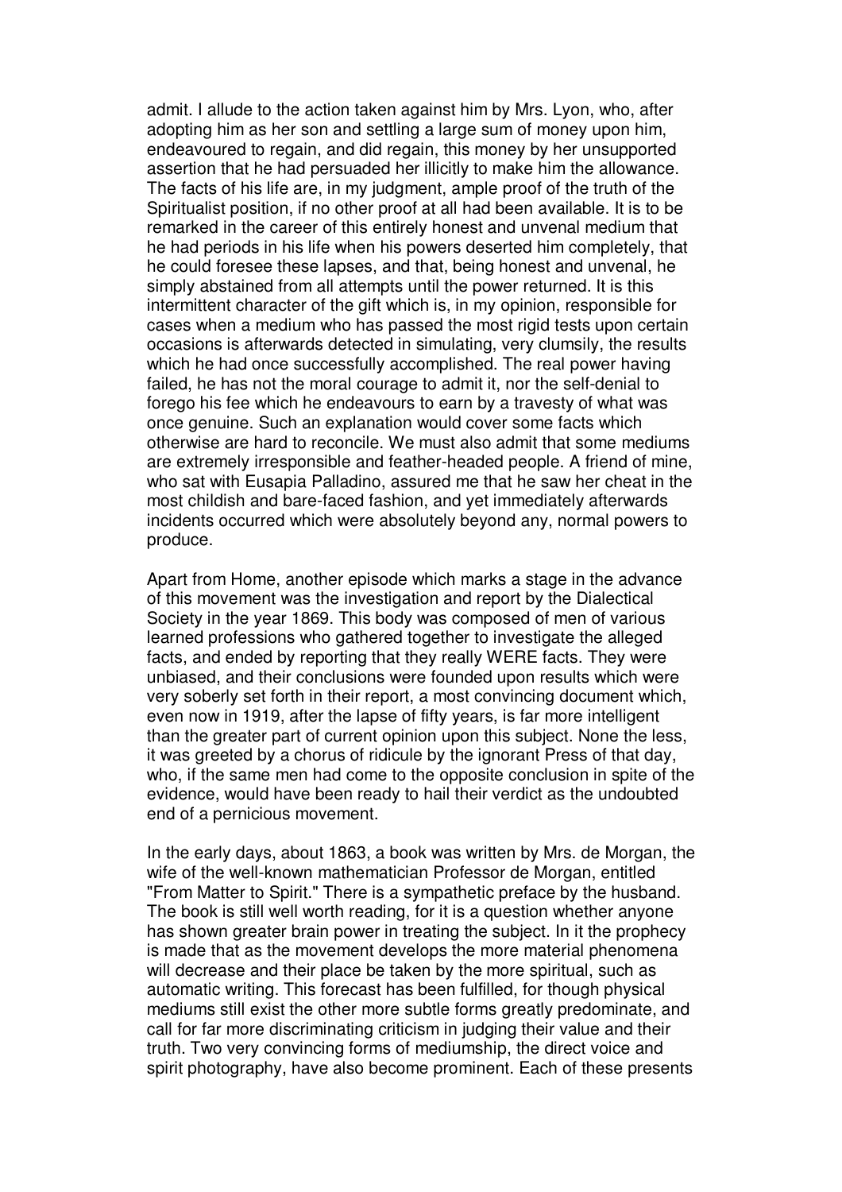admit. I allude to the action taken against him by Mrs. Lyon, who, after adopting him as her son and settling a large sum of money upon him, endeavoured to regain, and did regain, this money by her unsupported assertion that he had persuaded her illicitly to make him the allowance. The facts of his life are, in my judgment, ample proof of the truth of the Spiritualist position, if no other proof at all had been available. It is to be remarked in the career of this entirely honest and unvenal medium that he had periods in his life when his powers deserted him completely, that he could foresee these lapses, and that, being honest and unvenal, he simply abstained from all attempts until the power returned. It is this intermittent character of the gift which is, in my opinion, responsible for cases when a medium who has passed the most rigid tests upon certain occasions is afterwards detected in simulating, very clumsily, the results which he had once successfully accomplished. The real power having failed, he has not the moral courage to admit it, nor the self-denial to forego his fee which he endeavours to earn by a travesty of what was once genuine. Such an explanation would cover some facts which otherwise are hard to reconcile. We must also admit that some mediums are extremely irresponsible and feather-headed people. A friend of mine, who sat with Eusapia Palladino, assured me that he saw her cheat in the most childish and bare-faced fashion, and yet immediately afterwards incidents occurred which were absolutely beyond any, normal powers to produce.

Apart from Home, another episode which marks a stage in the advance of this movement was the investigation and report by the Dialectical Society in the year 1869. This body was composed of men of various learned professions who gathered together to investigate the alleged facts, and ended by reporting that they really WERE facts. They were unbiased, and their conclusions were founded upon results which were very soberly set forth in their report, a most convincing document which, even now in 1919, after the lapse of fifty years, is far more intelligent than the greater part of current opinion upon this subject. None the less, it was greeted by a chorus of ridicule by the ignorant Press of that day, who, if the same men had come to the opposite conclusion in spite of the evidence, would have been ready to hail their verdict as the undoubted end of a pernicious movement.

In the early days, about 1863, a book was written by Mrs. de Morgan, the wife of the well-known mathematician Professor de Morgan, entitled "From Matter to Spirit." There is a sympathetic preface by the husband. The book is still well worth reading, for it is a question whether anyone has shown greater brain power in treating the subject. In it the prophecy is made that as the movement develops the more material phenomena will decrease and their place be taken by the more spiritual, such as automatic writing. This forecast has been fulfilled, for though physical mediums still exist the other more subtle forms greatly predominate, and call for far more discriminating criticism in judging their value and their truth. Two very convincing forms of mediumship, the direct voice and spirit photography, have also become prominent. Each of these presents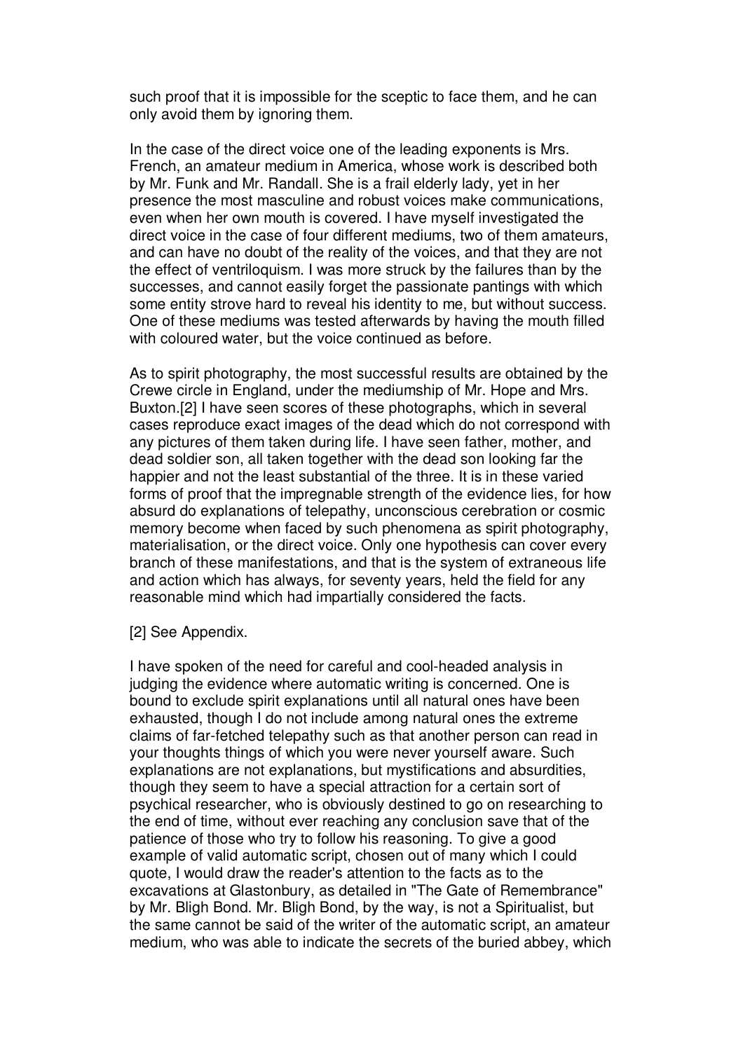such proof that it is impossible for the sceptic to face them, and he can only avoid them by ignoring them.

In the case of the direct voice one of the leading exponents is Mrs. French, an amateur medium in America, whose work is described both by Mr. Funk and Mr. Randall. She is a frail elderly lady, yet in her presence the most masculine and robust voices make communications, even when her own mouth is covered. I have myself investigated the direct voice in the case of four different mediums, two of them amateurs, and can have no doubt of the reality of the voices, and that they are not the effect of ventriloquism. I was more struck by the failures than by the successes, and cannot easily forget the passionate pantings with which some entity strove hard to reveal his identity to me, but without success. One of these mediums was tested afterwards by having the mouth filled with coloured water, but the voice continued as before.

As to spirit photography, the most successful results are obtained by the Crewe circle in England, under the mediumship of Mr. Hope and Mrs. Buxton.[2] I have seen scores of these photographs, which in several cases reproduce exact images of the dead which do not correspond with any pictures of them taken during life. I have seen father, mother, and dead soldier son, all taken together with the dead son looking far the happier and not the least substantial of the three. It is in these varied forms of proof that the impregnable strength of the evidence lies, for how absurd do explanations of telepathy, unconscious cerebration or cosmic memory become when faced by such phenomena as spirit photography, materialisation, or the direct voice. Only one hypothesis can cover every branch of these manifestations, and that is the system of extraneous life and action which has always, for seventy years, held the field for any reasonable mind which had impartially considered the facts.

[2] See Appendix.

I have spoken of the need for careful and cool-headed analysis in judging the evidence where automatic writing is concerned. One is bound to exclude spirit explanations until all natural ones have been exhausted, though I do not include among natural ones the extreme claims of far-fetched telepathy such as that another person can read in your thoughts things of which you were never yourself aware. Such explanations are not explanations, but mystifications and absurdities, though they seem to have a special attraction for a certain sort of psychical researcher, who is obviously destined to go on researching to the end of time, without ever reaching any conclusion save that of the patience of those who try to follow his reasoning. To give a good example of valid automatic script, chosen out of many which I could quote, I would draw the reader's attention to the facts as to the excavations at Glastonbury, as detailed in "The Gate of Remembrance" by Mr. Bligh Bond. Mr. Bligh Bond, by the way, is not a Spiritualist, but the same cannot be said of the writer of the automatic script, an amateur medium, who was able to indicate the secrets of the buried abbey, which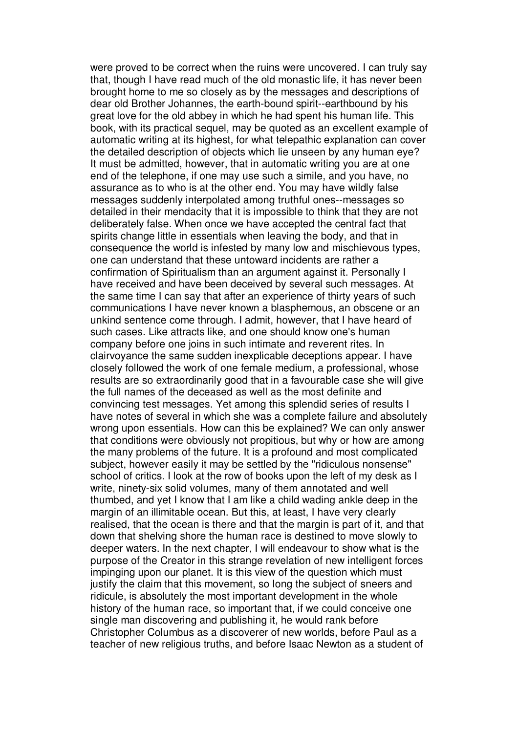were proved to be correct when the ruins were uncovered. I can truly say that, though I have read much of the old monastic life, it has never been brought home to me so closely as by the messages and descriptions of dear old Brother Johannes, the earth-bound spirit--earthbound by his great love for the old abbey in which he had spent his human life. This book, with its practical sequel, may be quoted as an excellent example of automatic writing at its highest, for what telepathic explanation can cover the detailed description of objects which lie unseen by any human eye? It must be admitted, however, that in automatic writing you are at one end of the telephone, if one may use such a simile, and you have, no assurance as to who is at the other end. You may have wildly false messages suddenly interpolated among truthful ones--messages so detailed in their mendacity that it is impossible to think that they are not deliberately false. When once we have accepted the central fact that spirits change little in essentials when leaving the body, and that in consequence the world is infested by many low and mischievous types, one can understand that these untoward incidents are rather a confirmation of Spiritualism than an argument against it. Personally I have received and have been deceived by several such messages. At the same time I can say that after an experience of thirty years of such communications I have never known a blasphemous, an obscene or an unkind sentence come through. I admit, however, that I have heard of such cases. Like attracts like, and one should know one's human company before one joins in such intimate and reverent rites. In clairvoyance the same sudden inexplicable deceptions appear. I have closely followed the work of one female medium, a professional, whose results are so extraordinarily good that in a favourable case she will give the full names of the deceased as well as the most definite and convincing test messages. Yet among this splendid series of results I have notes of several in which she was a complete failure and absolutely wrong upon essentials. How can this be explained? We can only answer that conditions were obviously not propitious, but why or how are among the many problems of the future. It is a profound and most complicated subject, however easily it may be settled by the "ridiculous nonsense" school of critics. I look at the row of books upon the left of my desk as I write, ninety-six solid volumes, many of them annotated and well thumbed, and yet I know that I am like a child wading ankle deep in the margin of an illimitable ocean. But this, at least, I have very clearly realised, that the ocean is there and that the margin is part of it, and that down that shelving shore the human race is destined to move slowly to deeper waters. In the next chapter, I will endeavour to show what is the purpose of the Creator in this strange revelation of new intelligent forces impinging upon our planet. It is this view of the question which must justify the claim that this movement, so long the subject of sneers and ridicule, is absolutely the most important development in the whole history of the human race, so important that, if we could conceive one single man discovering and publishing it, he would rank before Christopher Columbus as a discoverer of new worlds, before Paul as a teacher of new religious truths, and before Isaac Newton as a student of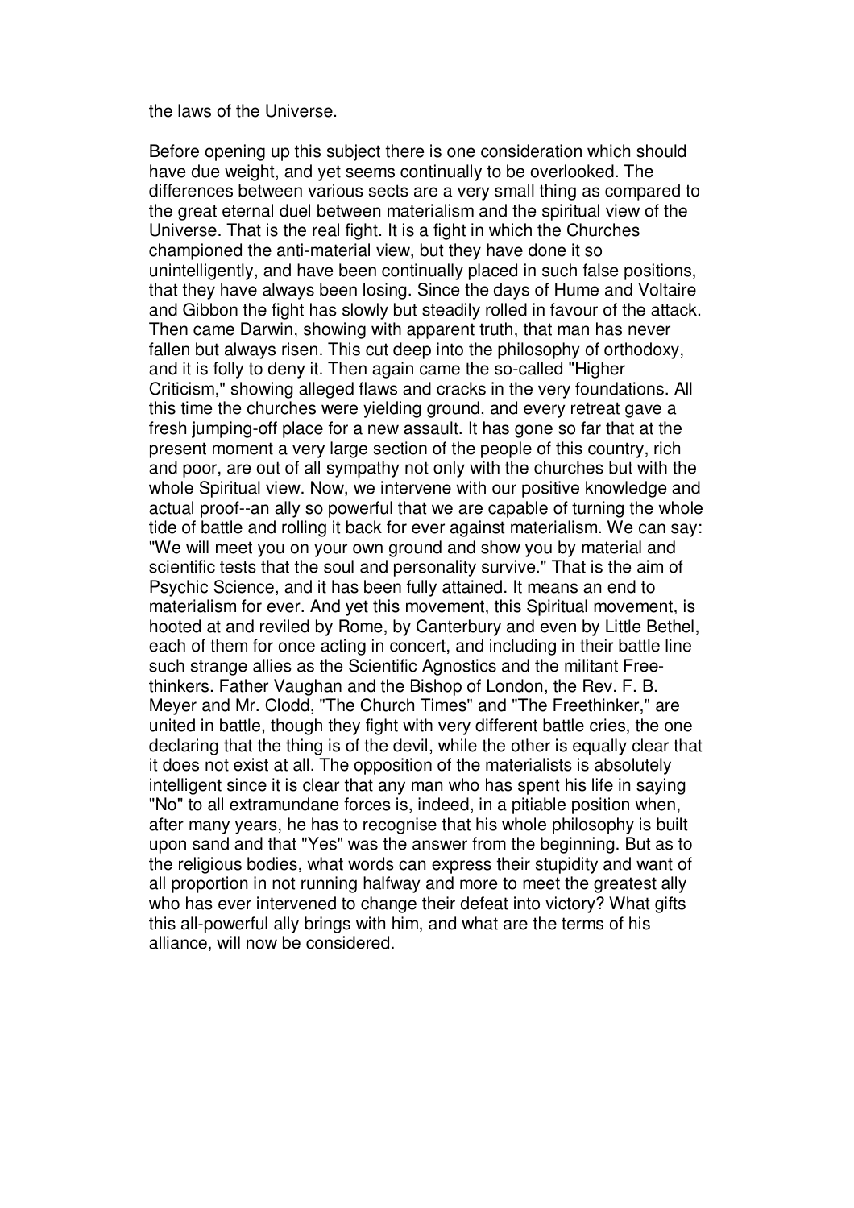the laws of the Universe.

Before opening up this subject there is one consideration which should have due weight, and yet seems continually to be overlooked. The differences between various sects are a very small thing as compared to the great eternal duel between materialism and the spiritual view of the Universe. That is the real fight. It is a fight in which the Churches championed the anti-material view, but they have done it so unintelligently, and have been continually placed in such false positions, that they have always been losing. Since the days of Hume and Voltaire and Gibbon the fight has slowly but steadily rolled in favour of the attack. Then came Darwin, showing with apparent truth, that man has never fallen but always risen. This cut deep into the philosophy of orthodoxy, and it is folly to deny it. Then again came the so-called "Higher Criticism," showing alleged flaws and cracks in the very foundations. All this time the churches were yielding ground, and every retreat gave a fresh jumping-off place for a new assault. It has gone so far that at the present moment a very large section of the people of this country, rich and poor, are out of all sympathy not only with the churches but with the whole Spiritual view. Now, we intervene with our positive knowledge and actual proof--an ally so powerful that we are capable of turning the whole tide of battle and rolling it back for ever against materialism. We can say: "We will meet you on your own ground and show you by material and scientific tests that the soul and personality survive." That is the aim of Psychic Science, and it has been fully attained. It means an end to materialism for ever. And yet this movement, this Spiritual movement, is hooted at and reviled by Rome, by Canterbury and even by Little Bethel, each of them for once acting in concert, and including in their battle line such strange allies as the Scientific Agnostics and the militant Free-thinkers. Father Vaughan and the Bishop of London, the Rev. F. B. Meyer and Mr. Clodd, "The Church Times" and "The Freethinker," are united in battle, though they fight with very different battle cries, the one declaring that the thing is of the devil, while the other is equally clear that it does not exist at all. The opposition of the materialists is absolutely intelligent since it is clear that any man who has spent his life in saying "No" to all extramundane forces is, indeed, in a pitiable position when, after many years, he has to recognise that his whole philosophy is built upon sand and that "Yes" was the answer from the beginning. But as to the religious bodies, what words can express their stupidity and want of all proportion in not running halfway and more to meet the greatest ally who has ever intervened to change their defeat into victory? What gifts this all-powerful ally brings with him, and what are the terms of his alliance, will now be considered.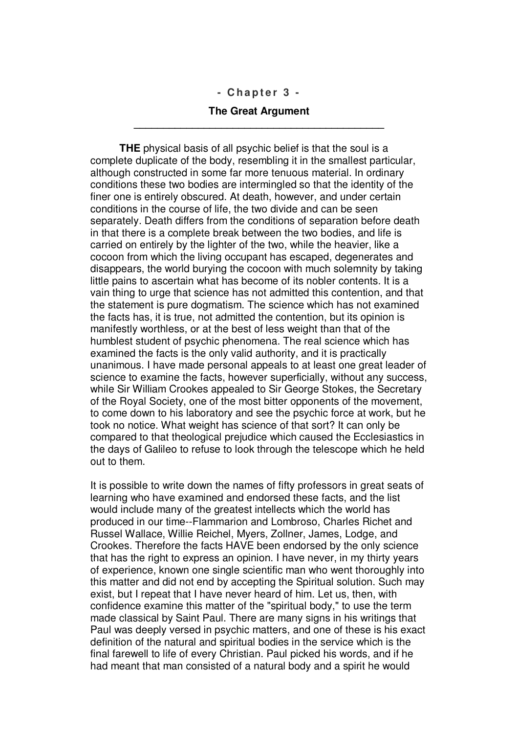## - Chapter 3 -

### The Great Argument

---

**THE** physical basis of all psychic belief is that the soul is a complete duplicate of the body, resembling it in the smallest particular, although constructed in some far more tenuous material. In ordinary conditions these two bodies are intermingled so that the identity of the finer one is entirely obscured. At death, however, and under certain conditions in the course of life, the two divide and can be seen separately. Death differs from the conditions of separation before death in that there is a complete break between the two bodies, and life is carried on entirely by the lighter of the two, while the heavier, like a cocoon from which the living occupant has escaped, degenerates and disappears, the world burying the cocoon with much solemnity by taking little pains to ascertain what has become of its nobler contents. It is a vain thing to urge that science has not admitted this contention, and that the statement is pure dogmatism. The science which has not examined the facts has, it is true, not admitted the contention, but its opinion is manifestly worthless, or at the best of less weight than that of the humblest student of psychic phenomena. The real science which has examined the facts is the only valid authority, and it is practically unanimous. I have made personal appeals to at least one great leader of science to examine the facts, however superficially, without any success, while Sir William Crookes appealed to Sir George Stokes, the Secretary of the Royal Society, one of the most bitter opponents of the movement, to come down to his laboratory and see the psychic force at work, but he took no notice. What weight has science of that sort? It can only be compared to that theological prejudice which caused the Ecclesiastics in the days of Galileo to refuse to look through the telescope which he held out to them.

It is possible to write down the names of fifty professors in great seats of learning who have examined and endorsed these facts, and the list would include many of the greatest intellects which the world has produced in our time--Flammarion and Lombroso, Charles Richet and Russel Wallace, Willie Reichel, Myers, Zollner, James, Lodge, and Crookes. Therefore the facts HAVE been endorsed by the only science that has the right to express an opinion. I have never, in my thirty years of experience, known one single scientific man who went thoroughly into this matter and did not end by accepting the Spiritual solution. Such may exist, but I repeat that I have never heard of him. Let us, then, with confidence examine this matter of the "spiritual body," to use the term made classical by Saint Paul. There are many signs in his writings that Paul was deeply versed in psychic matters, and one of these is his exact definition of the natural and spiritual bodies in the service which is the final farewell to life of every Christian. Paul picked his words, and if he had meant that man consisted of a natural body and a spirit he would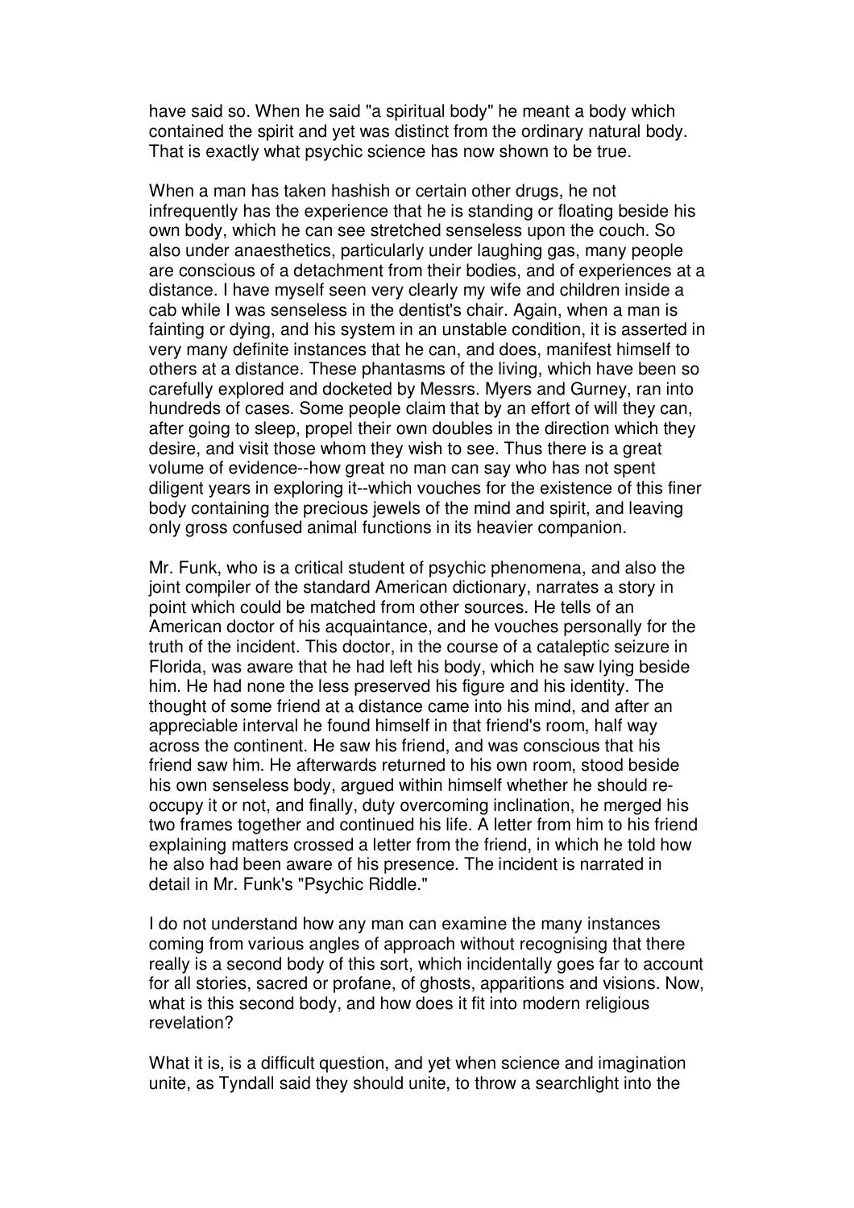have said so. When he said "a spiritual body" he meant a body which contained the spirit and yet was distinct from the ordinary natural body. That is exactly what psychic science has now shown to be true.

When a man has taken hashish or certain other drugs, he not infrequently has the experience that he is standing or floating beside his own body, which he can see stretched senseless upon the couch. So also under anaesthetics, particularly under laughing gas, many people are conscious of a detachment from their bodies, and of experiences at a distance. I have myself seen very clearly my wife and children inside a cab while I was senseless in the dentist's chair. Again, when a man is fainting or dying, and his system in an unstable condition, it is asserted in very many definite instances that he can, and does, manifest himself to others at a distance. These phantasms of the living, which have been so carefully explored and docketed by Messrs. Myers and Gurney, ran into hundreds of cases. Some people claim that by an effort of will they can, after going to sleep, propel their own doubles in the direction which they desire, and visit those whom they wish to see. Thus there is a great volume of evidence--how great no man can say who has not spent diligent years in exploring it--which vouches for the existence of this finer body containing the precious jewels of the mind and spirit, and leaving only gross confused animal functions in its heavier companion.

Mr. Funk, who is a critical student of psychic phenomena, and also the joint compiler of the standard American dictionary, narrates a story in point which could be matched from other sources. He tells of an American doctor of his acquaintance, and he vouches personally for the truth of the incident. This doctor, in the course of a cataleptic seizure in Florida, was aware that he had left his body, which he saw lying beside him. He had none the less preserved his figure and his identity. The thought of some friend at a distance came into his mind, and after an appreciable interval he found himself in that friend's room, half way across the continent. He saw his friend, and was conscious that his friend saw him. He afterwards returned to his own room, stood beside his own senseless body, argued within himself whether he should re-occupy it or not, and finally, duty overcoming inclination, he merged his two frames together and continued his life. A letter from him to his friend explaining matters crossed a letter from the friend, in which he told how he also had been aware of his presence. The incident is narrated in detail in Mr. Funk's "Psychic Riddle."

I do not understand how any man can examine the many instances coming from various angles of approach without recognising that there really is a second body of this sort, which incidentally goes far to account for all stories, sacred or profane, of ghosts, apparitions and visions. Now, what is this second body, and how does it fit into modern religious revelation?

What it is, is a difficult question, and yet when science and imagination unite, as Tyndall said they should unite, to throw a searchlight into the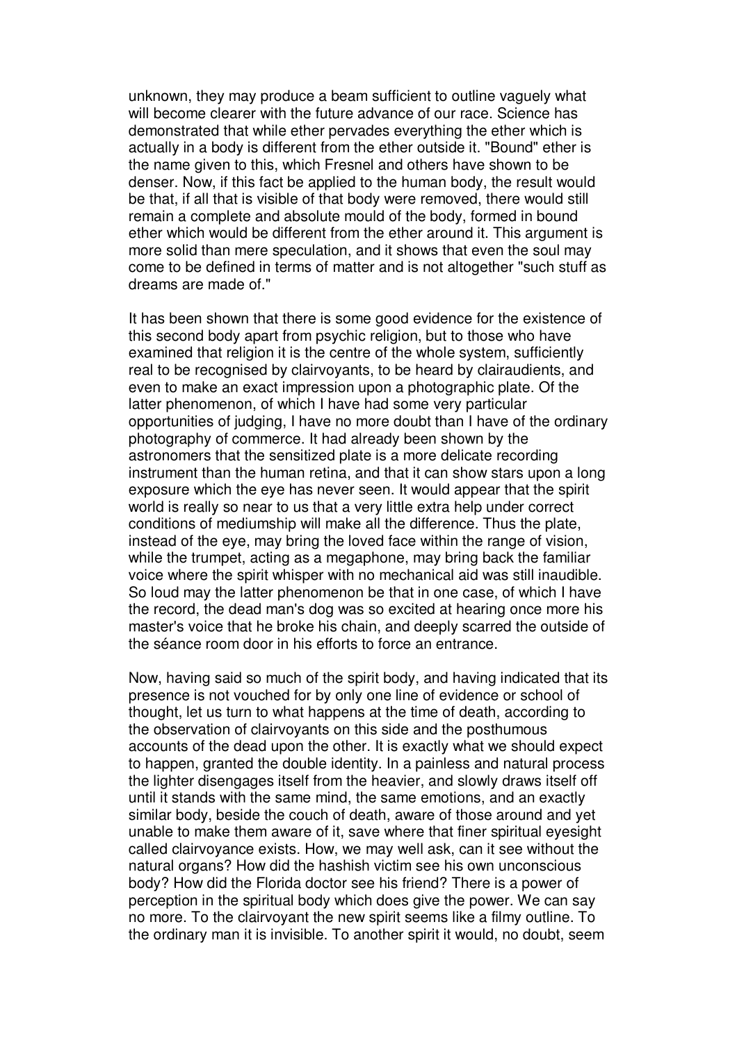unknown, they may produce a beam sufficient to outline vaguely what will become clearer with the future advance of our race. Science has demonstrated that while ether pervades everything the ether which is actually in a body is different from the ether outside it. "Bound" ether is the name given to this, which Fresnel and others have shown to be denser. Now, if this fact be applied to the human body, the result would be that, if all that is visible of that body were removed, there would still remain a complete and absolute mould of the body, formed in bound ether which would be different from the ether around it. This argument is more solid than mere speculation, and it shows that even the soul may come to be defined in terms of matter and is not altogether "such stuff as dreams are made of."

It has been shown that there is some good evidence for the existence of this second body apart from psychic religion, but to those who have examined that religion it is the centre of the whole system, sufficiently real to be recognised by clairvoyants, to be heard by clairaudients, and even to make an exact impression upon a photographic plate. Of the latter phenomenon, of which I have had some very particular opportunities of judging, I have no more doubt than I have of the ordinary photography of commerce. It had already been shown by the astronomers that the sensitized plate is a more delicate recording instrument than the human retina, and that it can show stars upon a long exposure which the eye has never seen. It would appear that the spirit world is really so near to us that a very little extra help under correct conditions of mediumship will make all the difference. Thus the plate, instead of the eye, may bring the loved face within the range of vision, while the trumpet, acting as a megaphone, may bring back the familiar voice where the spirit whisper with no mechanical aid was still inaudible. So loud may the latter phenomenon be that in one case, of which I have the record, the dead man's dog was so excited at hearing once more his master's voice that he broke his chain, and deeply scarred the outside of the séance room door in his efforts to force an entrance.

Now, having said so much of the spirit body, and having indicated that its presence is not vouched for by only one line of evidence or school of thought, let us turn to what happens at the time of death, according to the observation of clairvoyants on this side and the posthumous accounts of the dead upon the other. It is exactly what we should expect to happen, granted the double identity. In a painless and natural process the lighter disengages itself from the heavier, and slowly draws itself off until it stands with the same mind, the same emotions, and an exactly similar body, beside the couch of death, aware of those around and yet unable to make them aware of it, save where that finer spiritual eyesight called clairvoyance exists. How, we may well ask, can it see without the natural organs? How did the hashish victim see his own unconscious body? How did the Florida doctor see his friend? There is a power of perception in the spiritual body which does give the power. We can say no more. To the clairvoyant the new spirit seems like a filmy outline. To the ordinary man it is invisible. To another spirit it would, no doubt, seem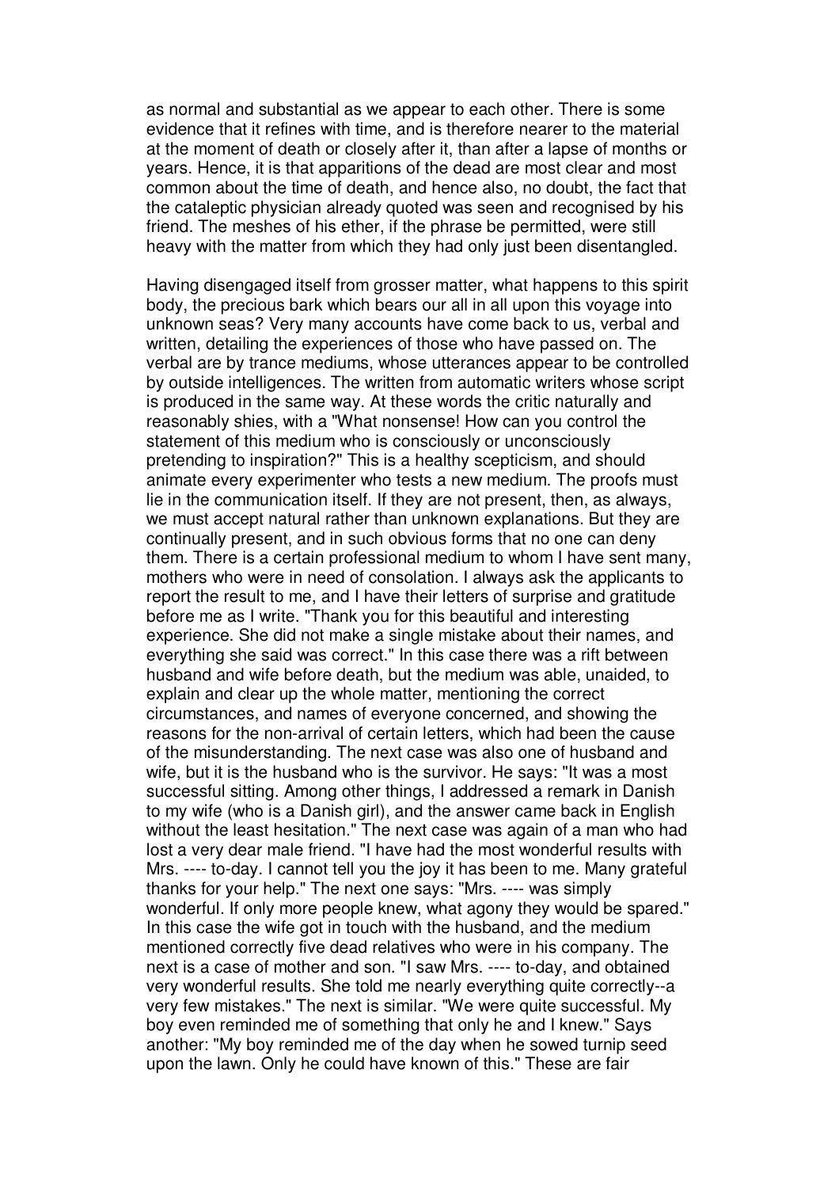as normal and substantial as we appear to each other. There is some evidence that it refines with time, and is therefore nearer to the material at the moment of death or closely after it, than after a lapse of months or years. Hence, it is that apparitions of the dead are most clear and most common about the time of death, and hence also, no doubt, the fact that the cataleptic physician already quoted was seen and recognised by his friend. The meshes of his ether, if the phrase be permitted, were still heavy with the matter from which they had only just been disentangled.

Having disengaged itself from grosser matter, what happens to this spirit body, the precious bark which bears our all in all upon this voyage into unknown seas? Very many accounts have come back to us, verbal and written, detailing the experiences of those who have passed on. The verbal are by trance mediums, whose utterances appear to be controlled by outside intelligences. The written from automatic writers whose script is produced in the same way. At these words the critic naturally and reasonably shies, with a "What nonsense! How can you control the statement of this medium who is consciously or unconsciously pretending to inspiration?" This is a healthy scepticism, and should animate every experimenter who tests a new medium. The proofs must lie in the communication itself. If they are not present, then, as always, we must accept natural rather than unknown explanations. But they are continually present, and in such obvious forms that no one can deny them. There is a certain professional medium to whom I have sent many, mothers who were in need of consolation. I always ask the applicants to report the result to me, and I have their letters of surprise and gratitude before me as I write. "Thank you for this beautiful and interesting experience. She did not make a single mistake about their names, and everything she said was correct." In this case there was a rift between husband and wife before death, but the medium was able, unaided, to explain and clear up the whole matter, mentioning the correct circumstances, and names of everyone concerned, and showing the reasons for the non-arrival of certain letters, which had been the cause of the misunderstanding. The next case was also one of husband and wife, but it is the husband who is the survivor. He says: "It was a most successful sitting. Among other things, I addressed a remark in Danish to my wife (who is a Danish girl), and the answer came back in English without the least hesitation." The next case was again of a man who had lost a very dear male friend. "I have had the most wonderful results with Mrs. ---- to-day. I cannot tell you the joy it has been to me. Many grateful thanks for your help." The next one says: "Mrs. ---- was simply wonderful. If only more people knew, what agony they would be spared." In this case the wife got in touch with the husband, and the medium mentioned correctly five dead relatives who were in his company. The next is a case of mother and son. "I saw Mrs. ---- to-day, and obtained very wonderful results. She told me nearly everything quite correctly--a very few mistakes." The next is similar. "We were quite successful. My boy even reminded me of something that only he and I knew." Says another: "My boy reminded me of the day when he sowed turnip seed upon the lawn. Only he could have known of this." These are fair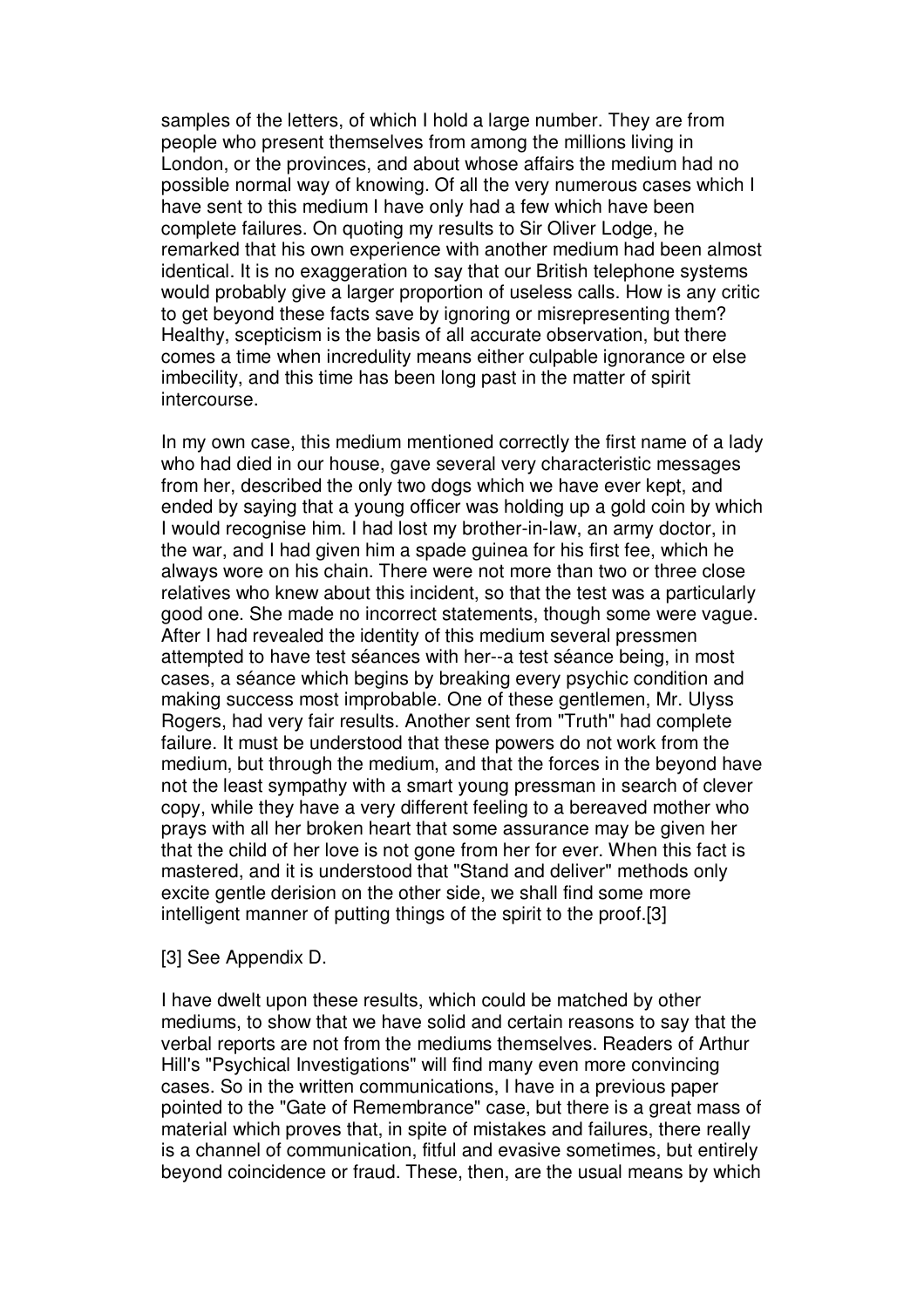samples of the letters, of which I hold a large number. They are from people who present themselves from among the millions living in London, or the provinces, and about whose affairs the medium had no possible normal way of knowing. Of all the very numerous cases which I have sent to this medium I have only had a few which have been complete failures. On quoting my results to Sir Oliver Lodge, he remarked that his own experience with another medium had been almost identical. It is no exaggeration to say that our British telephone systems would probably give a larger proportion of useless calls. How is any critic to get beyond these facts save by ignoring or misrepresenting them? Healthy, scepticism is the basis of all accurate observation, but there comes a time when incredulity means either culpable ignorance or else imbecility, and this time has been long past in the matter of spirit intercourse.

In my own case, this medium mentioned correctly the first name of a lady who had died in our house, gave several very characteristic messages from her, described the only two dogs which we have ever kept, and ended by saying that a young officer was holding up a gold coin by which I would recognise him. I had lost my brother-in-law, an army doctor, in the war, and I had given him a spade guinea for his first fee, which he always wore on his chain. There were not more than two or three close relatives who knew about this incident, so that the test was a particularly good one. She made no incorrect statements, though some were vague. After I had revealed the identity of this medium several pressmen attempted to have test séances with her--a test séance being, in most cases, a séance which begins by breaking every psychic condition and making success most improbable. One of these gentlemen, Mr. Ulyss Rogers, had very fair results. Another sent from "Truth" had complete failure. It must be understood that these powers do not work from the medium, but through the medium, and that the forces in the beyond have not the least sympathy with a smart young pressman in search of clever copy, while they have a very different feeling to a bereaved mother who prays with all her broken heart that some assurance may be given her that the child of her love is not gone from her for ever. When this fact is mastered, and it is understood that "Stand and deliver" methods only excite gentle derision on the other side, we shall find some more intelligent manner of putting things of the spirit to the proof.[3]

[3] See Appendix D.

I have dwelt upon these results, which could be matched by other mediums, to show that we have solid and certain reasons to say that the verbal reports are not from the mediums themselves. Readers of Arthur Hill's "Psychical Investigations" will find many even more convincing cases. So in the written communications, I have in a previous paper pointed to the "Gate of Remembrance" case, but there is a great mass of material which proves that, in spite of mistakes and failures, there really is a channel of communication, fitful and evasive sometimes, but entirely beyond coincidence or fraud. These, then, are the usual means by which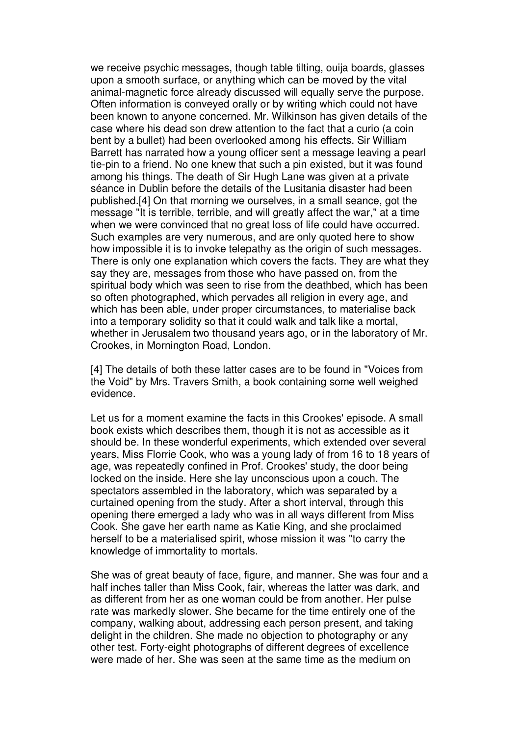we receive psychic messages, though table tilting, ouija boards, glasses upon a smooth surface, or anything which can be moved by the vital animal-magnetic force already discussed will equally serve the purpose. Often information is conveyed orally or by writing which could not have been known to anyone concerned. Mr. Wilkinson has given details of the case where his dead son drew attention to the fact that a curio (a coin bent by a bullet) had been overlooked among his effects. Sir William Barrett has narrated how a young officer sent a message leaving a pearl tie-pin to a friend. No one knew that such a pin existed, but it was found among his things. The death of Sir Hugh Lane was given at a private séance in Dublin before the details of the Lusitania disaster had been published.[4] On that morning we ourselves, in a small seance, got the message "It is terrible, terrible, and will greatly affect the war," at a time when we were convinced that no great loss of life could have occurred. Such examples are very numerous, and are only quoted here to show how impossible it is to invoke telepathy as the origin of such messages. There is only one explanation which covers the facts. They are what they say they are, messages from those who have passed on, from the spiritual body which was seen to rise from the deathbed, which has been so often photographed, which pervades all religion in every age, and which has been able, under proper circumstances, to materialise back into a temporary solidity so that it could walk and talk like a mortal, whether in Jerusalem two thousand years ago, or in the laboratory of Mr. Crookes, in Mornington Road, London.

[4] The details of both these latter cases are to be found in "Voices from the Void" by Mrs. Travers Smith, a book containing some well weighed evidence.

Let us for a moment examine the facts in this Crookes' episode. A small book exists which describes them, though it is not as accessible as it should be. In these wonderful experiments, which extended over several years, Miss Florrie Cook, who was a young lady of from 16 to 18 years of age, was repeatedly confined in Prof. Crookes' study, the door being locked on the inside. Here she lay unconscious upon a couch. The spectators assembled in the laboratory, which was separated by a curtained opening from the study. After a short interval, through this opening there emerged a lady who was in all ways different from Miss Cook. She gave her earth name as Katie King, and she proclaimed herself to be a materialised spirit, whose mission it was "to carry the knowledge of immortality to mortals.

She was of great beauty of face, figure, and manner. She was four and a half inches taller than Miss Cook, fair, whereas the latter was dark, and as different from her as one woman could be from another. Her pulse rate was markedly slower. She became for the time entirely one of the company, walking about, addressing each person present, and taking delight in the children. She made no objection to photography or any other test. Forty-eight photographs of different degrees of excellence were made of her. She was seen at the same time as the medium on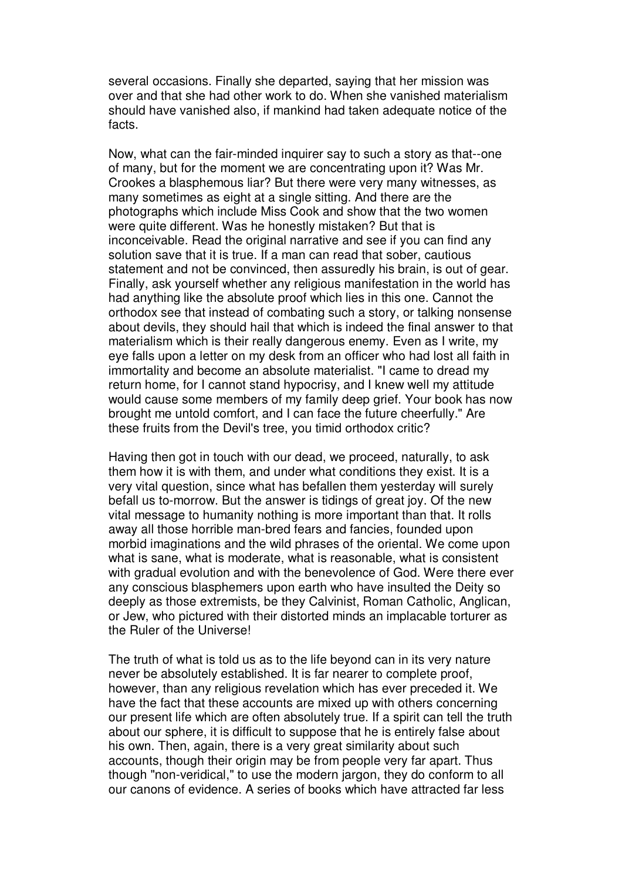several occasions. Finally she departed, saying that her mission was over and that she had other work to do. When she vanished materialism should have vanished also, if mankind had taken adequate notice of the facts.

Now, what can the fair-minded inquirer say to such a story as that--one of many, but for the moment we are concentrating upon it? Was Mr. Crookes a blasphemous liar? But there were very many witnesses, as many sometimes as eight at a single sitting. And there are the photographs which include Miss Cook and show that the two women were quite different. Was he honestly mistaken? But that is inconceivable. Read the original narrative and see if you can find any solution save that it is true. If a man can read that sober, cautious statement and not be convinced, then assuredly his brain, is out of gear. Finally, ask yourself whether any religious manifestation in the world has had anything like the absolute proof which lies in this one. Cannot the orthodox see that instead of combating such a story, or talking nonsense about devils, they should hail that which is indeed the final answer to that materialism which is their really dangerous enemy. Even as I write, my eye falls upon a letter on my desk from an officer who had lost all faith in immortality and become an absolute materialist. "I came to dread my return home, for I cannot stand hypocrisy, and I knew well my attitude would cause some members of my family deep grief. Your book has now brought me untold comfort, and I can face the future cheerfully." Are these fruits from the Devil's tree, you timid orthodox critic?

Having then got in touch with our dead, we proceed, naturally, to ask them how it is with them, and under what conditions they exist. It is a very vital question, since what has befallen them yesterday will surely befall us to-morrow. But the answer is tidings of great joy. Of the new vital message to humanity nothing is more important than that. It rolls away all those horrible man-bred fears and fancies, founded upon morbid imaginations and the wild phrases of the oriental. We come upon what is sane, what is moderate, what is reasonable, what is consistent with gradual evolution and with the benevolence of God. Were there ever any conscious blasphemers upon earth who have insulted the Deity so deeply as those extremists, be they Calvinist, Roman Catholic, Anglican, or Jew, who pictured with their distorted minds an implacable torturer as the Ruler of the Universe!

The truth of what is told us as to the life beyond can in its very nature never be absolutely established. It is far nearer to complete proof, however, than any religious revelation which has ever preceded it. We have the fact that these accounts are mixed up with others concerning our present life which are often absolutely true. If a spirit can tell the truth about our sphere, it is difficult to suppose that he is entirely false about his own. Then, again, there is a very great similarity about such accounts, though their origin may be from people very far apart. Thus though "non-veridical," to use the modern jargon, they do conform to all our canons of evidence. A series of books which have attracted far less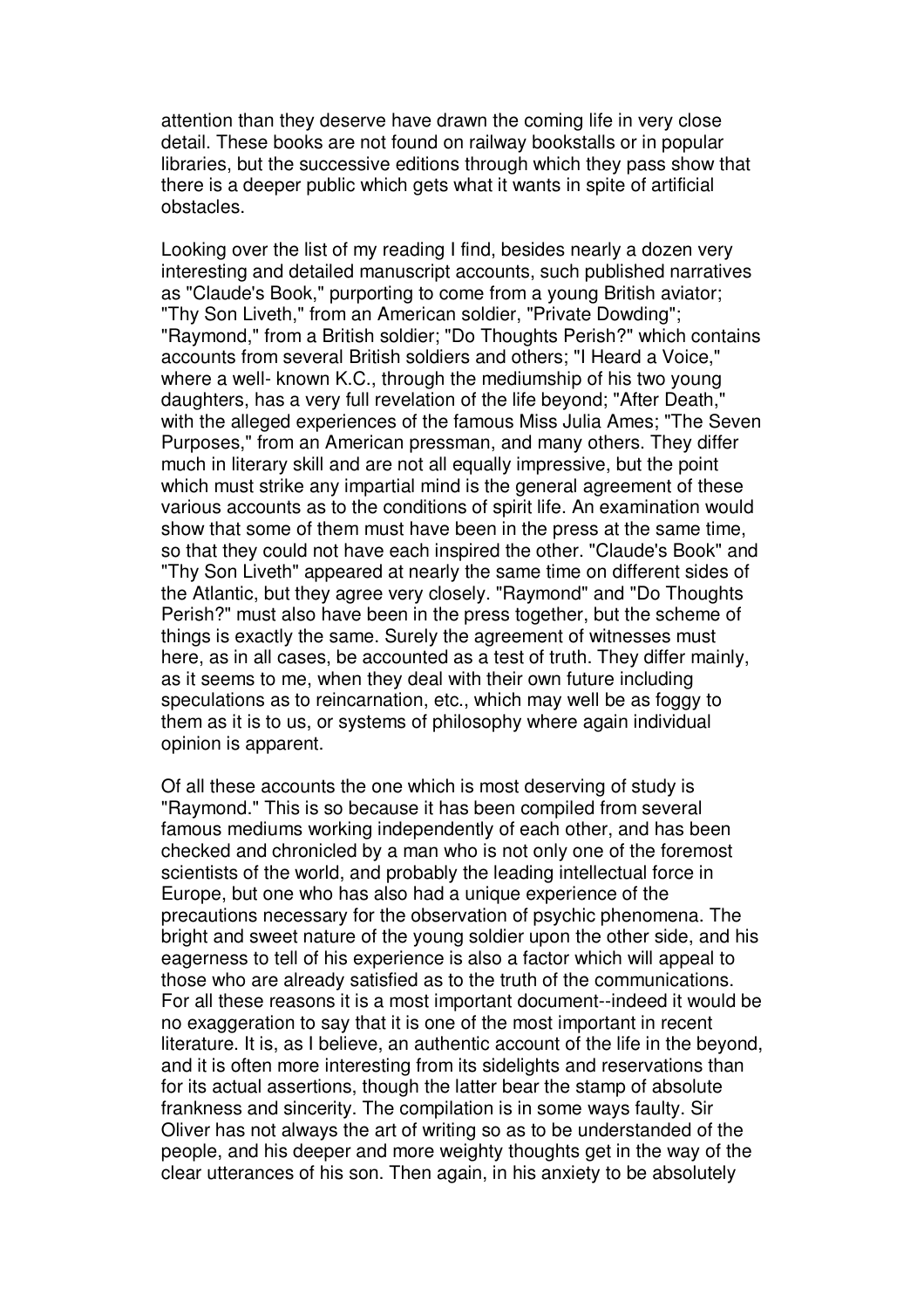attention than they deserve have drawn the coming life in very close detail. These books are not found on railway bookstalls or in popular libraries, but the successive editions through which they pass show that there is a deeper public which gets what it wants in spite of artificial obstacles.

Looking over the list of my reading I find, besides nearly a dozen very interesting and detailed manuscript accounts, such published narratives as "Claude's Book," purporting to come from a young British aviator; "Thy Son Liveth," from an American soldier, "Private Dowding"; "Raymond," from a British soldier; "Do Thoughts Perish?" which contains accounts from several British soldiers and others; "I Heard a Voice," where a well- known K.C., through the mediumship of his two young daughters, has a very full revelation of the life beyond; "After Death," with the alleged experiences of the famous Miss Julia Ames; "The Seven Purposes," from an American pressman, and many others. They differ much in literary skill and are not all equally impressive, but the point which must strike any impartial mind is the general agreement of these various accounts as to the conditions of spirit life. An examination would show that some of them must have been in the press at the same time, so that they could not have each inspired the other. "Claude's Book" and "Thy Son Liveth" appeared at nearly the same time on different sides of the Atlantic, but they agree very closely. "Raymond" and "Do Thoughts Perish?" must also have been in the press together, but the scheme of things is exactly the same. Surely the agreement of witnesses must here, as in all cases, be accounted as a test of truth. They differ mainly, as it seems to me, when they deal with their own future including speculations as to reincarnation, etc., which may well be as foggy to them as it is to us, or systems of philosophy where again individual opinion is apparent.

Of all these accounts the one which is most deserving of study is "Raymond." This is so because it has been compiled from several famous mediums working independently of each other, and has been checked and chronicled by a man who is not only one of the foremost scientists of the world, and probably the leading intellectual force in Europe, but one who has also had a unique experience of the precautions necessary for the observation of psychic phenomena. The bright and sweet nature of the young soldier upon the other side, and his eagerness to tell of his experience is also a factor which will appeal to those who are already satisfied as to the truth of the communications. For all these reasons it is a most important document--indeed it would be no exaggeration to say that it is one of the most important in recent literature. It is, as I believe, an authentic account of the life in the beyond, and it is often more interesting from its sidelights and reservations than for its actual assertions, though the latter bear the stamp of absolute frankness and sincerity. The compilation is in some ways faulty. Sir Oliver has not always the art of writing so as to be understanded of the people, and his deeper and more weighty thoughts get in the way of the clear utterances of his son. Then again, in his anxiety to be absolutely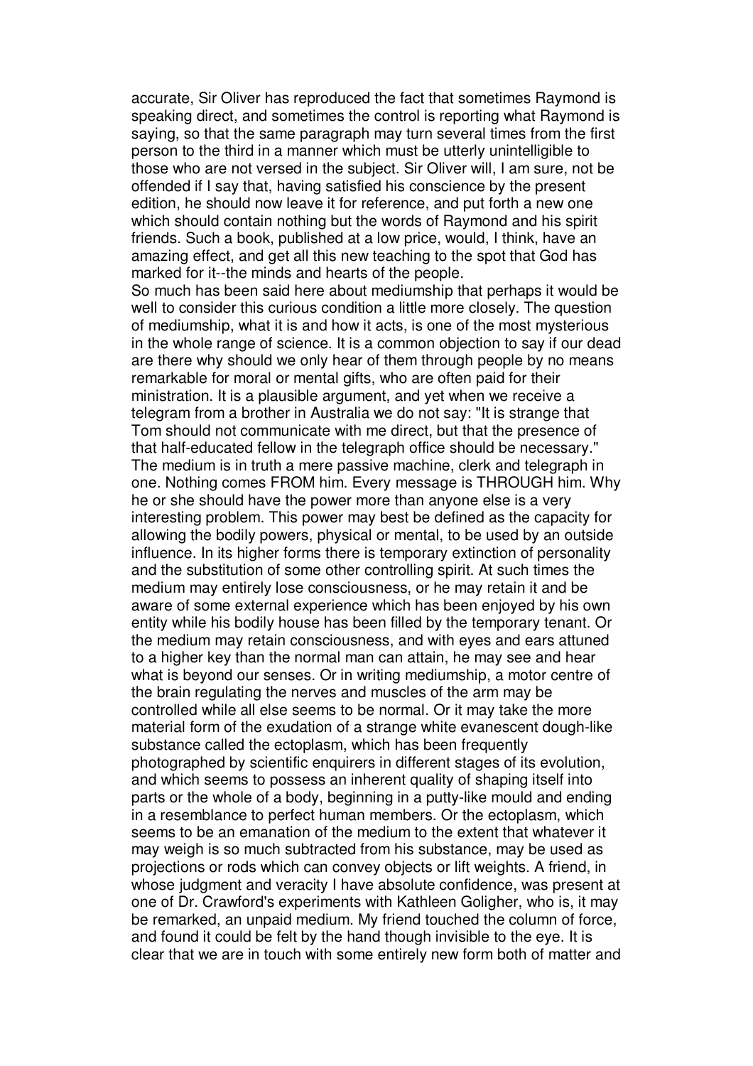accurate, Sir Oliver has reproduced the fact that sometimes Raymond is speaking direct, and sometimes the control is reporting what Raymond is saying, so that the same paragraph may turn several times from the first person to the third in a manner which must be utterly unintelligible to those who are not versed in the subject. Sir Oliver will, I am sure, not be offended if I say that, having satisfied his conscience by the present edition, he should now leave it for reference, and put forth a new one which should contain nothing but the words of Raymond and his spirit friends. Such a book, published at a low price, would, I think, have an amazing effect, and get all this new teaching to the spot that God has marked for it--the minds and hearts of the people.

So much has been said here about mediumship that perhaps it would be well to consider this curious condition a little more closely. The question of mediumship, what it is and how it acts, is one of the most mysterious in the whole range of science. It is a common objection to say if our dead are there why should we only hear of them through people by no means remarkable for moral or mental gifts, who are often paid for their ministration. It is a plausible argument, and yet when we receive a telegram from a brother in Australia we do not say: "It is strange that Tom should not communicate with me direct, but that the presence of that half-educated fellow in the telegraph office should be necessary." The medium is in truth a mere passive machine, clerk and telegraph in one. Nothing comes FROM him. Every message is THROUGH him. Why he or she should have the power more than anyone else is a very interesting problem. This power may best be defined as the capacity for allowing the bodily powers, physical or mental, to be used by an outside influence. In its higher forms there is temporary extinction of personality and the substitution of some other controlling spirit. At such times the medium may entirely lose consciousness, or he may retain it and be aware of some external experience which has been enjoyed by his own entity while his bodily house has been filled by the temporary tenant. Or the medium may retain consciousness, and with eyes and ears attuned to a higher key than the normal man can attain, he may see and hear what is beyond our senses. Or in writing mediumship, a motor centre of the brain regulating the nerves and muscles of the arm may be controlled while all else seems to be normal. Or it may take the more material form of the exudation of a strange white evanescent dough-like substance called the ectoplasm, which has been frequently photographed by scientific enquirers in different stages of its evolution, and which seems to possess an inherent quality of shaping itself into parts or the whole of a body, beginning in a putty-like mould and ending in a resemblance to perfect human members. Or the ectoplasm, which seems to be an emanation of the medium to the extent that whatever it may weigh is so much subtracted from his substance, may be used as projections or rods which can convey objects or lift weights. A friend, in whose judgment and veracity I have absolute confidence, was present at one of Dr. Crawford's experiments with Kathleen Goligher, who is, it may be remarked, an unpaid medium. My friend touched the column of force, and found it could be felt by the hand though invisible to the eye. It is clear that we are in touch with some entirely new form both of matter and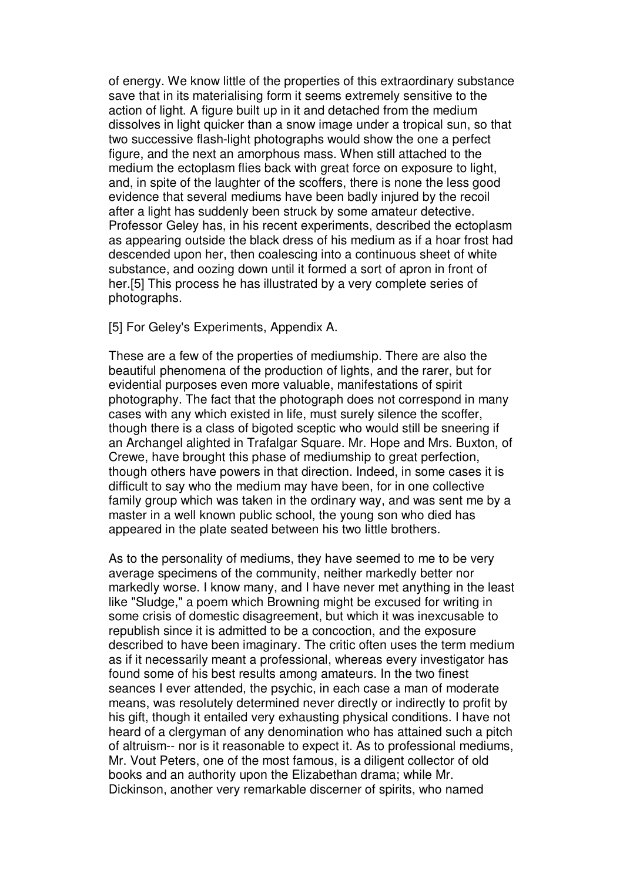of energy. We know little of the properties of this extraordinary substance save that in its materialising form it seems extremely sensitive to the action of light. A figure built up in it and detached from the medium dissolves in light quicker than a snow image under a tropical sun, so that two successive flash-light photographs would show the one a perfect figure, and the next an amorphous mass. When still attached to the medium the ectoplasm flies back with great force on exposure to light, and, in spite of the laughter of the scoffers, there is none the less good evidence that several mediums have been badly injured by the recoil after a light has suddenly been struck by some amateur detective. Professor Geley has, in his recent experiments, described the ectoplasm as appearing outside the black dress of his medium as if a hoar frost had descended upon her, then coalescing into a continuous sheet of white substance, and oozing down until it formed a sort of apron in front of her.[5] This process he has illustrated by a very complete series of photographs.

[5] For Geley's Experiments, Appendix A.

These are a few of the properties of mediumship. There are also the beautiful phenomena of the production of lights, and the rarer, but for evidential purposes even more valuable, manifestations of spirit photography. The fact that the photograph does not correspond in many cases with any which existed in life, must surely silence the scoffer, though there is a class of bigoted sceptic who would still be sneering if an Archangel alighted in Trafalgar Square. Mr. Hope and Mrs. Buxton, of Crewe, have brought this phase of mediumship to great perfection, though others have powers in that direction. Indeed, in some cases it is difficult to say who the medium may have been, for in one collective family group which was taken in the ordinary way, and was sent me by a master in a well known public school, the young son who died has appeared in the plate seated between his two little brothers.

As to the personality of mediums, they have seemed to me to be very average specimens of the community, neither markedly better nor markedly worse. I know many, and I have never met anything in the least like "Sludge," a poem which Browning might be excused for writing in some crisis of domestic disagreement, but which it was inexcusable to republish since it is admitted to be a concoction, and the exposure described to have been imaginary. The critic often uses the term medium as if it necessarily meant a professional, whereas every investigator has found some of his best results among amateurs. In the two finest seances I ever attended, the psychic, in each case a man of moderate means, was resolutely determined never directly or indirectly to profit by his gift, though it entailed very exhausting physical conditions. I have not heard of a clergyman of any denomination who has attained such a pitch of altruism-- nor is it reasonable to expect it. As to professional mediums, Mr. Vout Peters, one of the most famous, is a diligent collector of old books and an authority upon the Elizabethan drama; while Mr. Dickinson, another very remarkable discerner of spirits, who named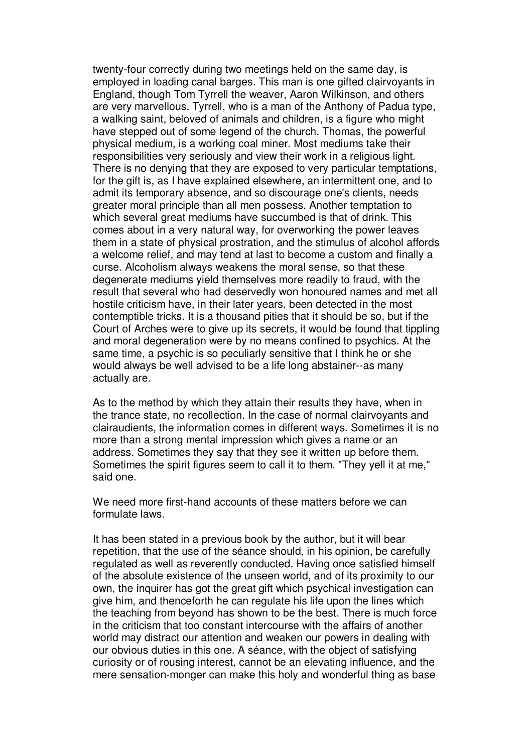twenty-four correctly during two meetings held on the same day, is employed in loading canal barges. This man is one gifted clairvoyants in England, though Tom Tyrrell the weaver, Aaron Wilkinson, and others are very marvellous. Tyrrell, who is a man of the Anthony of Padua type, a walking saint, beloved of animals and children, is a figure who might have stepped out of some legend of the church. Thomas, the powerful physical medium, is a working coal miner. Most mediums take their responsibilities very seriously and view their work in a religious light. There is no denying that they are exposed to very particular temptations, for the gift is, as I have explained elsewhere, an intermittent one, and to admit its temporary absence, and so discourage one's clients, needs greater moral principle than all men possess. Another temptation to which several great mediums have succumbed is that of drink. This comes about in a very natural way, for overworking the power leaves them in a state of physical prostration, and the stimulus of alcohol affords a welcome relief, and may tend at last to become a custom and finally a curse. Alcoholism always weakens the moral sense, so that these degenerate mediums yield themselves more readily to fraud, with the result that several who had deservedly won honoured names and met all hostile criticism have, in their later years, been detected in the most contemptible tricks. It is a thousand pities that it should be so, but if the Court of Arches were to give up its secrets, it would be found that tippling and moral degeneration were by no means confined to psychics. At the same time, a psychic is so peculiarly sensitive that I think he or she would always be well advised to be a life long abstainer--as many actually are.

As to the method by which they attain their results they have, when in the trance state, no recollection. In the case of normal clairvoyants and clairaudients, the information comes in different ways. Sometimes it is no more than a strong mental impression which gives a name or an address. Sometimes they say that they see it written up before them. Sometimes the spirit figures seem to call it to them. "They yell it at me," said one.

We need more first-hand accounts of these matters before we can formulate laws.

It has been stated in a previous book by the author, but it will bear repetition, that the use of the séance should, in his opinion, be carefully regulated as well as reverently conducted. Having once satisfied himself of the absolute existence of the unseen world, and of its proximity to our own, the inquirer has got the great gift which psychical investigation can give him, and thenceforth he can regulate his life upon the lines which the teaching from beyond has shown to be the best. There is much force in the criticism that too constant intercourse with the affairs of another world may distract our attention and weaken our powers in dealing with our obvious duties in this one. A séance, with the object of satisfying curiosity or of rousing interest, cannot be an elevating influence, and the mere sensation-monger can make this holy and wonderful thing as base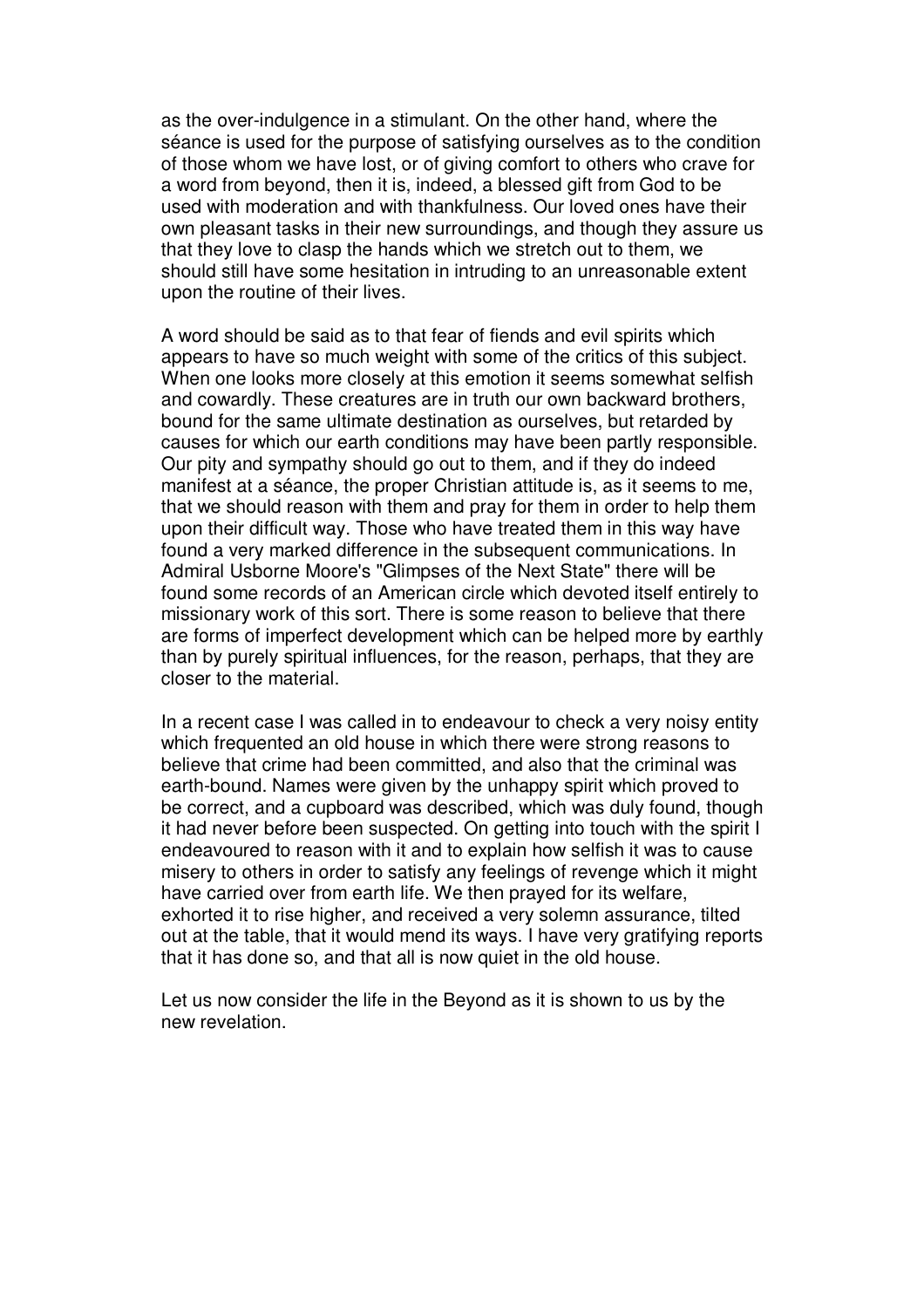as the over-indulgence in a stimulant. On the other hand, where the séance is used for the purpose of satisfying ourselves as to the condition of those whom we have lost, or of giving comfort to others who crave for a word from beyond, then it is, indeed, a blessed gift from God to be used with moderation and with thankfulness. Our loved ones have their own pleasant tasks in their new surroundings, and though they assure us that they love to clasp the hands which we stretch out to them, we should still have some hesitation in intruding to an unreasonable extent upon the routine of their lives.

A word should be said as to that fear of fiends and evil spirits which appears to have so much weight with some of the critics of this subject. When one looks more closely at this emotion it seems somewhat selfish and cowardly. These creatures are in truth our own backward brothers, bound for the same ultimate destination as ourselves, but retarded by causes for which our earth conditions may have been partly responsible. Our pity and sympathy should go out to them, and if they do indeed manifest at a séance, the proper Christian attitude is, as it seems to me, that we should reason with them and pray for them in order to help them upon their difficult way. Those who have treated them in this way have found a very marked difference in the subsequent communications. In Admiral Usborne Moore's "Glimpses of the Next State" there will be found some records of an American circle which devoted itself entirely to missionary work of this sort. There is some reason to believe that there are forms of imperfect development which can be helped more by earthly than by purely spiritual influences, for the reason, perhaps, that they are closer to the material.

In a recent case I was called in to endeavour to check a very noisy entity which frequented an old house in which there were strong reasons to believe that crime had been committed, and also that the criminal was earth-bound. Names were given by the unhappy spirit which proved to be correct, and a cupboard was described, which was duly found, though it had never before been suspected. On getting into touch with the spirit I endeavoured to reason with it and to explain how selfish it was to cause misery to others in order to satisfy any feelings of revenge which it might have carried over from earth life. We then prayed for its welfare, exhorted it to rise higher, and received a very solemn assurance, tilted out at the table, that it would mend its ways. I have very gratifying reports that it has done so, and that all is now quiet in the old house.

Let us now consider the life in the Beyond as it is shown to us by the new revelation.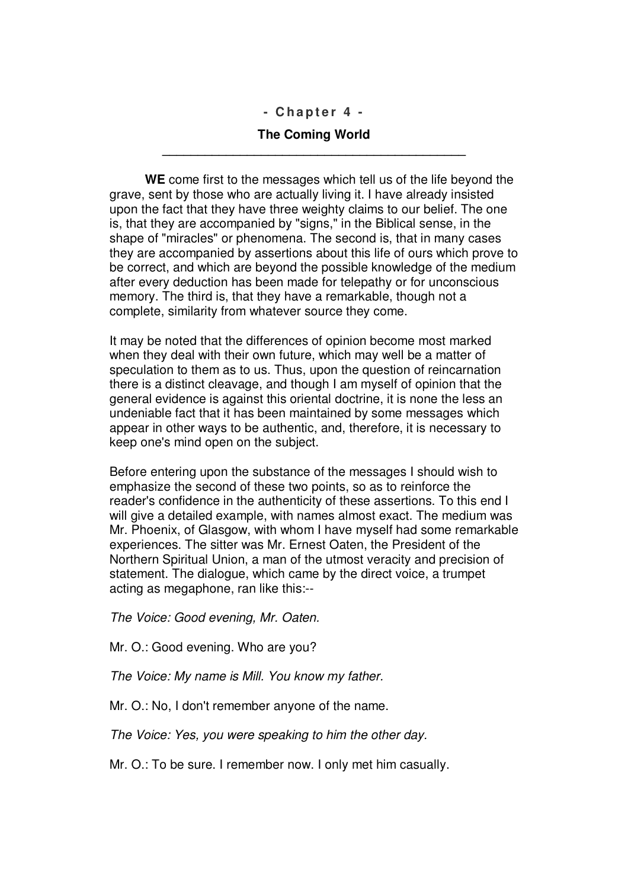## - Chapter 4 -

### The Coming World

---

**WE** come first to the messages which tell us of the life beyond the grave, sent by those who are actually living it. I have already insisted upon the fact that they have three weighty claims to our belief. The one is, that they are accompanied by "signs," in the Biblical sense, in the shape of "miracles" or phenomena. The second is, that in many cases they are accompanied by assertions about this life of ours which prove to be correct, and which are beyond the possible knowledge of the medium after every deduction has been made for telepathy or for unconscious memory. The third is, that they have a remarkable, though not a complete, similarity from whatever source they come.

It may be noted that the differences of opinion become most marked when they deal with their own future, which may well be a matter of speculation to them as to us. Thus, upon the question of reincarnation there is a distinct cleavage, and though I am myself of opinion that the general evidence is against this oriental doctrine, it is none the less an undeniable fact that it has been maintained by some messages which appear in other ways to be authentic, and, therefore, it is necessary to keep one's mind open on the subject.

Before entering upon the substance of the messages I should wish to emphasize the second of these two points, so as to reinforce the reader's confidence in the authenticity of these assertions. To this end I will give a detailed example, with names almost exact. The medium was Mr. Phoenix, of Glasgow, with whom I have myself had some remarkable experiences. The sitter was Mr. Ernest Oaten, the President of the Northern Spiritual Union, a man of the utmost veracity and precision of statement. The dialogue, which came by the direct voice, a trumpet acting as megaphone, ran like this:--

*The Voice: Good evening, Mr. Oaten.*

Mr. O.: Good evening. Who are you?

*The Voice: My name is Mill. You know my father.*

Mr. O.: No, I don't remember anyone of the name.

*The Voice: Yes, you were speaking to him the other day.*

Mr. O.: To be sure. I remember now. I only met him casually.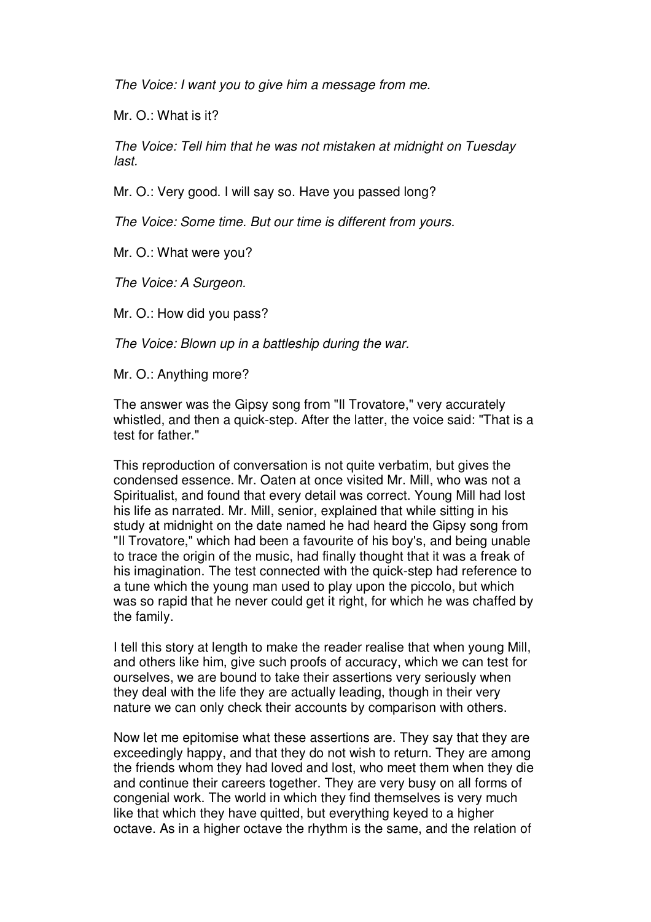*The Voice: I want you to give him a message from me.*

Mr. O.: What is it?

*The Voice: Tell him that he was not mistaken at midnight on Tuesday last.*

Mr. O.: Very good. I will say so. Have you passed long?

*The Voice: Some time. But our time is different from yours.*

Mr. O.: What were you?

*The Voice: A Surgeon.*

Mr. O.: How did you pass?

*The Voice: Blown up in a battleship during the war.*

Mr. O.: Anything more?

The answer was the Gipsy song from "Il Trovatore," very accurately whistled, and then a quick-step. After the latter, the voice said: "That is a test for father."

This reproduction of conversation is not quite verbatim, but gives the condensed essence. Mr. Oaten at once visited Mr. Mill, who was not a Spiritualist, and found that every detail was correct. Young Mill had lost his life as narrated. Mr. Mill, senior, explained that while sitting in his study at midnight on the date named he had heard the Gipsy song from "Il Trovatore," which had been a favourite of his boy's, and being unable to trace the origin of the music, had finally thought that it was a freak of his imagination. The test connected with the quick-step had reference to a tune which the young man used to play upon the piccolo, but which was so rapid that he never could get it right, for which he was chaffed by the family.

I tell this story at length to make the reader realise that when young Mill, and others like him, give such proofs of accuracy, which we can test for ourselves, we are bound to take their assertions very seriously when they deal with the life they are actually leading, though in their very nature we can only check their accounts by comparison with others.

Now let me epitomise what these assertions are. They say that they are exceedingly happy, and that they do not wish to return. They are among the friends whom they had loved and lost, who meet them when they die and continue their careers together. They are very busy on all forms of congenial work. The world in which they find themselves is very much like that which they have quitted, but everything keyed to a higher octave. As in a higher octave the rhythm is the same, and the relation of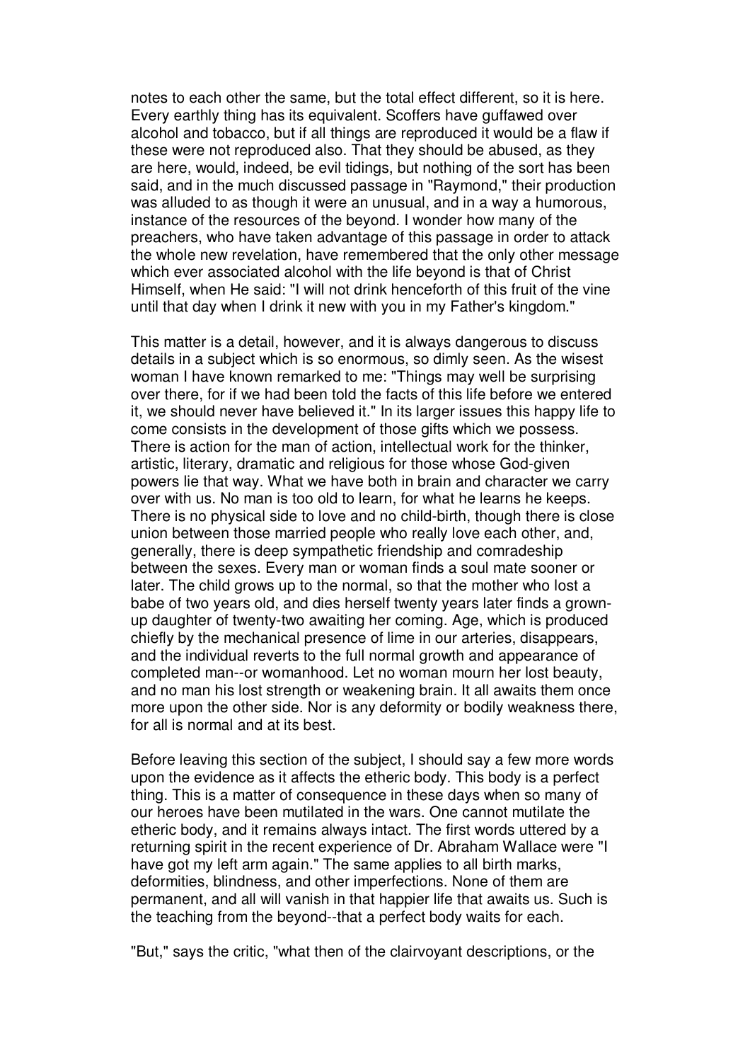notes to each other the same, but the total effect different, so it is here. Every earthly thing has its equivalent. Scoffers have guffawed over alcohol and tobacco, but if all things are reproduced it would be a flaw if these were not reproduced also. That they should be abused, as they are here, would, indeed, be evil tidings, but nothing of the sort has been said, and in the much discussed passage in "Raymond," their production was alluded to as though it were an unusual, and in a way a humorous, instance of the resources of the beyond. I wonder how many of the preachers, who have taken advantage of this passage in order to attack the whole new revelation, have remembered that the only other message which ever associated alcohol with the life beyond is that of Christ Himself, when He said: "I will not drink henceforth of this fruit of the vine until that day when I drink it new with you in my Father's kingdom."

This matter is a detail, however, and it is always dangerous to discuss details in a subject which is so enormous, so dimly seen. As the wisest woman I have known remarked to me: "Things may well be surprising over there, for if we had been told the facts of this life before we entered it, we should never have believed it." In its larger issues this happy life to come consists in the development of those gifts which we possess. There is action for the man of action, intellectual work for the thinker, artistic, literary, dramatic and religious for those whose God-given powers lie that way. What we have both in brain and character we carry over with us. No man is too old to learn, for what he learns he keeps. There is no physical side to love and no child-birth, though there is close union between those married people who really love each other, and, generally, there is deep sympathetic friendship and comradeship between the sexes. Every man or woman finds a soul mate sooner or later. The child grows up to the normal, so that the mother who lost a babe of two years old, and dies herself twenty years later finds a grown-up daughter of twenty-two awaiting her coming. Age, which is produced chiefly by the mechanical presence of lime in our arteries, disappears, and the individual reverts to the full normal growth and appearance of completed man--or womanhood. Let no woman mourn her lost beauty, and no man his lost strength or weakening brain. It all awaits them once more upon the other side. Nor is any deformity or bodily weakness there, for all is normal and at its best.

Before leaving this section of the subject, I should say a few more words upon the evidence as it affects the etheric body. This body is a perfect thing. This is a matter of consequence in these days when so many of our heroes have been mutilated in the wars. One cannot mutilate the etheric body, and it remains always intact. The first words uttered by a returning spirit in the recent experience of Dr. Abraham Wallace were "I have got my left arm again." The same applies to all birth marks, deformities, blindness, and other imperfections. None of them are permanent, and all will vanish in that happier life that awaits us. Such is the teaching from the beyond--that a perfect body waits for each.

"But," says the critic, "what then of the clairvoyant descriptions, or the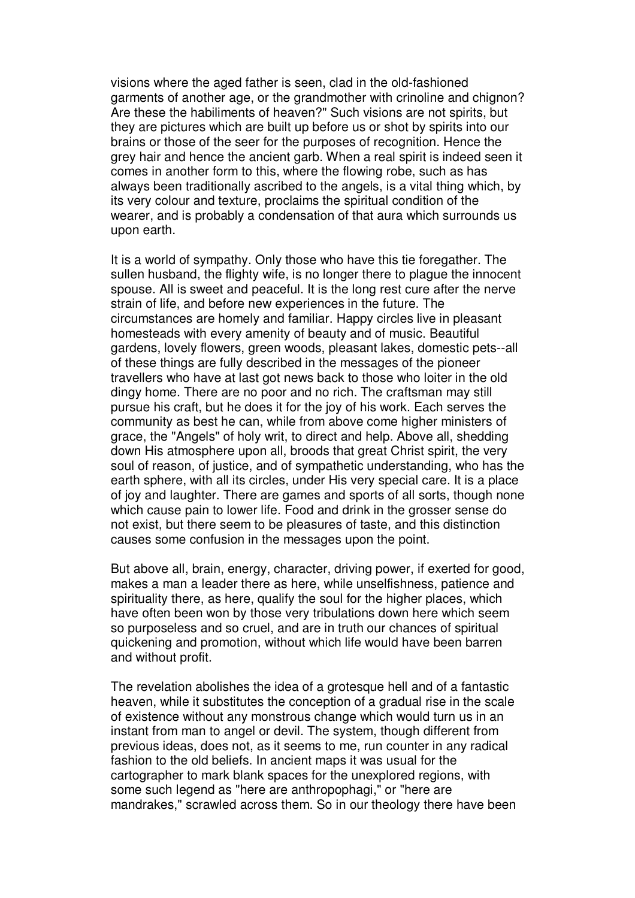visions where the aged father is seen, clad in the old-fashioned garments of another age, or the grandmother with crinoline and chignon? Are these the habiliments of heaven?" Such visions are not spirits, but they are pictures which are built up before us or shot by spirits into our brains or those of the seer for the purposes of recognition. Hence the grey hair and hence the ancient garb. When a real spirit is indeed seen it comes in another form to this, where the flowing robe, such as has always been traditionally ascribed to the angels, is a vital thing which, by its very colour and texture, proclaims the spiritual condition of the wearer, and is probably a condensation of that aura which surrounds us upon earth.

It is a world of sympathy. Only those who have this tie foregather. The sullen husband, the flighty wife, is no longer there to plague the innocent spouse. All is sweet and peaceful. It is the long rest cure after the nerve strain of life, and before new experiences in the future. The circumstances are homely and familiar. Happy circles live in pleasant homesteads with every amenity of beauty and of music. Beautiful gardens, lovely flowers, green woods, pleasant lakes, domestic pets--all of these things are fully described in the messages of the pioneer travellers who have at last got news back to those who loiter in the old dingy home. There are no poor and no rich. The craftsman may still pursue his craft, but he does it for the joy of his work. Each serves the community as best he can, while from above come higher ministers of grace, the "Angels" of holy writ, to direct and help. Above all, shedding down His atmosphere upon all, broods that great Christ spirit, the very soul of reason, of justice, and of sympathetic understanding, who has the earth sphere, with all its circles, under His very special care. It is a place of joy and laughter. There are games and sports of all sorts, though none which cause pain to lower life. Food and drink in the grosser sense do not exist, but there seem to be pleasures of taste, and this distinction causes some confusion in the messages upon the point.

But above all, brain, energy, character, driving power, if exerted for good, makes a man a leader there as here, while unselfishness, patience and spirituality there, as here, qualify the soul for the higher places, which have often been won by those very tribulations down here which seem so purposeless and so cruel, and are in truth our chances of spiritual quickening and promotion, without which life would have been barren and without profit.

The revelation abolishes the idea of a grotesque hell and of a fantastic heaven, while it substitutes the conception of a gradual rise in the scale of existence without any monstrous change which would turn us in an instant from man to angel or devil. The system, though different from previous ideas, does not, as it seems to me, run counter in any radical fashion to the old beliefs. In ancient maps it was usual for the cartographer to mark blank spaces for the unexplored regions, with some such legend as "here are anthropophagi," or "here are mandrakes," scrawled across them. So in our theology there have been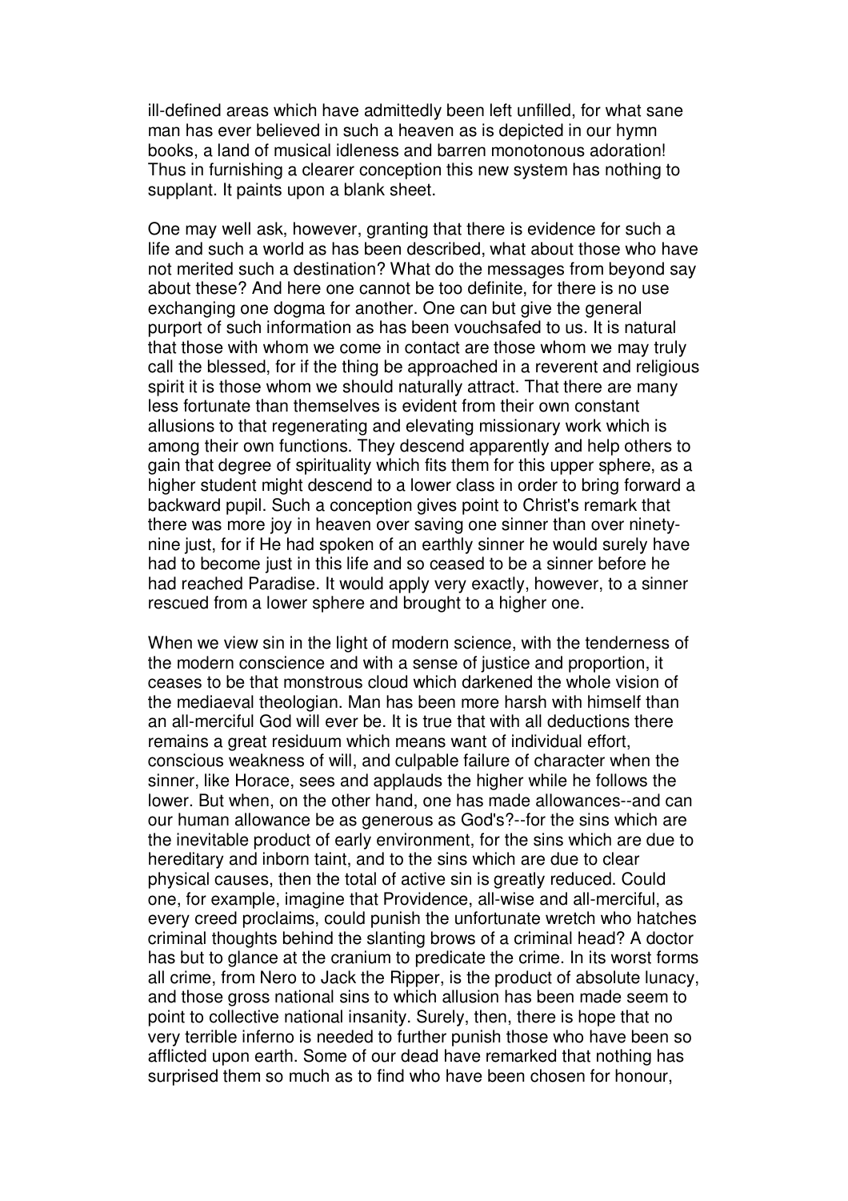ill-defined areas which have admittedly been left unfilled, for what sane man has ever believed in such a heaven as is depicted in our hymn books, a land of musical idleness and barren monotonous adoration! Thus in furnishing a clearer conception this new system has nothing to supplant. It paints upon a blank sheet.

One may well ask, however, granting that there is evidence for such a life and such a world as has been described, what about those who have not merited such a destination? What do the messages from beyond say about these? And here one cannot be too definite, for there is no use exchanging one dogma for another. One can but give the general purport of such information as has been vouchsafed to us. It is natural that those with whom we come in contact are those whom we may truly call the blessed, for if the thing be approached in a reverent and religious spirit it is those whom we should naturally attract. That there are many less fortunate than themselves is evident from their own constant allusions to that regenerating and elevating missionary work which is among their own functions. They descend apparently and help others to gain that degree of spirituality which fits them for this upper sphere, as a higher student might descend to a lower class in order to bring forward a backward pupil. Such a conception gives point to Christ's remark that there was more joy in heaven over saving one sinner than over ninety-nine just, for if He had spoken of an earthly sinner he would surely have had to become just in this life and so ceased to be a sinner before he had reached Paradise. It would apply very exactly, however, to a sinner rescued from a lower sphere and brought to a higher one.

When we view sin in the light of modern science, with the tenderness of the modern conscience and with a sense of justice and proportion, it ceases to be that monstrous cloud which darkened the whole vision of the mediaeval theologian. Man has been more harsh with himself than an all-merciful God will ever be. It is true that with all deductions there remains a great residuum which means want of individual effort, conscious weakness of will, and culpable failure of character when the sinner, like Horace, sees and applauds the higher while he follows the lower. But when, on the other hand, one has made allowances--and can our human allowance be as generous as God's?--for the sins which are the inevitable product of early environment, for the sins which are due to hereditary and inborn taint, and to the sins which are due to clear physical causes, then the total of active sin is greatly reduced. Could one, for example, imagine that Providence, all-wise and all-merciful, as every creed proclaims, could punish the unfortunate wretch who hatches criminal thoughts behind the slanting brows of a criminal head? A doctor has but to glance at the cranium to predicate the crime. In its worst forms all crime, from Nero to Jack the Ripper, is the product of absolute lunacy, and those gross national sins to which allusion has been made seem to point to collective national insanity. Surely, then, there is hope that no very terrible inferno is needed to further punish those who have been so afflicted upon earth. Some of our dead have remarked that nothing has surprised them so much as to find who have been chosen for honour,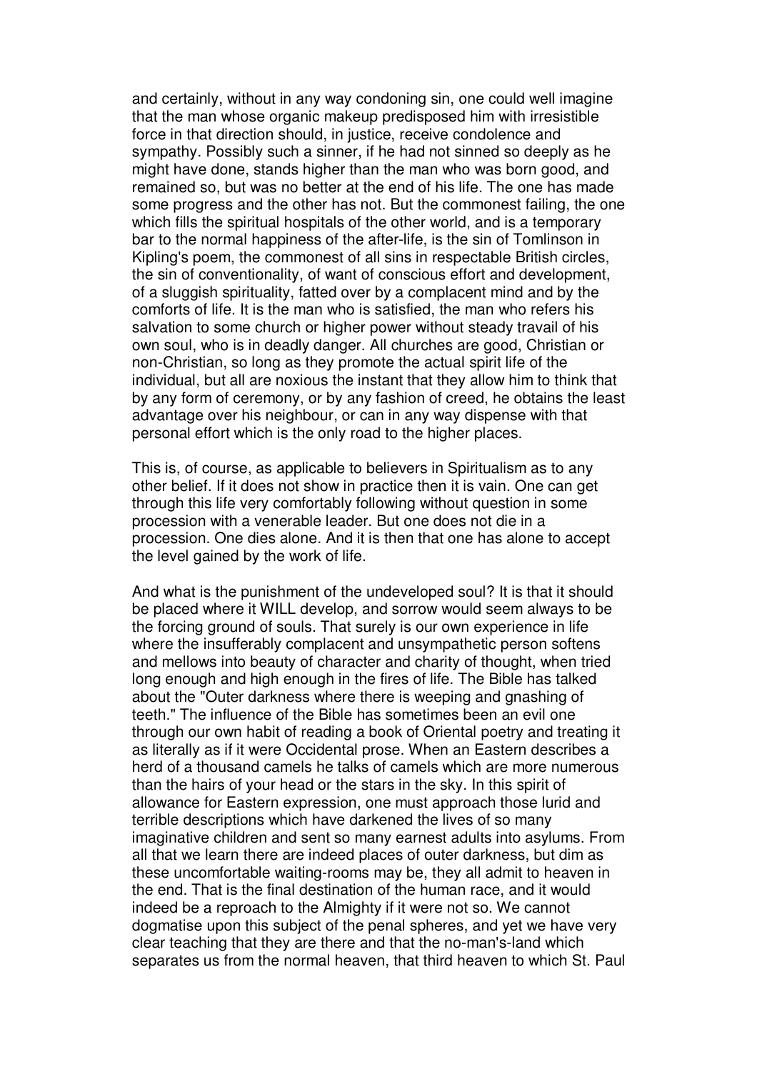and certainly, without in any way condoning sin, one could well imagine that the man whose organic makeup predisposed him with irresistible force in that direction should, in justice, receive condolence and sympathy. Possibly such a sinner, if he had not sinned so deeply as he might have done, stands higher than the man who was born good, and remained so, but was no better at the end of his life. The one has made some progress and the other has not. But the commonest failing, the one which fills the spiritual hospitals of the other world, and is a temporary bar to the normal happiness of the after-life, is the sin of Tomlinson in Kipling's poem, the commonest of all sins in respectable British circles, the sin of conventionality, of want of conscious effort and development, of a sluggish spirituality, fatted over by a complacent mind and by the comforts of life. It is the man who is satisfied, the man who refers his salvation to some church or higher power without steady travail of his own soul, who is in deadly danger. All churches are good, Christian or non-Christian, so long as they promote the actual spirit life of the individual, but all are noxious the instant that they allow him to think that by any form of ceremony, or by any fashion of creed, he obtains the least advantage over his neighbour, or can in any way dispense with that personal effort which is the only road to the higher places.

This is, of course, as applicable to believers in Spiritualism as to any other belief. If it does not show in practice then it is vain. One can get through this life very comfortably following without question in some procession with a venerable leader. But one does not die in a procession. One dies alone. And it is then that one has alone to accept the level gained by the work of life.

And what is the punishment of the undeveloped soul? It is that it should be placed where it WILL develop, and sorrow would seem always to be the forcing ground of souls. That surely is our own experience in life where the insufferably complacent and unsympathetic person softens and mellows into beauty of character and charity of thought, when tried long enough and high enough in the fires of life. The Bible has talked about the "Outer darkness where there is weeping and gnashing of teeth." The influence of the Bible has sometimes been an evil one through our own habit of reading a book of Oriental poetry and treating it as literally as if it were Occidental prose. When an Eastern describes a herd of a thousand camels he talks of camels which are more numerous than the hairs of your head or the stars in the sky. In this spirit of allowance for Eastern expression, one must approach those lurid and terrible descriptions which have darkened the lives of so many imaginative children and sent so many earnest adults into asylums. From all that we learn there are indeed places of outer darkness, but dim as these uncomfortable waiting-rooms may be, they all admit to heaven in the end. That is the final destination of the human race, and it would indeed be a reproach to the Almighty if it were not so. We cannot dogmatise upon this subject of the penal spheres, and yet we have very clear teaching that they are there and that the no-man's-land which separates us from the normal heaven, that third heaven to which St. Paul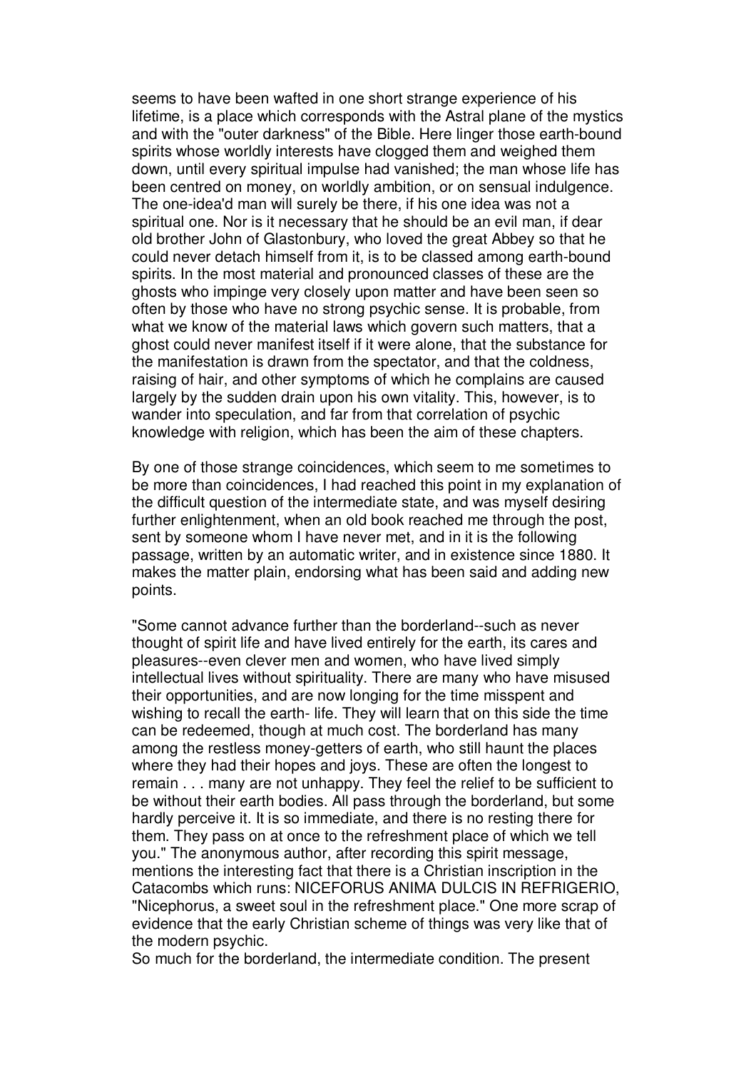seems to have been wafted in one short strange experience of his lifetime, is a place which corresponds with the Astral plane of the mystics and with the "outer darkness" of the Bible. Here linger those earth-bound spirits whose worldly interests have clogged them and weighed them down, until every spiritual impulse had vanished; the man whose life has been centred on money, on worldly ambition, or on sensual indulgence. The one-idea'd man will surely be there, if his one idea was not a spiritual one. Nor is it necessary that he should be an evil man, if dear old brother John of Glastonbury, who loved the great Abbey so that he could never detach himself from it, is to be classed among earth-bound spirits. In the most material and pronounced classes of these are the ghosts who impinge very closely upon matter and have been seen so often by those who have no strong psychic sense. It is probable, from what we know of the material laws which govern such matters, that a ghost could never manifest itself if it were alone, that the substance for the manifestation is drawn from the spectator, and that the coldness, raising of hair, and other symptoms of which he complains are caused largely by the sudden drain upon his own vitality. This, however, is to wander into speculation, and far from that correlation of psychic knowledge with religion, which has been the aim of these chapters.

By one of those strange coincidences, which seem to me sometimes to be more than coincidences, I had reached this point in my explanation of the difficult question of the intermediate state, and was myself desiring further enlightenment, when an old book reached me through the post, sent by someone whom I have never met, and in it is the following passage, written by an automatic writer, and in existence since 1880. It makes the matter plain, endorsing what has been said and adding new points.

"Some cannot advance further than the borderland--such as never thought of spirit life and have lived entirely for the earth, its cares and pleasures--even clever men and women, who have lived simply intellectual lives without spirituality. There are many who have misused their opportunities, and are now longing for the time misspent and wishing to recall the earth- life. They will learn that on this side the time can be redeemed, though at much cost. The borderland has many among the restless money-getters of earth, who still haunt the places where they had their hopes and joys. These are often the longest to remain . . . many are not unhappy. They feel the relief to be sufficient to be without their earth bodies. All pass through the borderland, but some hardly perceive it. It is so immediate, and there is no resting there for them. They pass on at once to the refreshment place of which we tell you." The anonymous author, after recording this spirit message, mentions the interesting fact that there is a Christian inscription in the Catacombs which runs: NICEFORUS ANIMA DULCIS IN REFRIGERIO, "Nicephorus, a sweet soul in the refreshment place." One more scrap of evidence that the early Christian scheme of things was very like that of the modern psychic.

So much for the borderland, the intermediate condition. The present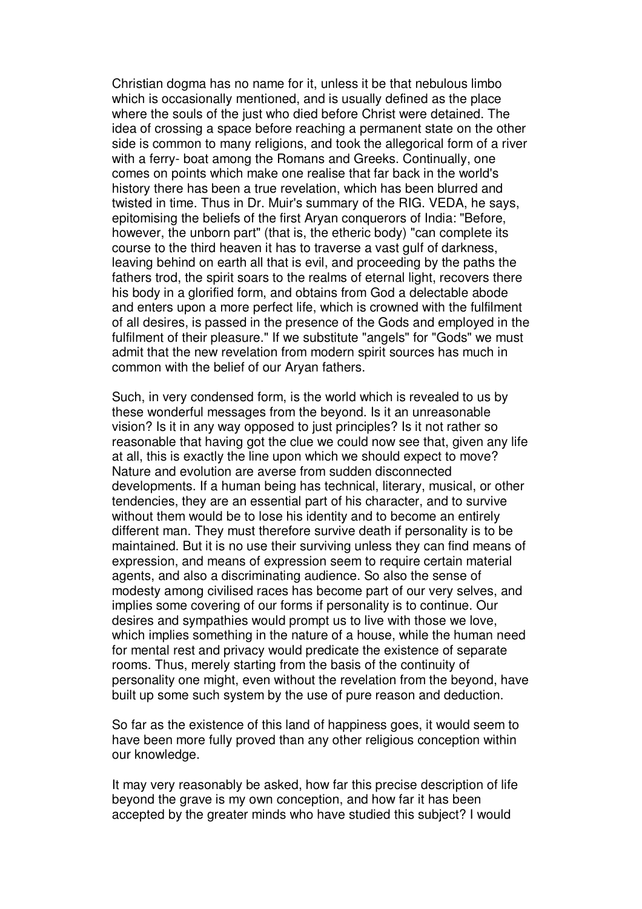Christian dogma has no name for it, unless it be that nebulous limbo which is occasionally mentioned, and is usually defined as the place where the souls of the just who died before Christ were detained. The idea of crossing a space before reaching a permanent state on the other side is common to many religions, and took the allegorical form of a river with a ferry- boat among the Romans and Greeks. Continually, one comes on points which make one realise that far back in the world's history there has been a true revelation, which has been blurred and twisted in time. Thus in Dr. Muir's summary of the RIG. VEDA, he says, epitomising the beliefs of the first Aryan conquerors of India: "Before, however, the unborn part" (that is, the etheric body) "can complete its course to the third heaven it has to traverse a vast gulf of darkness, leaving behind on earth all that is evil, and proceeding by the paths the fathers trod, the spirit soars to the realms of eternal light, recovers there his body in a glorified form, and obtains from God a delectable abode and enters upon a more perfect life, which is crowned with the fulfilment of all desires, is passed in the presence of the Gods and employed in the fulfilment of their pleasure." If we substitute "angels" for "Gods" we must admit that the new revelation from modern spirit sources has much in common with the belief of our Aryan fathers.

Such, in very condensed form, is the world which is revealed to us by these wonderful messages from the beyond. Is it an unreasonable vision? Is it in any way opposed to just principles? Is it not rather so reasonable that having got the clue we could now see that, given any life at all, this is exactly the line upon which we should expect to move? Nature and evolution are averse from sudden disconnected developments. If a human being has technical, literary, musical, or other tendencies, they are an essential part of his character, and to survive without them would be to lose his identity and to become an entirely different man. They must therefore survive death if personality is to be maintained. But it is no use their surviving unless they can find means of expression, and means of expression seem to require certain material agents, and also a discriminating audience. So also the sense of modesty among civilised races has become part of our very selves, and implies some covering of our forms if personality is to continue. Our desires and sympathies would prompt us to live with those we love, which implies something in the nature of a house, while the human need for mental rest and privacy would predicate the existence of separate rooms. Thus, merely starting from the basis of the continuity of personality one might, even without the revelation from the beyond, have built up some such system by the use of pure reason and deduction.

So far as the existence of this land of happiness goes, it would seem to have been more fully proved than any other religious conception within our knowledge.

It may very reasonably be asked, how far this precise description of life beyond the grave is my own conception, and how far it has been accepted by the greater minds who have studied this subject? I would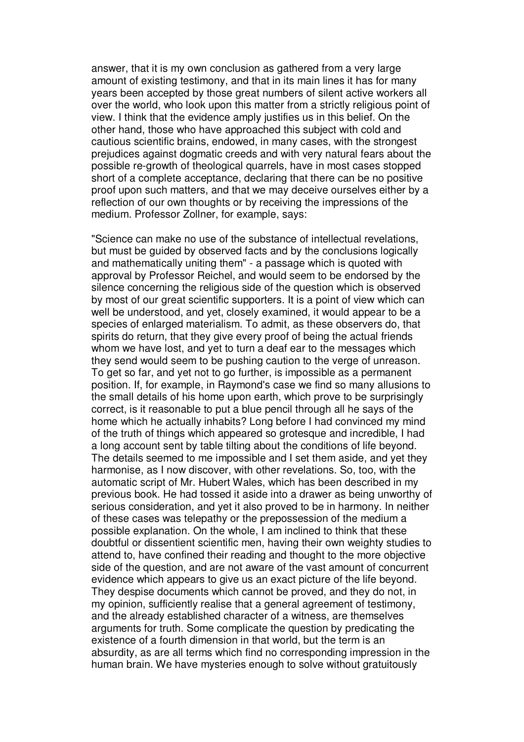answer, that it is my own conclusion as gathered from a very large amount of existing testimony, and that in its main lines it has for many years been accepted by those great numbers of silent active workers all over the world, who look upon this matter from a strictly religious point of view. I think that the evidence amply justifies us in this belief. On the other hand, those who have approached this subject with cold and cautious scientific brains, endowed, in many cases, with the strongest prejudices against dogmatic creeds and with very natural fears about the possible re-growth of theological quarrels, have in most cases stopped short of a complete acceptance, declaring that there can be no positive proof upon such matters, and that we may deceive ourselves either by a reflection of our own thoughts or by receiving the impressions of the medium. Professor Zollner, for example, says:

"Science can make no use of the substance of intellectual revelations, but must be guided by observed facts and by the conclusions logically and mathematically uniting them" - a passage which is quoted with approval by Professor Reichel, and would seem to be endorsed by the silence concerning the religious side of the question which is observed by most of our great scientific supporters. It is a point of view which can well be understood, and yet, closely examined, it would appear to be a species of enlarged materialism. To admit, as these observers do, that spirits do return, that they give every proof of being the actual friends whom we have lost, and yet to turn a deaf ear to the messages which they send would seem to be pushing caution to the verge of unreason. To get so far, and yet not to go further, is impossible as a permanent position. If, for example, in Raymond's case we find so many allusions to the small details of his home upon earth, which prove to be surprisingly correct, is it reasonable to put a blue pencil through all he says of the home which he actually inhabits? Long before I had convinced my mind of the truth of things which appeared so grotesque and incredible, I had a long account sent by table tilting about the conditions of life beyond. The details seemed to me impossible and I set them aside, and yet they harmonise, as I now discover, with other revelations. So, too, with the automatic script of Mr. Hubert Wales, which has been described in my previous book. He had tossed it aside into a drawer as being unworthy of serious consideration, and yet it also proved to be in harmony. In neither of these cases was telepathy or the prepossession of the medium a possible explanation. On the whole, I am inclined to think that these doubtful or dissentient scientific men, having their own weighty studies to attend to, have confined their reading and thought to the more objective side of the question, and are not aware of the vast amount of concurrent evidence which appears to give us an exact picture of the life beyond. They despise documents which cannot be proved, and they do not, in my opinion, sufficiently realise that a general agreement of testimony, and the already established character of a witness, are themselves arguments for truth. Some complicate the question by predicating the existence of a fourth dimension in that world, but the term is an absurdity, as are all terms which find no corresponding impression in the human brain. We have mysteries enough to solve without gratuitously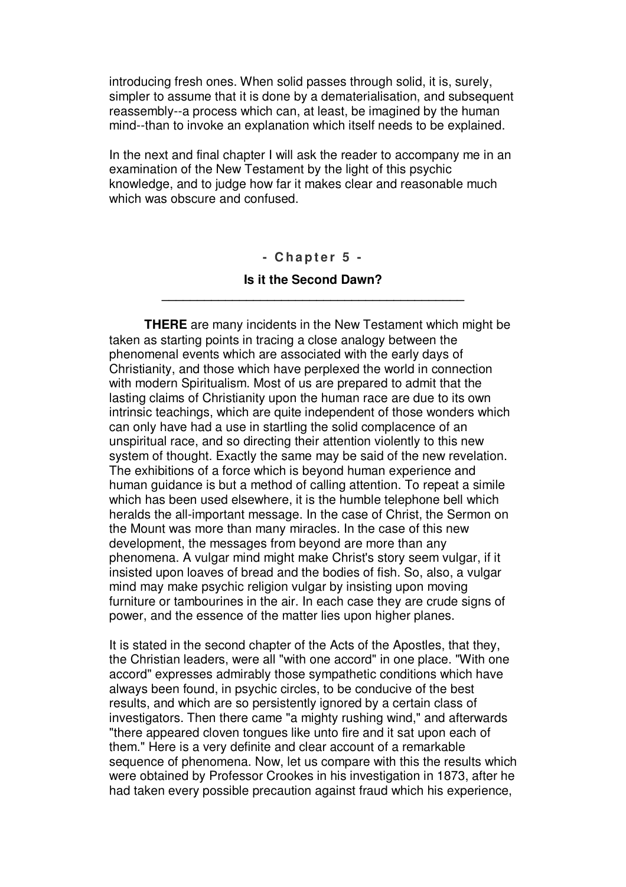introducing fresh ones. When solid passes through solid, it is, surely, simpler to assume that it is done by a dematerialisation, and subsequent reassembly--a process which can, at least, be imagined by the human mind--than to invoke an explanation which itself needs to be explained.

In the next and final chapter I will ask the reader to accompany me in an examination of the New Testament by the light of this psychic knowledge, and to judge how far it makes clear and reasonable much which was obscure and confused.

## - Chapter 5 -

### Is it the Second Dawn?

---

**THERE** are many incidents in the New Testament which might be taken as starting points in tracing a close analogy between the phenomenal events which are associated with the early days of Christianity, and those which have perplexed the world in connection with modern Spiritualism. Most of us are prepared to admit that the lasting claims of Christianity upon the human race are due to its own intrinsic teachings, which are quite independent of those wonders which can only have had a use in startling the solid complacence of an unspiritual race, and so directing their attention violently to this new system of thought. Exactly the same may be said of the new revelation. The exhibitions of a force which is beyond human experience and human guidance is but a method of calling attention. To repeat a simile which has been used elsewhere, it is the humble telephone bell which heralds the all-important message. In the case of Christ, the Sermon on the Mount was more than many miracles. In the case of this new development, the messages from beyond are more than any phenomena. A vulgar mind might make Christ's story seem vulgar, if it insisted upon loaves of bread and the bodies of fish. So, also, a vulgar mind may make psychic religion vulgar by insisting upon moving furniture or tambourines in the air. In each case they are crude signs of power, and the essence of the matter lies upon higher planes.

It is stated in the second chapter of the Acts of the Apostles, that they, the Christian leaders, were all "with one accord" in one place. "With one accord" expresses admirably those sympathetic conditions which have always been found, in psychic circles, to be conducive of the best results, and which are so persistently ignored by a certain class of investigators. Then there came "a mighty rushing wind," and afterwards "there appeared cloven tongues like unto fire and it sat upon each of them." Here is a very definite and clear account of a remarkable sequence of phenomena. Now, let us compare with this the results which were obtained by Professor Crookes in his investigation in 1873, after he had taken every possible precaution against fraud which his experience,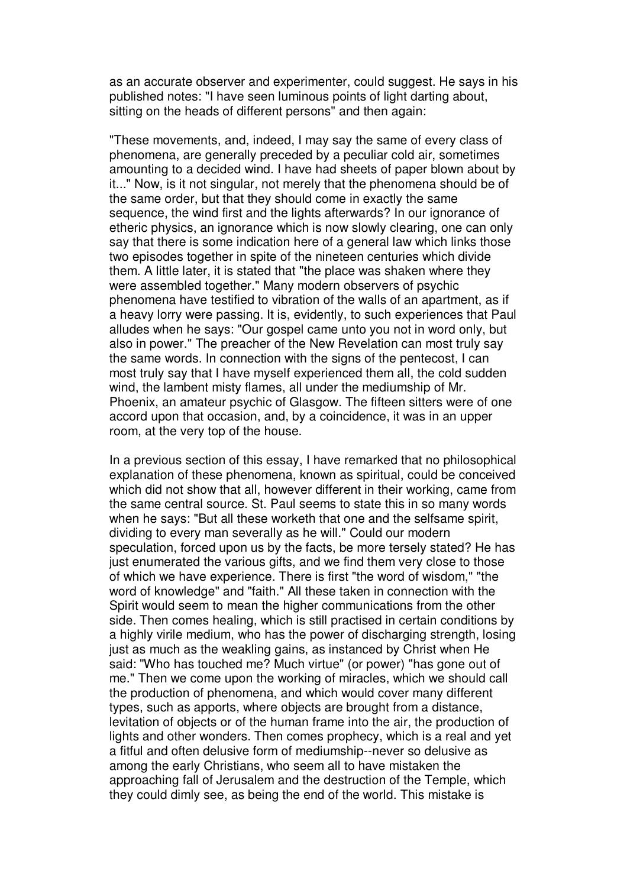as an accurate observer and experimenter, could suggest. He says in his published notes: "I have seen luminous points of light darting about, sitting on the heads of different persons" and then again:

"These movements, and, indeed, I may say the same of every class of phenomena, are generally preceded by a peculiar cold air, sometimes amounting to a decided wind. I have had sheets of paper blown about by it..." Now, is it not singular, not merely that the phenomena should be of the same order, but that they should come in exactly the same sequence, the wind first and the lights afterwards? In our ignorance of etheric physics, an ignorance which is now slowly clearing, one can only say that there is some indication here of a general law which links those two episodes together in spite of the nineteen centuries which divide them. A little later, it is stated that "the place was shaken where they were assembled together." Many modern observers of psychic phenomena have testified to vibration of the walls of an apartment, as if a heavy lorry were passing. It is, evidently, to such experiences that Paul alludes when he says: "Our gospel came unto you not in word only, but also in power." The preacher of the New Revelation can most truly say the same words. In connection with the signs of the pentecost, I can most truly say that I have myself experienced them all, the cold sudden wind, the lambent misty flames, all under the mediumship of Mr. Phoenix, an amateur psychic of Glasgow. The fifteen sitters were of one accord upon that occasion, and, by a coincidence, it was in an upper room, at the very top of the house.

In a previous section of this essay, I have remarked that no philosophical explanation of these phenomena, known as spiritual, could be conceived which did not show that all, however different in their working, came from the same central source. St. Paul seems to state this in so many words when he says: "But all these worketh that one and the selfsame spirit, dividing to every man severally as he will." Could our modern speculation, forced upon us by the facts, be more tersely stated? He has just enumerated the various gifts, and we find them very close to those of which we have experience. There is first "the word of wisdom," "the word of knowledge" and "faith." All these taken in connection with the Spirit would seem to mean the higher communications from the other side. Then comes healing, which is still practised in certain conditions by a highly virile medium, who has the power of discharging strength, losing just as much as the weakling gains, as instanced by Christ when He said: "Who has touched me? Much virtue" (or power) "has gone out of me." Then we come upon the working of miracles, which we should call the production of phenomena, and which would cover many different types, such as apports, where objects are brought from a distance, levitation of objects or of the human frame into the air, the production of lights and other wonders. Then comes prophecy, which is a real and yet a fitful and often delusive form of mediumship--never so delusive as among the early Christians, who seem all to have mistaken the approaching fall of Jerusalem and the destruction of the Temple, which they could dimly see, as being the end of the world. This mistake is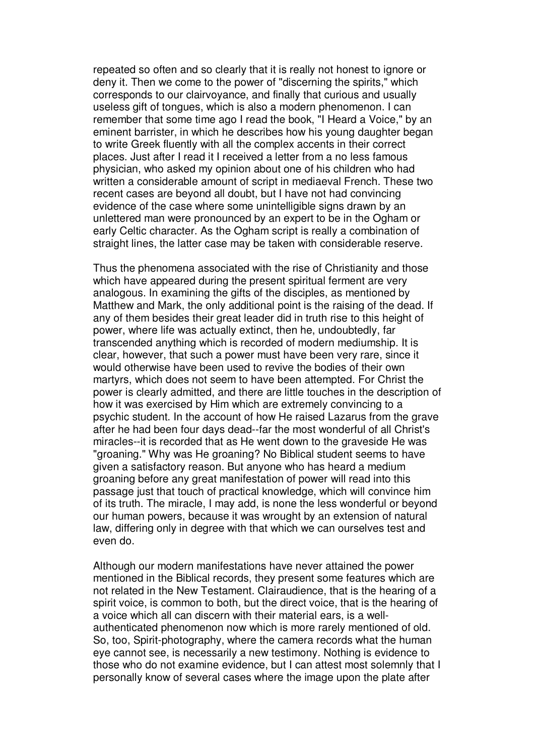repeated so often and so clearly that it is really not honest to ignore or deny it. Then we come to the power of "discerning the spirits," which corresponds to our clairvoyance, and finally that curious and usually useless gift of tongues, which is also a modern phenomenon. I can remember that some time ago I read the book, "I Heard a Voice," by an eminent barrister, in which he describes how his young daughter began to write Greek fluently with all the complex accents in their correct places. Just after I read it I received a letter from a no less famous physician, who asked my opinion about one of his children who had written a considerable amount of script in mediaeval French. These two recent cases are beyond all doubt, but I have not had convincing evidence of the case where some unintelligible signs drawn by an unlettered man were pronounced by an expert to be in the Ogham or early Celtic character. As the Ogham script is really a combination of straight lines, the latter case may be taken with considerable reserve.

Thus the phenomena associated with the rise of Christianity and those which have appeared during the present spiritual ferment are very analogous. In examining the gifts of the disciples, as mentioned by Matthew and Mark, the only additional point is the raising of the dead. If any of them besides their great leader did in truth rise to this height of power, where life was actually extinct, then he, undoubtedly, far transcended anything which is recorded of modern mediumship. It is clear, however, that such a power must have been very rare, since it would otherwise have been used to revive the bodies of their own martyrs, which does not seem to have been attempted. For Christ the power is clearly admitted, and there are little touches in the description of how it was exercised by Him which are extremely convincing to a psychic student. In the account of how He raised Lazarus from the grave after he had been four days dead--far the most wonderful of all Christ's miracles--it is recorded that as He went down to the graveside He was "groaning." Why was He groaning? No Biblical student seems to have given a satisfactory reason. But anyone who has heard a medium groaning before any great manifestation of power will read into this passage just that touch of practical knowledge, which will convince him of its truth. The miracle, I may add, is none the less wonderful or beyond our human powers, because it was wrought by an extension of natural law, differing only in degree with that which we can ourselves test and even do.

Although our modern manifestations have never attained the power mentioned in the Biblical records, they present some features which are not related in the New Testament. Clairaudience, that is the hearing of a spirit voice, is common to both, but the direct voice, that is the hearing of a voice which all can discern with their material ears, is a well-authenticated phenomenon now which is more rarely mentioned of old. So, too, Spirit-photography, where the camera records what the human eye cannot see, is necessarily a new testimony. Nothing is evidence to those who do not examine evidence, but I can attest most solemnly that I personally know of several cases where the image upon the plate after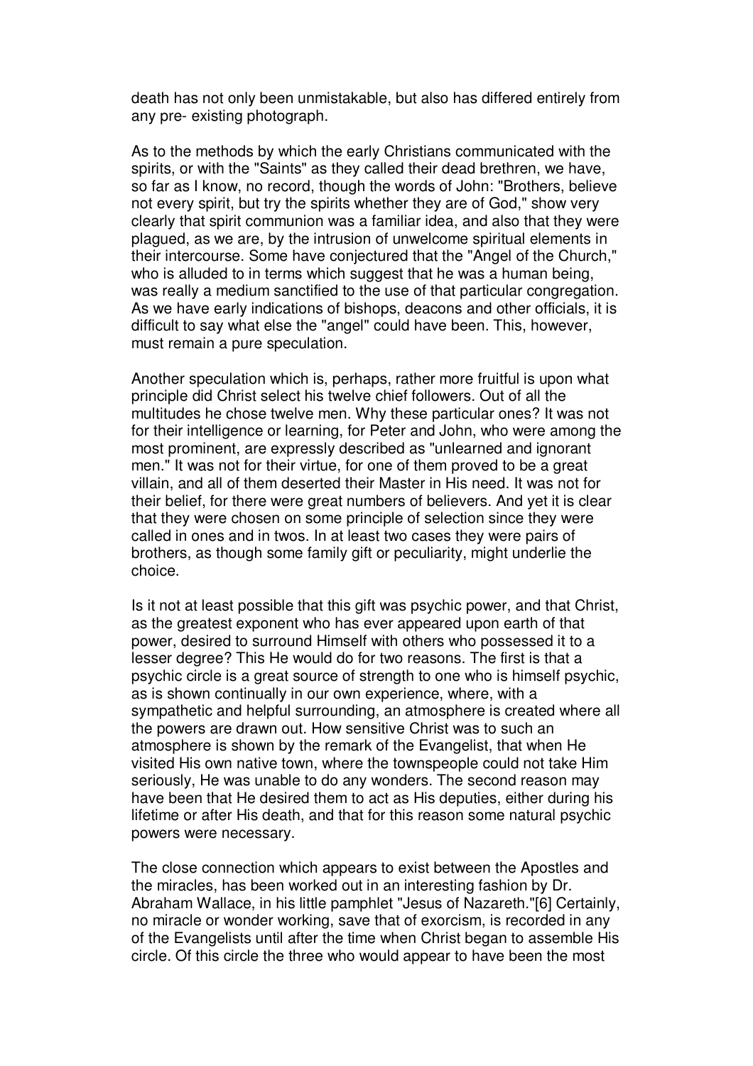death has not only been unmistakable, but also has differed entirely from any pre- existing photograph.

As to the methods by which the early Christians communicated with the spirits, or with the "Saints" as they called their dead brethren, we have, so far as I know, no record, though the words of John: "Brothers, believe not every spirit, but try the spirits whether they are of God," show very clearly that spirit communion was a familiar idea, and also that they were plagued, as we are, by the intrusion of unwelcome spiritual elements in their intercourse. Some have conjectured that the "Angel of the Church," who is alluded to in terms which suggest that he was a human being, was really a medium sanctified to the use of that particular congregation. As we have early indications of bishops, deacons and other officials, it is difficult to say what else the "angel" could have been. This, however, must remain a pure speculation.

Another speculation which is, perhaps, rather more fruitful is upon what principle did Christ select his twelve chief followers. Out of all the multitudes he chose twelve men. Why these particular ones? It was not for their intelligence or learning, for Peter and John, who were among the most prominent, are expressly described as "unlearned and ignorant men." It was not for their virtue, for one of them proved to be a great villain, and all of them deserted their Master in His need. It was not for their belief, for there were great numbers of believers. And yet it is clear that they were chosen on some principle of selection since they were called in ones and in twos. In at least two cases they were pairs of brothers, as though some family gift or peculiarity, might underlie the choice.

Is it not at least possible that this gift was psychic power, and that Christ, as the greatest exponent who has ever appeared upon earth of that power, desired to surround Himself with others who possessed it to a lesser degree? This He would do for two reasons. The first is that a psychic circle is a great source of strength to one who is himself psychic, as is shown continually in our own experience, where, with a sympathetic and helpful surrounding, an atmosphere is created where all the powers are drawn out. How sensitive Christ was to such an atmosphere is shown by the remark of the Evangelist, that when He visited His own native town, where the townspeople could not take Him seriously, He was unable to do any wonders. The second reason may have been that He desired them to act as His deputies, either during his lifetime or after His death, and that for this reason some natural psychic powers were necessary.

The close connection which appears to exist between the Apostles and the miracles, has been worked out in an interesting fashion by Dr. Abraham Wallace, in his little pamphlet "Jesus of Nazareth."[6] Certainly, no miracle or wonder working, save that of exorcism, is recorded in any of the Evangelists until after the time when Christ began to assemble His circle. Of this circle the three who would appear to have been the most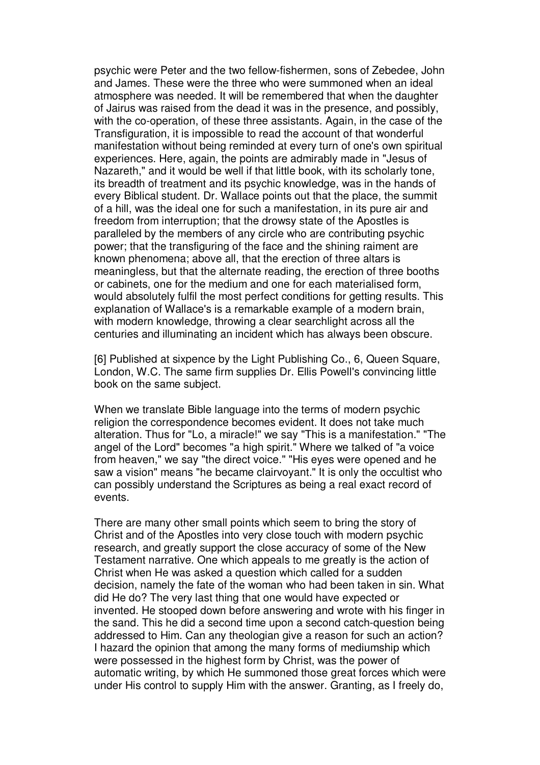psychic were Peter and the two fellow-fishermen, sons of Zebedee, John and James. These were the three who were summoned when an ideal atmosphere was needed. It will be remembered that when the daughter of Jairus was raised from the dead it was in the presence, and possibly, with the co-operation, of these three assistants. Again, in the case of the Transfiguration, it is impossible to read the account of that wonderful manifestation without being reminded at every turn of one's own spiritual experiences. Here, again, the points are admirably made in "Jesus of Nazareth," and it would be well if that little book, with its scholarly tone, its breadth of treatment and its psychic knowledge, was in the hands of every Biblical student. Dr. Wallace points out that the place, the summit of a hill, was the ideal one for such a manifestation, in its pure air and freedom from interruption; that the drowsy state of the Apostles is paralleled by the members of any circle who are contributing psychic power; that the transfiguring of the face and the shining raiment are known phenomena; above all, that the erection of three altars is meaningless, but that the alternate reading, the erection of three booths or cabinets, one for the medium and one for each materialised form, would absolutely fulfil the most perfect conditions for getting results. This explanation of Wallace's is a remarkable example of a modern brain, with modern knowledge, throwing a clear searchlight across all the centuries and illuminating an incident which has always been obscure.

[6] Published at sixpence by the Light Publishing Co., 6, Queen Square, London, W.C. The same firm supplies Dr. Ellis Powell's convincing little book on the same subject.

When we translate Bible language into the terms of modern psychic religion the correspondence becomes evident. It does not take much alteration. Thus for "Lo, a miracle!" we say "This is a manifestation." "The angel of the Lord" becomes "a high spirit." Where we talked of "a voice from heaven," we say "the direct voice." "His eyes were opened and he saw a vision" means "he became clairvoyant." It is only the occultist who can possibly understand the Scriptures as being a real exact record of events.

There are many other small points which seem to bring the story of Christ and of the Apostles into very close touch with modern psychic research, and greatly support the close accuracy of some of the New Testament narrative. One which appeals to me greatly is the action of Christ when He was asked a question which called for a sudden decision, namely the fate of the woman who had been taken in sin. What did He do? The very last thing that one would have expected or invented. He stooped down before answering and wrote with his finger in the sand. This he did a second time upon a second catch-question being addressed to Him. Can any theologian give a reason for such an action? I hazard the opinion that among the many forms of mediumship which were possessed in the highest form by Christ, was the power of automatic writing, by which He summoned those great forces which were under His control to supply Him with the answer. Granting, as I freely do,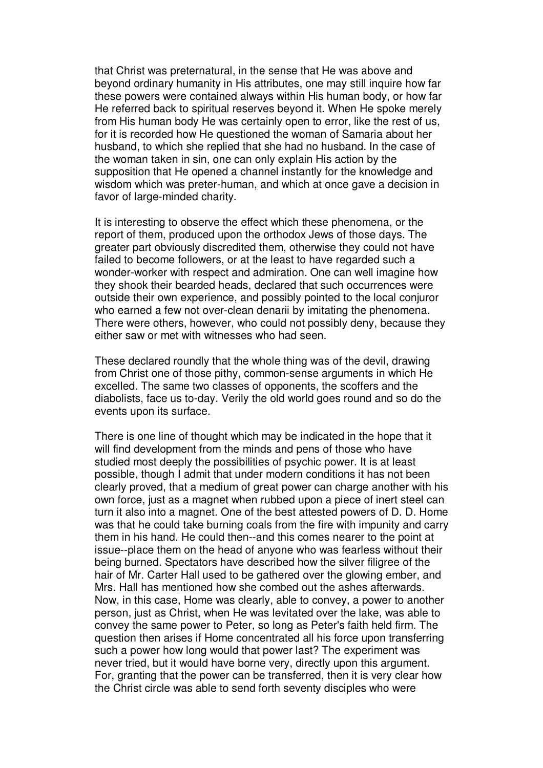that Christ was preternatural, in the sense that He was above and beyond ordinary humanity in His attributes, one may still inquire how far these powers were contained always within His human body, or how far He referred back to spiritual reserves beyond it. When He spoke merely from His human body He was certainly open to error, like the rest of us, for it is recorded how He questioned the woman of Samaria about her husband, to which she replied that she had no husband. In the case of the woman taken in sin, one can only explain His action by the supposition that He opened a channel instantly for the knowledge and wisdom which was preter-human, and which at once gave a decision in favor of large-minded charity.

It is interesting to observe the effect which these phenomena, or the report of them, produced upon the orthodox Jews of those days. The greater part obviously discredited them, otherwise they could not have failed to become followers, or at the least to have regarded such a wonder-worker with respect and admiration. One can well imagine how they shook their bearded heads, declared that such occurrences were outside their own experience, and possibly pointed to the local conjuror who earned a few not over-clean denarii by imitating the phenomena. There were others, however, who could not possibly deny, because they either saw or met with witnesses who had seen.

These declared roundly that the whole thing was of the devil, drawing from Christ one of those pithy, common-sense arguments in which He excelled. The same two classes of opponents, the scoffers and the diabolists, face us to-day. Verily the old world goes round and so do the events upon its surface.

There is one line of thought which may be indicated in the hope that it will find development from the minds and pens of those who have studied most deeply the possibilities of psychic power. It is at least possible, though I admit that under modern conditions it has not been clearly proved, that a medium of great power can charge another with his own force, just as a magnet when rubbed upon a piece of inert steel can turn it also into a magnet. One of the best attested powers of D. D. Home was that he could take burning coals from the fire with impunity and carry them in his hand. He could then--and this comes nearer to the point at issue--place them on the head of anyone who was fearless without their being burned. Spectators have described how the silver filigree of the hair of Mr. Carter Hall used to be gathered over the glowing ember, and Mrs. Hall has mentioned how she combed out the ashes afterwards. Now, in this case, Home was clearly, able to convey, a power to another person, just as Christ, when He was levitated over the lake, was able to convey the same power to Peter, so long as Peter's faith held firm. The question then arises if Home concentrated all his force upon transferring such a power how long would that power last? The experiment was never tried, but it would have borne very, directly upon this argument. For, granting that the power can be transferred, then it is very clear how the Christ circle was able to send forth seventy disciples who were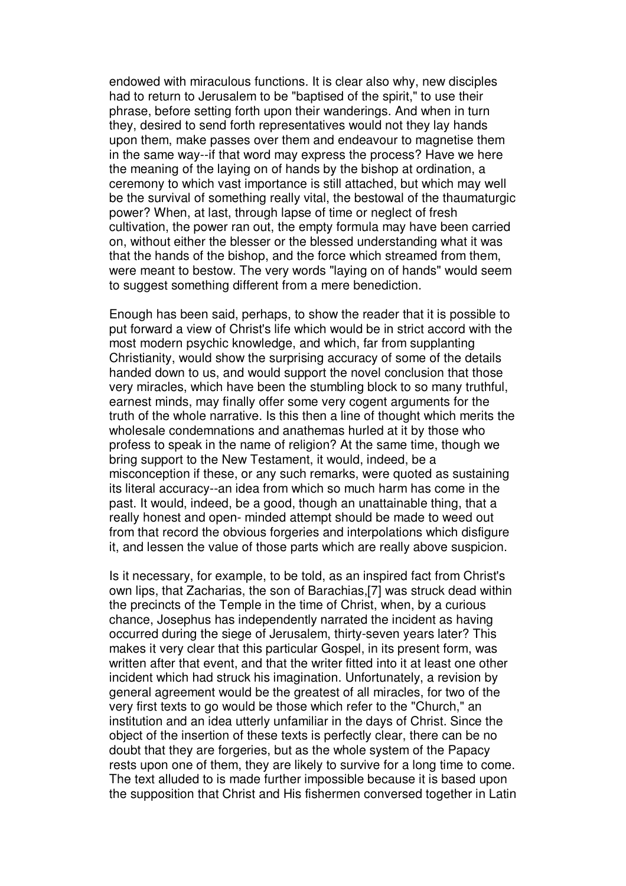endowed with miraculous functions. It is clear also why, new disciples had to return to Jerusalem to be "baptised of the spirit," to use their phrase, before setting forth upon their wanderings. And when in turn they, desired to send forth representatives would not they lay hands upon them, make passes over them and endeavour to magnetise them in the same way--if that word may express the process? Have we here the meaning of the laying on of hands by the bishop at ordination, a ceremony to which vast importance is still attached, but which may well be the survival of something really vital, the bestowal of the thaumaturgic power? When, at last, through lapse of time or neglect of fresh cultivation, the power ran out, the empty formula may have been carried on, without either the blesser or the blessed understanding what it was that the hands of the bishop, and the force which streamed from them, were meant to bestow. The very words "laying on of hands" would seem to suggest something different from a mere benediction.

Enough has been said, perhaps, to show the reader that it is possible to put forward a view of Christ's life which would be in strict accord with the most modern psychic knowledge, and which, far from supplanting Christianity, would show the surprising accuracy of some of the details handed down to us, and would support the novel conclusion that those very miracles, which have been the stumbling block to so many truthful, earnest minds, may finally offer some very cogent arguments for the truth of the whole narrative. Is this then a line of thought which merits the wholesale condemnations and anathemas hurled at it by those who profess to speak in the name of religion? At the same time, though we bring support to the New Testament, it would, indeed, be a misconception if these, or any such remarks, were quoted as sustaining its literal accuracy--an idea from which so much harm has come in the past. It would, indeed, be a good, though an unattainable thing, that a really honest and open- minded attempt should be made to weed out from that record the obvious forgeries and interpolations which disfigure it, and lessen the value of those parts which are really above suspicion.

Is it necessary, for example, to be told, as an inspired fact from Christ's own lips, that Zacharias, the son of Barachias,[7] was struck dead within the precincts of the Temple in the time of Christ, when, by a curious chance, Josephus has independently narrated the incident as having occurred during the siege of Jerusalem, thirty-seven years later? This makes it very clear that this particular Gospel, in its present form, was written after that event, and that the writer fitted into it at least one other incident which had struck his imagination. Unfortunately, a revision by general agreement would be the greatest of all miracles, for two of the very first texts to go would be those which refer to the "Church," an institution and an idea utterly unfamiliar in the days of Christ. Since the object of the insertion of these texts is perfectly clear, there can be no doubt that they are forgeries, but as the whole system of the Papacy rests upon one of them, they are likely to survive for a long time to come. The text alluded to is made further impossible because it is based upon the supposition that Christ and His fishermen conversed together in Latin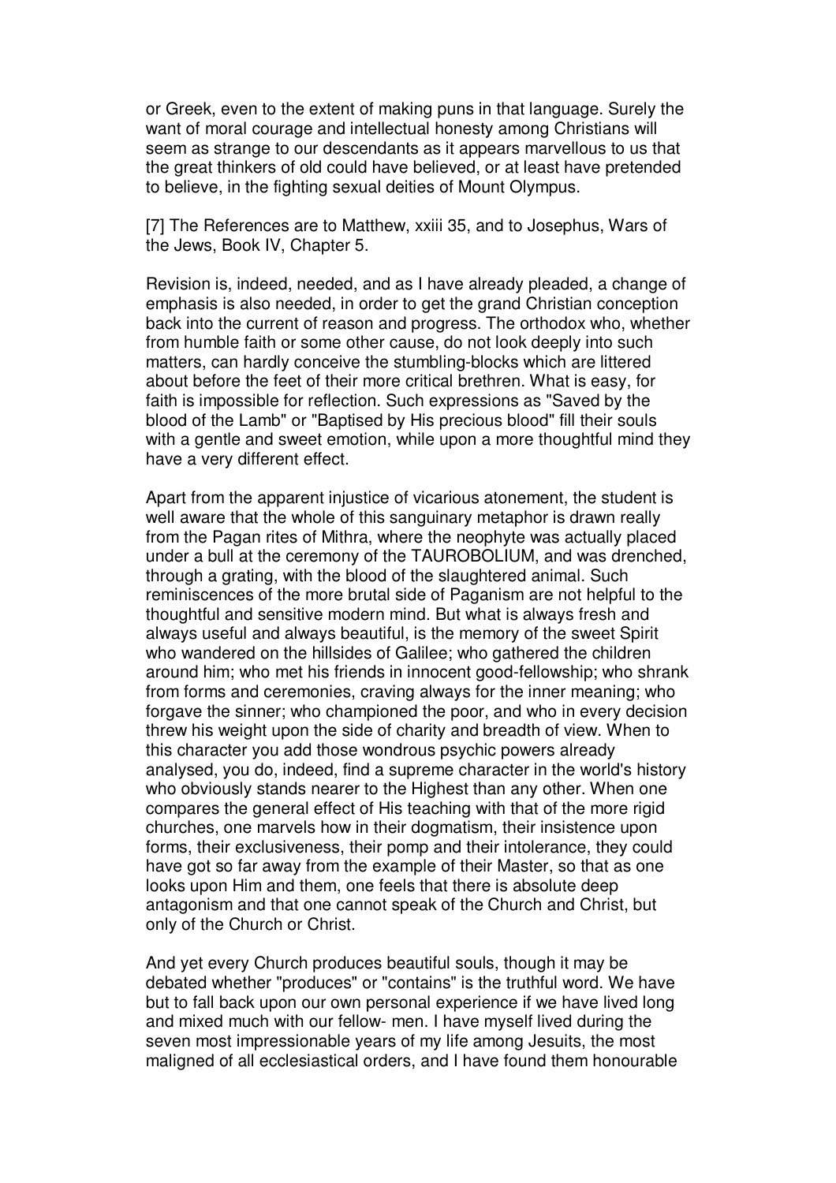or Greek, even to the extent of making puns in that language. Surely the want of moral courage and intellectual honesty among Christians will seem as strange to our descendants as it appears marvellous to us that the great thinkers of old could have believed, or at least have pretended to believe, in the fighting sexual deities of Mount Olympus.

[7] The References are to Matthew, xxiii 35, and to Josephus, Wars of the Jews, Book IV, Chapter 5.

Revision is, indeed, needed, and as I have already pleaded, a change of emphasis is also needed, in order to get the grand Christian conception back into the current of reason and progress. The orthodox who, whether from humble faith or some other cause, do not look deeply into such matters, can hardly conceive the stumbling-blocks which are littered about before the feet of their more critical brethren. What is easy, for faith is impossible for reflection. Such expressions as "Saved by the blood of the Lamb" or "Baptised by His precious blood" fill their souls with a gentle and sweet emotion, while upon a more thoughtful mind they have a very different effect.

Apart from the apparent injustice of vicarious atonement, the student is well aware that the whole of this sanguinary metaphor is drawn really from the Pagan rites of Mithra, where the neophyte was actually placed under a bull at the ceremony of the TAUROBOLIUM, and was drenched, through a grating, with the blood of the slaughtered animal. Such reminiscences of the more brutal side of Paganism are not helpful to the thoughtful and sensitive modern mind. But what is always fresh and always useful and always beautiful, is the memory of the sweet Spirit who wandered on the hillsides of Galilee; who gathered the children around him; who met his friends in innocent good-fellowship; who shrank from forms and ceremonies, craving always for the inner meaning; who forgave the sinner; who championed the poor, and who in every decision threw his weight upon the side of charity and breadth of view. When to this character you add those wondrous psychic powers already analysed, you do, indeed, find a supreme character in the world's history who obviously stands nearer to the Highest than any other. When one compares the general effect of His teaching with that of the more rigid churches, one marvels how in their dogmatism, their insistence upon forms, their exclusiveness, their pomp and their intolerance, they could have got so far away from the example of their Master, so that as one looks upon Him and them, one feels that there is absolute deep antagonism and that one cannot speak of the Church and Christ, but only of the Church or Christ.

And yet every Church produces beautiful souls, though it may be debated whether "produces" or "contains" is the truthful word. We have but to fall back upon our own personal experience if we have lived long and mixed much with our fellow- men. I have myself lived during the seven most impressionable years of my life among Jesuits, the most maligned of all ecclesiastical orders, and I have found them honourable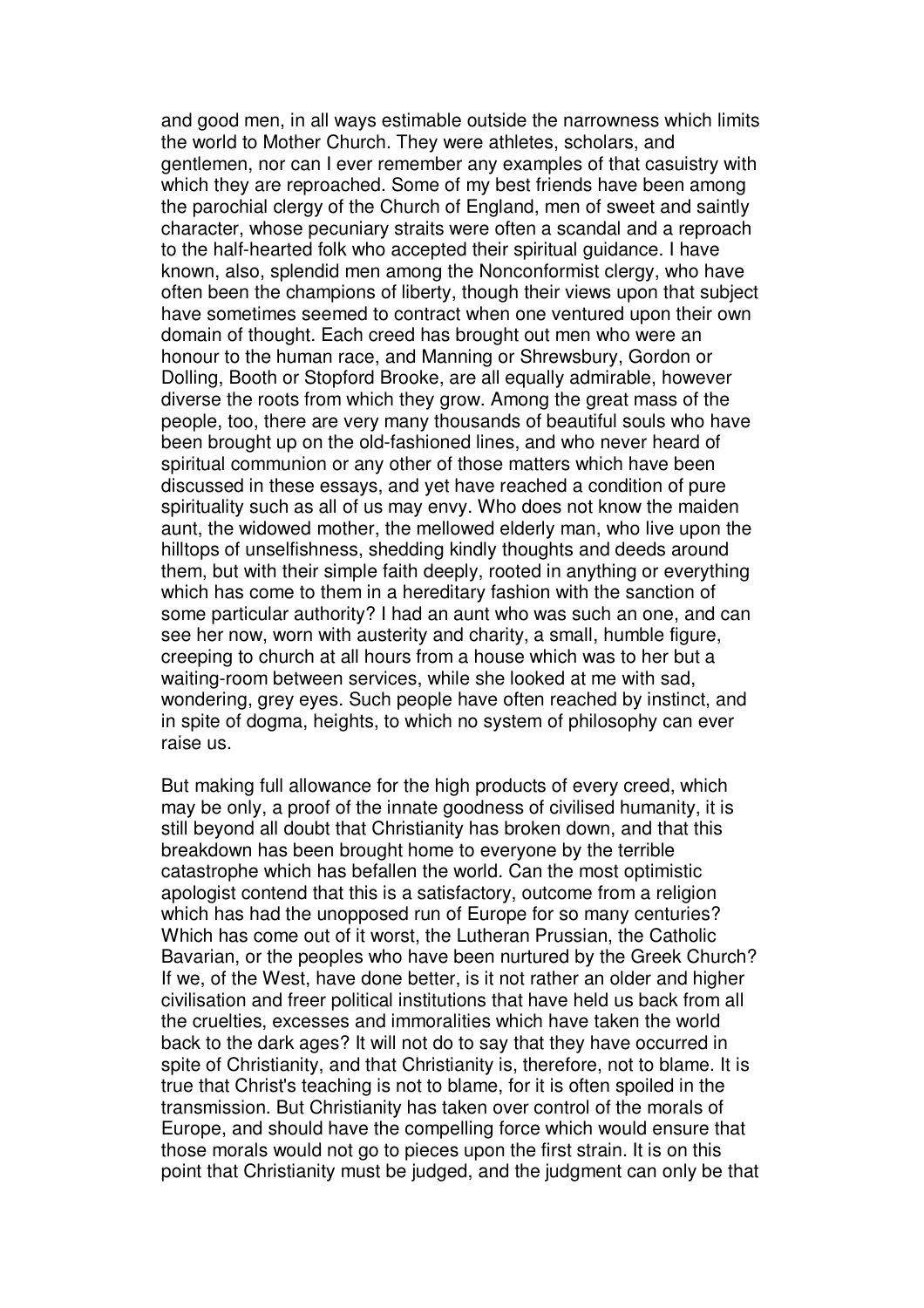and good men, in all ways estimable outside the narrowness which limits the world to Mother Church. They were athletes, scholars, and gentlemen, nor can I ever remember any examples of that casuistry with which they are reproached. Some of my best friends have been among the parochial clergy of the Church of England, men of sweet and saintly character, whose pecuniary straits were often a scandal and a reproach to the half-hearted folk who accepted their spiritual guidance. I have known, also, splendid men among the Nonconformist clergy, who have often been the champions of liberty, though their views upon that subject have sometimes seemed to contract when one ventured upon their own domain of thought. Each creed has brought out men who were an honour to the human race, and Manning or Shrewsbury, Gordon or Dolling, Booth or Stopford Brooke, are all equally admirable, however diverse the roots from which they grow. Among the great mass of the people, too, there are very many thousands of beautiful souls who have been brought up on the old-fashioned lines, and who never heard of spiritual communion or any other of those matters which have been discussed in these essays, and yet have reached a condition of pure spirituality such as all of us may envy. Who does not know the maiden aunt, the widowed mother, the mellowed elderly man, who live upon the hilltops of unselfishness, shedding kindly thoughts and deeds around them, but with their simple faith deeply, rooted in anything or everything which has come to them in a hereditary fashion with the sanction of some particular authority? I had an aunt who was such an one, and can see her now, worn with austerity and charity, a small, humble figure, creeping to church at all hours from a house which was to her but a waiting-room between services, while she looked at me with sad, wondering, grey eyes. Such people have often reached by instinct, and in spite of dogma, heights, to which no system of philosophy can ever raise us.

But making full allowance for the high products of every creed, which may be only, a proof of the innate goodness of civilised humanity, it is still beyond all doubt that Christianity has broken down, and that this breakdown has been brought home to everyone by the terrible catastrophe which has befallen the world. Can the most optimistic apologist contend that this is a satisfactory, outcome from a religion which has had the unopposed run of Europe for so many centuries? Which has come out of it worst, the Lutheran Prussian, the Catholic Bavarian, or the peoples who have been nurtured by the Greek Church? If we, of the West, have done better, is it not rather an older and higher civilisation and freer political institutions that have held us back from all the cruelties, excesses and immoralities which have taken the world back to the dark ages? It will not do to say that they have occurred in spite of Christianity, and that Christianity is, therefore, not to blame. It is true that Christ's teaching is not to blame, for it is often spoiled in the transmission. But Christianity has taken over control of the morals of Europe, and should have the compelling force which would ensure that those morals would not go to pieces upon the first strain. It is on this point that Christianity must be judged, and the judgment can only be that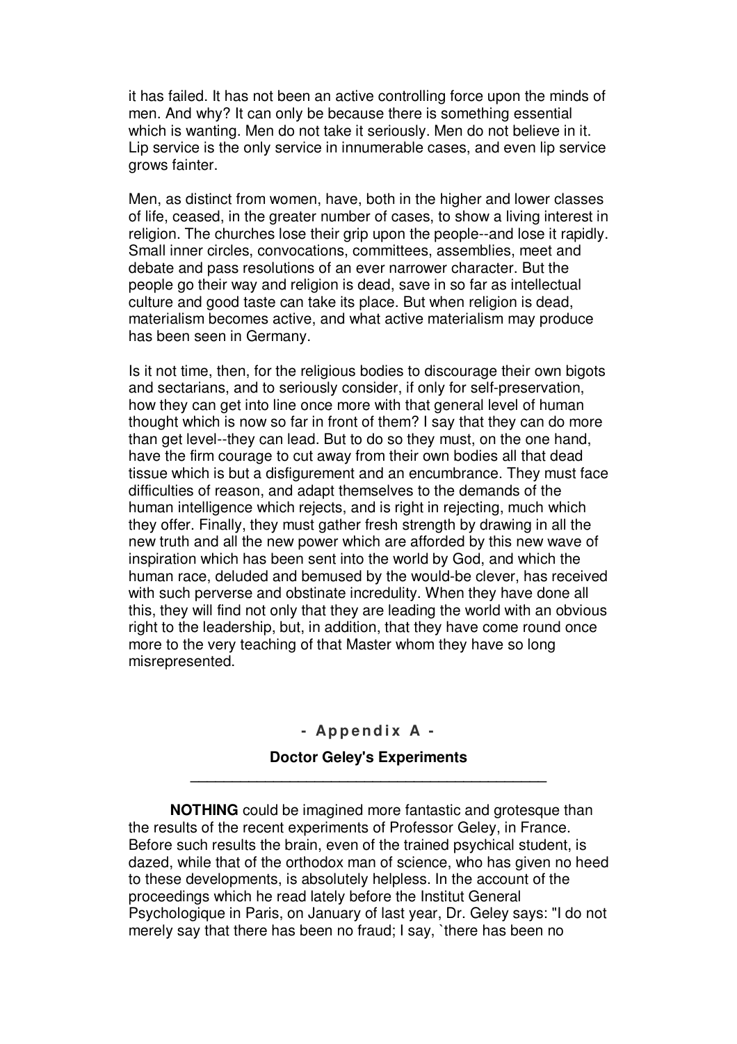it has failed. It has not been an active controlling force upon the minds of men. And why? It can only be because there is something essential which is wanting. Men do not take it seriously. Men do not believe in it. Lip service is the only service in innumerable cases, and even lip service grows fainter.

Men, as distinct from women, have, both in the higher and lower classes of life, ceased, in the greater number of cases, to show a living interest in religion. The churches lose their grip upon the people--and lose it rapidly. Small inner circles, convocations, committees, assemblies, meet and debate and pass resolutions of an ever narrower character. But the people go their way and religion is dead, save in so far as intellectual culture and good taste can take its place. But when religion is dead, materialism becomes active, and what active materialism may produce has been seen in Germany.

Is it not time, then, for the religious bodies to discourage their own bigots and sectarians, and to seriously consider, if only for self-preservation, how they can get into line once more with that general level of human thought which is now so far in front of them? I say that they can do more than get level--they can lead. But to do so they must, on the one hand, have the firm courage to cut away from their own bodies all that dead tissue which is but a disfigurement and an encumbrance. They must face difficulties of reason, and adapt themselves to the demands of the human intelligence which rejects, and is right in rejecting, much which they offer. Finally, they must gather fresh strength by drawing in all the new truth and all the new power which are afforded by this new wave of inspiration which has been sent into the world by God, and which the human race, deluded and bemused by the would-be clever, has received with such perverse and obstinate incredulity. When they have done all this, they will find not only that they are leading the world with an obvious right to the leadership, but, in addition, that they have come round once more to the very teaching of that Master whom they have so long misrepresented.

## - Appendix A -

### Doctor Geley's Experiments

---

**NOTHING** could be imagined more fantastic and grotesque than the results of the recent experiments of Professor Geley, in France. Before such results the brain, even of the trained psychical student, is dazed, while that of the orthodox man of science, who has given no heed to these developments, is absolutely helpless. In the account of the proceedings which he read lately before the Institut General Psychologique in Paris, on January of last year, Dr. Geley says: "I do not merely say that there has been no fraud; I say, `there has been no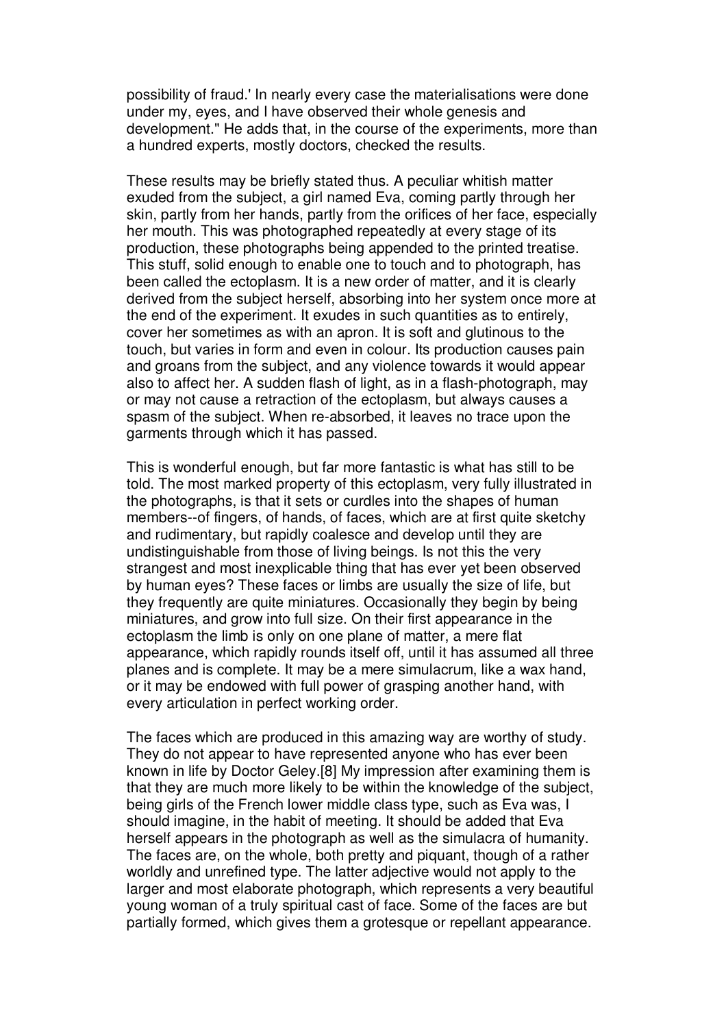possibility of fraud.' In nearly every case the materialisations were done under my, eyes, and I have observed their whole genesis and development." He adds that, in the course of the experiments, more than a hundred experts, mostly doctors, checked the results.

These results may be briefly stated thus. A peculiar whitish matter exuded from the subject, a girl named Eva, coming partly through her skin, partly from her hands, partly from the orifices of her face, especially her mouth. This was photographed repeatedly at every stage of its production, these photographs being appended to the printed treatise. This stuff, solid enough to enable one to touch and to photograph, has been called the ectoplasm. It is a new order of matter, and it is clearly derived from the subject herself, absorbing into her system once more at the end of the experiment. It exudes in such quantities as to entirely, cover her sometimes as with an apron. It is soft and glutinous to the touch, but varies in form and even in colour. Its production causes pain and groans from the subject, and any violence towards it would appear also to affect her. A sudden flash of light, as in a flash-photograph, may or may not cause a retraction of the ectoplasm, but always causes a spasm of the subject. When re-absorbed, it leaves no trace upon the garments through which it has passed.

This is wonderful enough, but far more fantastic is what has still to be told. The most marked property of this ectoplasm, very fully illustrated in the photographs, is that it sets or curdles into the shapes of human members--of fingers, of hands, of faces, which are at first quite sketchy and rudimentary, but rapidly coalesce and develop until they are undistinguishable from those of living beings. Is not this the very strangest and most inexplicable thing that has ever yet been observed by human eyes? These faces or limbs are usually the size of life, but they frequently are quite miniatures. Occasionally they begin by being miniatures, and grow into full size. On their first appearance in the ectoplasm the limb is only on one plane of matter, a mere flat appearance, which rapidly rounds itself off, until it has assumed all three planes and is complete. It may be a mere simulacrum, like a wax hand, or it may be endowed with full power of grasping another hand, with every articulation in perfect working order.

The faces which are produced in this amazing way are worthy of study. They do not appear to have represented anyone who has ever been known in life by Doctor Geley.[8] My impression after examining them is that they are much more likely to be within the knowledge of the subject, being girls of the French lower middle class type, such as Eva was, I should imagine, in the habit of meeting. It should be added that Eva herself appears in the photograph as well as the simulacra of humanity. The faces are, on the whole, both pretty and piquant, though of a rather worldly and unrefined type. The latter adjective would not apply to the larger and most elaborate photograph, which represents a very beautiful young woman of a truly spiritual cast of face. Some of the faces are but partially formed, which gives them a grotesque or repellant appearance.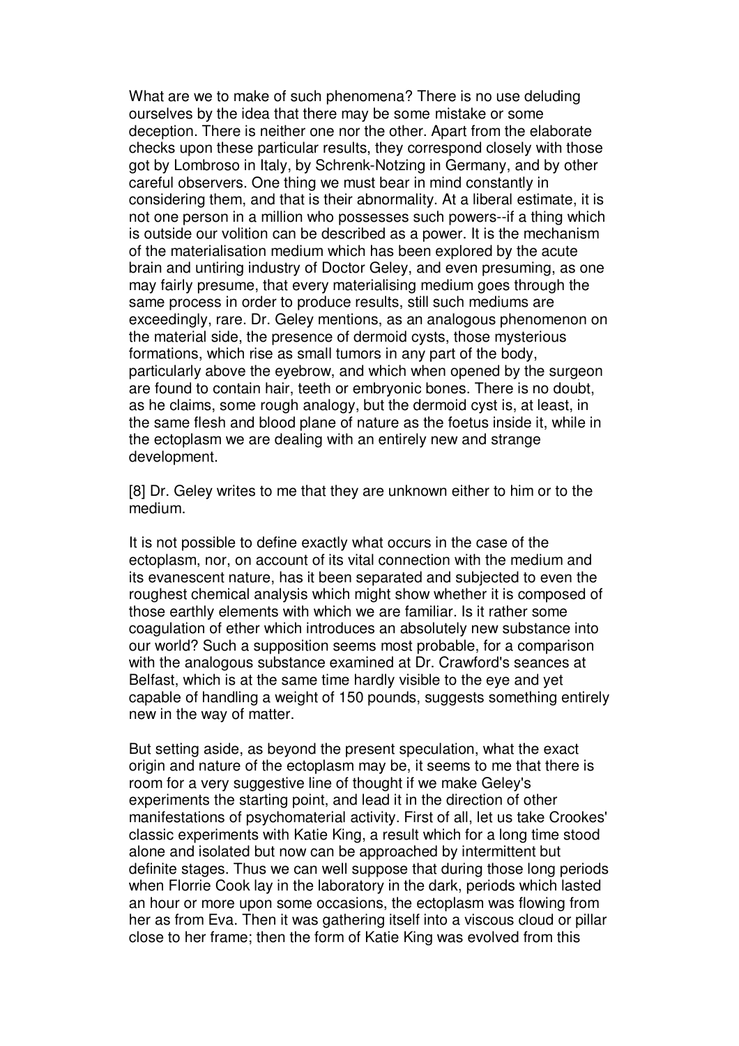What are we to make of such phenomena? There is no use deluding ourselves by the idea that there may be some mistake or some deception. There is neither one nor the other. Apart from the elaborate checks upon these particular results, they correspond closely with those got by Lombroso in Italy, by Schrenk-Notzing in Germany, and by other careful observers. One thing we must bear in mind constantly in considering them, and that is their abnormality. At a liberal estimate, it is not one person in a million who possesses such powers--if a thing which is outside our volition can be described as a power. It is the mechanism of the materialisation medium which has been explored by the acute brain and untiring industry of Doctor Geley, and even presuming, as one may fairly presume, that every materialising medium goes through the same process in order to produce results, still such mediums are exceedingly, rare. Dr. Geley mentions, as an analogous phenomenon on the material side, the presence of dermoid cysts, those mysterious formations, which rise as small tumors in any part of the body, particularly above the eyebrow, and which when opened by the surgeon are found to contain hair, teeth or embryonic bones. There is no doubt, as he claims, some rough analogy, but the dermoid cyst is, at least, in the same flesh and blood plane of nature as the foetus inside it, while in the ectoplasm we are dealing with an entirely new and strange development.

[8] Dr. Geley writes to me that they are unknown either to him or to the medium.

It is not possible to define exactly what occurs in the case of the ectoplasm, nor, on account of its vital connection with the medium and its evanescent nature, has it been separated and subjected to even the roughest chemical analysis which might show whether it is composed of those earthly elements with which we are familiar. Is it rather some coagulation of ether which introduces an absolutely new substance into our world? Such a supposition seems most probable, for a comparison with the analogous substance examined at Dr. Crawford's seances at Belfast, which is at the same time hardly visible to the eye and yet capable of handling a weight of 150 pounds, suggests something entirely new in the way of matter.

But setting aside, as beyond the present speculation, what the exact origin and nature of the ectoplasm may be, it seems to me that there is room for a very suggestive line of thought if we make Geley's experiments the starting point, and lead it in the direction of other manifestations of psychomaterial activity. First of all, let us take Crookes' classic experiments with Katie King, a result which for a long time stood alone and isolated but now can be approached by intermittent but definite stages. Thus we can well suppose that during those long periods when Florrie Cook lay in the laboratory in the dark, periods which lasted an hour or more upon some occasions, the ectoplasm was flowing from her as from Eva. Then it was gathering itself into a viscous cloud or pillar close to her frame; then the form of Katie King was evolved from this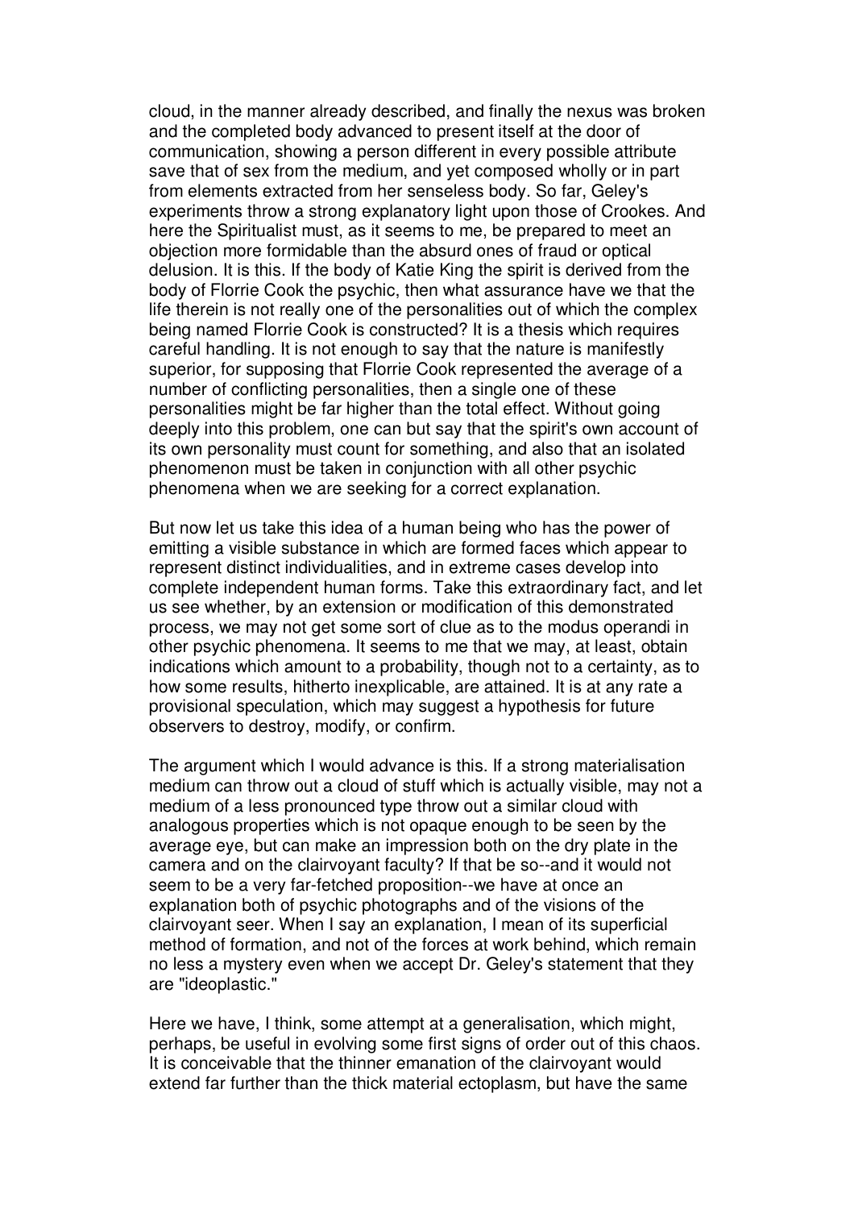cloud, in the manner already described, and finally the nexus was broken and the completed body advanced to present itself at the door of communication, showing a person different in every possible attribute save that of sex from the medium, and yet composed wholly or in part from elements extracted from her senseless body. So far, Geley's experiments throw a strong explanatory light upon those of Crookes. And here the Spiritualist must, as it seems to me, be prepared to meet an objection more formidable than the absurd ones of fraud or optical delusion. It is this. If the body of Katie King the spirit is derived from the body of Florrie Cook the psychic, then what assurance have we that the life therein is not really one of the personalities out of which the complex being named Florrie Cook is constructed? It is a thesis which requires careful handling. It is not enough to say that the nature is manifestly superior, for supposing that Florrie Cook represented the average of a number of conflicting personalities, then a single one of these personalities might be far higher than the total effect. Without going deeply into this problem, one can but say that the spirit's own account of its own personality must count for something, and also that an isolated phenomenon must be taken in conjunction with all other psychic phenomena when we are seeking for a correct explanation.

But now let us take this idea of a human being who has the power of emitting a visible substance in which are formed faces which appear to represent distinct individualities, and in extreme cases develop into complete independent human forms. Take this extraordinary fact, and let us see whether, by an extension or modification of this demonstrated process, we may not get some sort of clue as to the modus operandi in other psychic phenomena. It seems to me that we may, at least, obtain indications which amount to a probability, though not to a certainty, as to how some results, hitherto inexplicable, are attained. It is at any rate a provisional speculation, which may suggest a hypothesis for future observers to destroy, modify, or confirm.

The argument which I would advance is this. If a strong materialisation medium can throw out a cloud of stuff which is actually visible, may not a medium of a less pronounced type throw out a similar cloud with analogous properties which is not opaque enough to be seen by the average eye, but can make an impression both on the dry plate in the camera and on the clairvoyant faculty? If that be so--and it would not seem to be a very far-fetched proposition--we have at once an explanation both of psychic photographs and of the visions of the clairvoyant seer. When I say an explanation, I mean of its superficial method of formation, and not of the forces at work behind, which remain no less a mystery even when we accept Dr. Geley's statement that they are "ideoplastic."

Here we have, I think, some attempt at a generalisation, which might, perhaps, be useful in evolving some first signs of order out of this chaos. It is conceivable that the thinner emanation of the clairvoyant would extend far further than the thick material ectoplasm, but have the same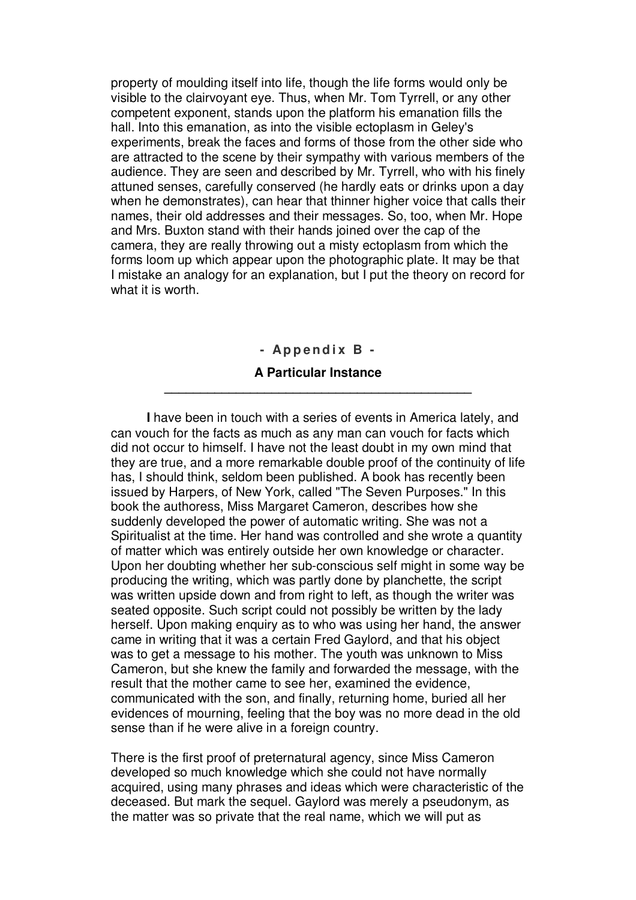property of moulding itself into life, though the life forms would only be visible to the clairvoyant eye. Thus, when Mr. Tom Tyrrell, or any other competent exponent, stands upon the platform his emanation fills the hall. Into this emanation, as into the visible ectoplasm in Geley's experiments, break the faces and forms of those from the other side who are attracted to the scene by their sympathy with various members of the audience. They are seen and described by Mr. Tyrrell, who with his finely attuned senses, carefully conserved (he hardly eats or drinks upon a day when he demonstrates), can hear that thinner higher voice that calls their names, their old addresses and their messages. So, too, when Mr. Hope and Mrs. Buxton stand with their hands joined over the cap of the camera, they are really throwing out a misty ectoplasm from which the forms loom up which appear upon the photographic plate. It may be that I mistake an analogy for an explanation, but I put the theory on record for what it is worth.

## - Appendix B -

### A Particular Instance

**I** have been in touch with a series of events in America lately, and can vouch for the facts as much as any man can vouch for facts which did not occur to himself. I have not the least doubt in my own mind that they are true, and a more remarkable double proof of the continuity of life has, I should think, seldom been published. A book has recently been issued by Harpers, of New York, called "The Seven Purposes." In this book the authoress, Miss Margaret Cameron, describes how she suddenly developed the power of automatic writing. She was not a Spiritualist at the time. Her hand was controlled and she wrote a quantity of matter which was entirely outside her own knowledge or character. Upon her doubting whether her sub-conscious self might in some way be producing the writing, which was partly done by planchette, the script was written upside down and from right to left, as though the writer was seated opposite. Such script could not possibly be written by the lady herself. Upon making enquiry as to who was using her hand, the answer came in writing that it was a certain Fred Gaylord, and that his object was to get a message to his mother. The youth was unknown to Miss Cameron, but she knew the family and forwarded the message, with the result that the mother came to see her, examined the evidence, communicated with the son, and finally, returning home, buried all her evidences of mourning, feeling that the boy was no more dead in the old sense than if he were alive in a foreign country.

There is the first proof of preternatural agency, since Miss Cameron developed so much knowledge which she could not have normally acquired, using many phrases and ideas which were characteristic of the deceased. But mark the sequel. Gaylord was merely a pseudonym, as the matter was so private that the real name, which we will put as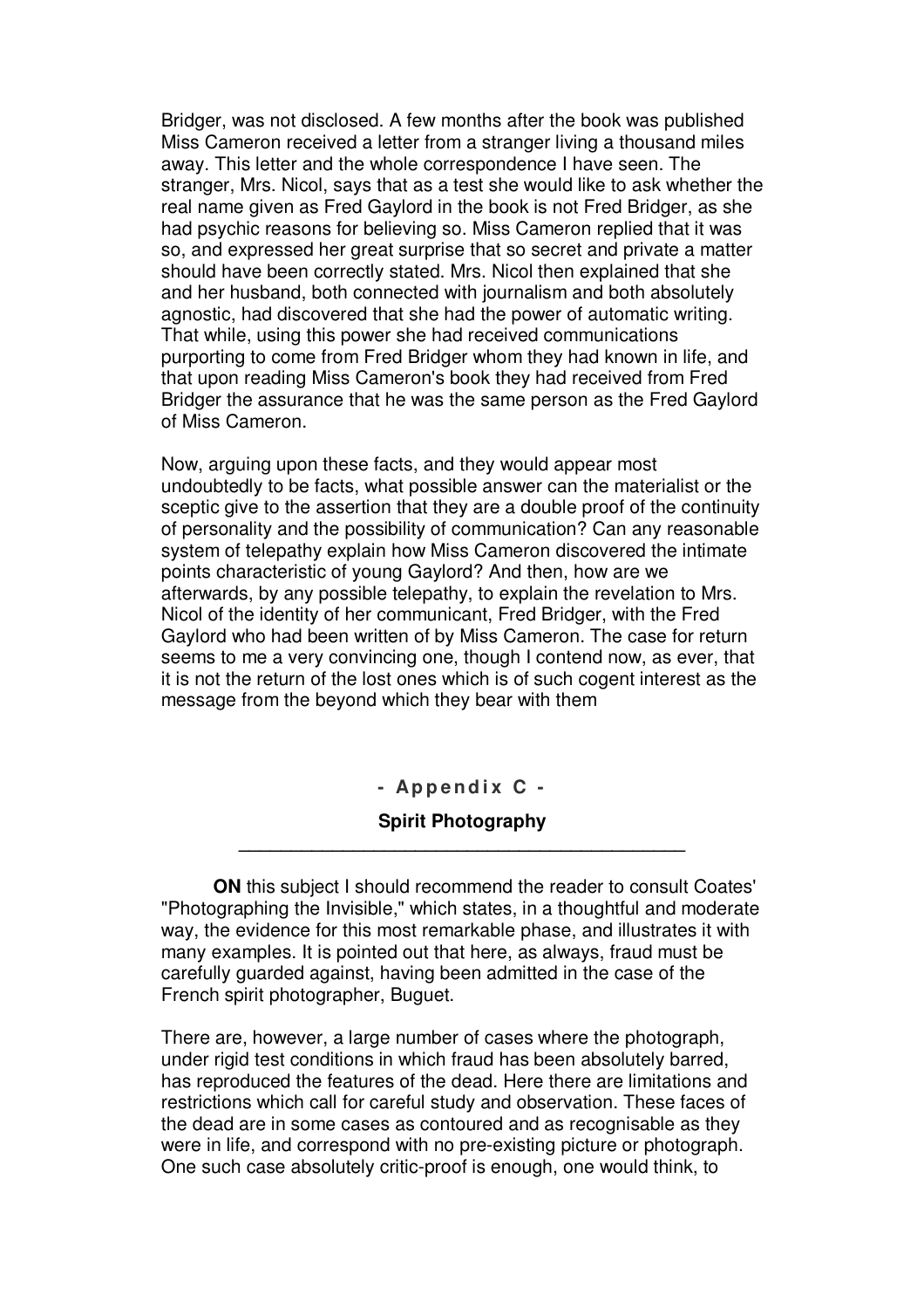Bridger, was not disclosed. A few months after the book was published Miss Cameron received a letter from a stranger living a thousand miles away. This letter and the whole correspondence I have seen. The stranger, Mrs. Nicol, says that as a test she would like to ask whether the real name given as Fred Gaylord in the book is not Fred Bridger, as she had psychic reasons for believing so. Miss Cameron replied that it was so, and expressed her great surprise that so secret and private a matter should have been correctly stated. Mrs. Nicol then explained that she and her husband, both connected with journalism and both absolutely agnostic, had discovered that she had the power of automatic writing. That while, using this power she had received communications purporting to come from Fred Bridger whom they had known in life, and that upon reading Miss Cameron's book they had received from Fred Bridger the assurance that he was the same person as the Fred Gaylord of Miss Cameron.

Now, arguing upon these facts, and they would appear most undoubtedly to be facts, what possible answer can the materialist or the sceptic give to the assertion that they are a double proof of the continuity of personality and the possibility of communication? Can any reasonable system of telepathy explain how Miss Cameron discovered the intimate points characteristic of young Gaylord? And then, how are we afterwards, by any possible telepathy, to explain the revelation to Mrs. Nicol of the identity of her communicant, Fred Bridger, with the Fred Gaylord who had been written of by Miss Cameron. The case for return seems to me a very convincing one, though I contend now, as ever, that it is not the return of the lost ones which is of such cogent interest as the message from the beyond which they bear with them

## - Appendix C -

### Spirit Photography

---

**ON** this subject I should recommend the reader to consult Coates' "Photographing the Invisible," which states, in a thoughtful and moderate way, the evidence for this most remarkable phase, and illustrates it with many examples. It is pointed out that here, as always, fraud must be carefully guarded against, having been admitted in the case of the French spirit photographer, Buguet.

There are, however, a large number of cases where the photograph, under rigid test conditions in which fraud has been absolutely barred, has reproduced the features of the dead. Here there are limitations and restrictions which call for careful study and observation. These faces of the dead are in some cases as contoured and as recognisable as they were in life, and correspond with no pre-existing picture or photograph. One such case absolutely critic-proof is enough, one would think, to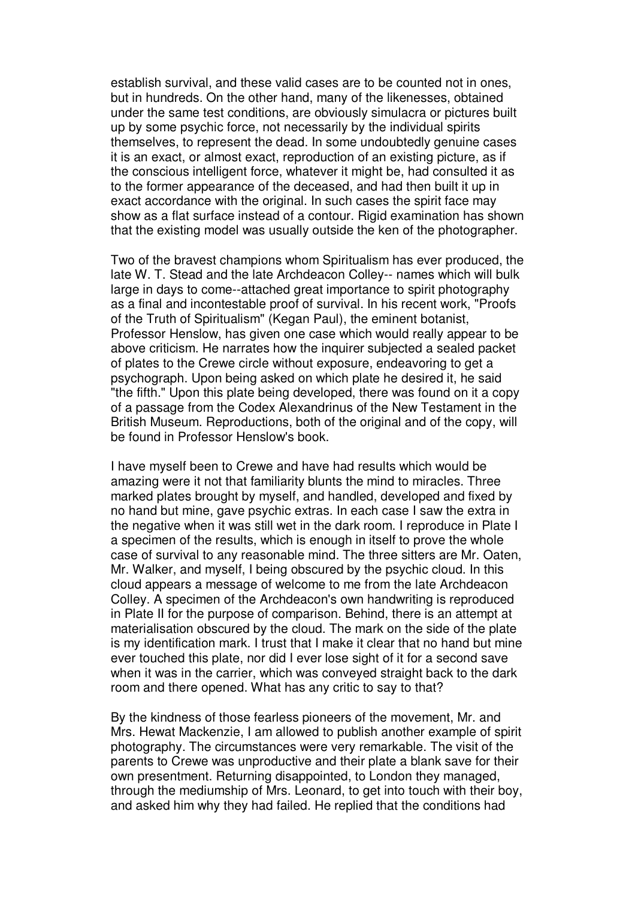establish survival, and these valid cases are to be counted not in ones, but in hundreds. On the other hand, many of the likenesses, obtained under the same test conditions, are obviously simulacra or pictures built up by some psychic force, not necessarily by the individual spirits themselves, to represent the dead. In some undoubtedly genuine cases it is an exact, or almost exact, reproduction of an existing picture, as if the conscious intelligent force, whatever it might be, had consulted it as to the former appearance of the deceased, and had then built it up in exact accordance with the original. In such cases the spirit face may show as a flat surface instead of a contour. Rigid examination has shown that the existing model was usually outside the ken of the photographer.

Two of the bravest champions whom Spiritualism has ever produced, the late W. T. Stead and the late Archdeacon Colley-- names which will bulk large in days to come--attached great importance to spirit photography as a final and incontestable proof of survival. In his recent work, "Proofs of the Truth of Spiritualism" (Kegan Paul), the eminent botanist, Professor Henslow, has given one case which would really appear to be above criticism. He narrates how the inquirer subjected a sealed packet of plates to the Crewe circle without exposure, endeavoring to get a psychograph. Upon being asked on which plate he desired it, he said "the fifth." Upon this plate being developed, there was found on it a copy of a passage from the Codex Alexandrinus of the New Testament in the British Museum. Reproductions, both of the original and of the copy, will be found in Professor Henslow's book.

I have myself been to Crewe and have had results which would be amazing were it not that familiarity blunts the mind to miracles. Three marked plates brought by myself, and handled, developed and fixed by no hand but mine, gave psychic extras. In each case I saw the extra in the negative when it was still wet in the dark room. I reproduce in Plate I a specimen of the results, which is enough in itself to prove the whole case of survival to any reasonable mind. The three sitters are Mr. Oaten, Mr. Walker, and myself, I being obscured by the psychic cloud. In this cloud appears a message of welcome to me from the late Archdeacon Colley. A specimen of the Archdeacon's own handwriting is reproduced in Plate II for the purpose of comparison. Behind, there is an attempt at materialisation obscured by the cloud. The mark on the side of the plate is my identification mark. I trust that I make it clear that no hand but mine ever touched this plate, nor did I ever lose sight of it for a second save when it was in the carrier, which was conveyed straight back to the dark room and there opened. What has any critic to say to that?

By the kindness of those fearless pioneers of the movement, Mr. and Mrs. Hewat Mackenzie, I am allowed to publish another example of spirit photography. The circumstances were very remarkable. The visit of the parents to Crewe was unproductive and their plate a blank save for their own presentment. Returning disappointed, to London they managed, through the mediumship of Mrs. Leonard, to get into touch with their boy, and asked him why they had failed. He replied that the conditions had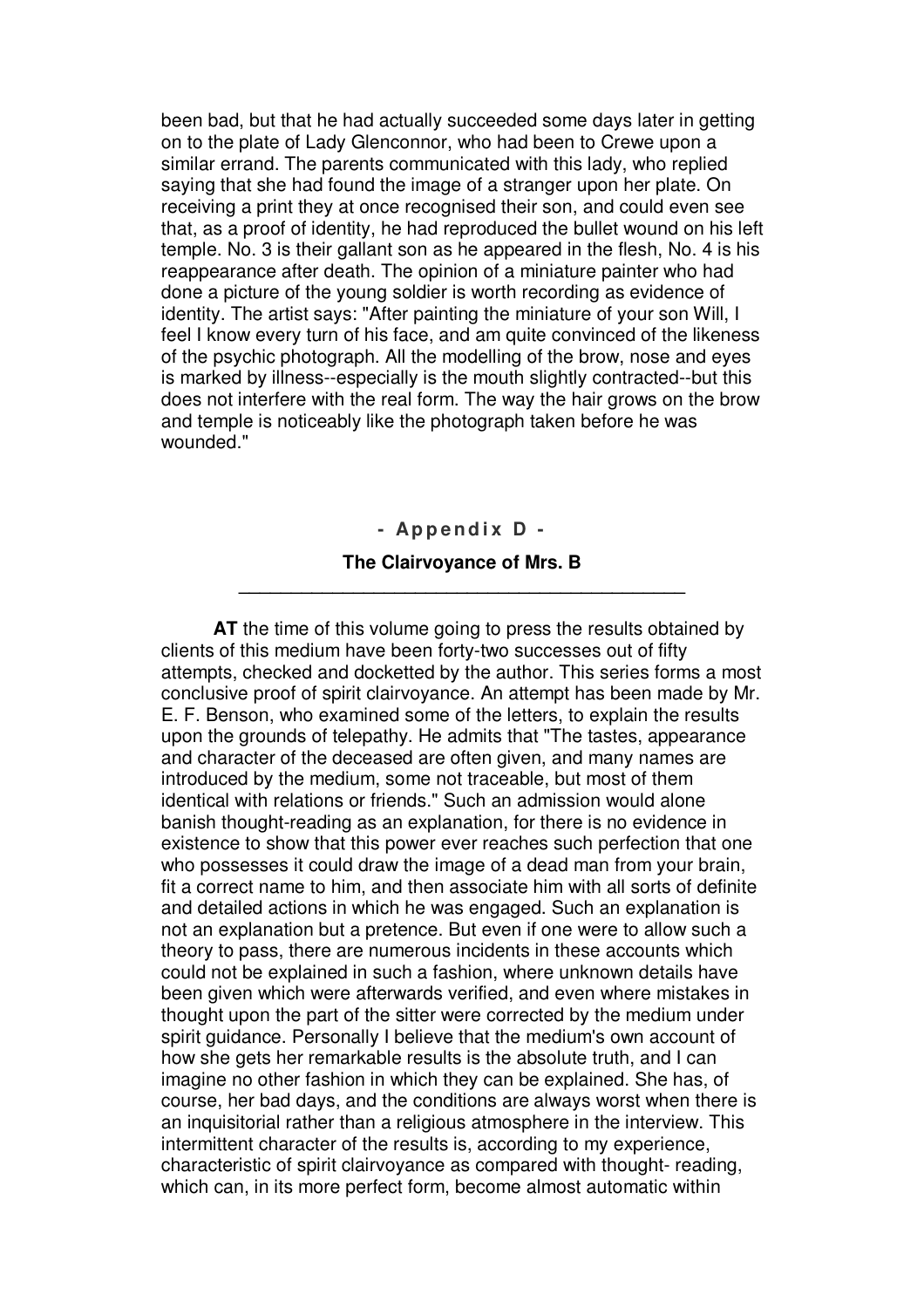been bad, but that he had actually succeeded some days later in getting on to the plate of Lady Glenconnor, who had been to Crewe upon a similar errand. The parents communicated with this lady, who replied saying that she had found the image of a stranger upon her plate. On receiving a print they at once recognised their son, and could even see that, as a proof of identity, he had reproduced the bullet wound on his left temple. No. 3 is their gallant son as he appeared in the flesh, No. 4 is his reappearance after death. The opinion of a miniature painter who had done a picture of the young soldier is worth recording as evidence of identity. The artist says: "After painting the miniature of your son Will, I feel I know every turn of his face, and am quite convinced of the likeness of the psychic photograph. All the modelling of the brow, nose and eyes is marked by illness--especially is the mouth slightly contracted--but this does not interfere with the real form. The way the hair grows on the brow and temple is noticeably like the photograph taken before he was wounded."

## - Appendix D -

### The Clairvoyance of Mrs. B

---

**AT** the time of this volume going to press the results obtained by clients of this medium have been forty-two successes out of fifty attempts, checked and docketted by the author. This series forms a most conclusive proof of spirit clairvoyance. An attempt has been made by Mr. E. F. Benson, who examined some of the letters, to explain the results upon the grounds of telepathy. He admits that "The tastes, appearance and character of the deceased are often given, and many names are introduced by the medium, some not traceable, but most of them identical with relations or friends." Such an admission would alone banish thought-reading as an explanation, for there is no evidence in existence to show that this power ever reaches such perfection that one who possesses it could draw the image of a dead man from your brain, fit a correct name to him, and then associate him with all sorts of definite and detailed actions in which he was engaged. Such an explanation is not an explanation but a pretence. But even if one were to allow such a theory to pass, there are numerous incidents in these accounts which could not be explained in such a fashion, where unknown details have been given which were afterwards verified, and even where mistakes in thought upon the part of the sitter were corrected by the medium under spirit guidance. Personally I believe that the medium's own account of how she gets her remarkable results is the absolute truth, and I can imagine no other fashion in which they can be explained. She has, of course, her bad days, and the conditions are always worst when there is an inquisitorial rather than a religious atmosphere in the interview. This intermittent character of the results is, according to my experience, characteristic of spirit clairvoyance as compared with thought- reading, which can, in its more perfect form, become almost automatic within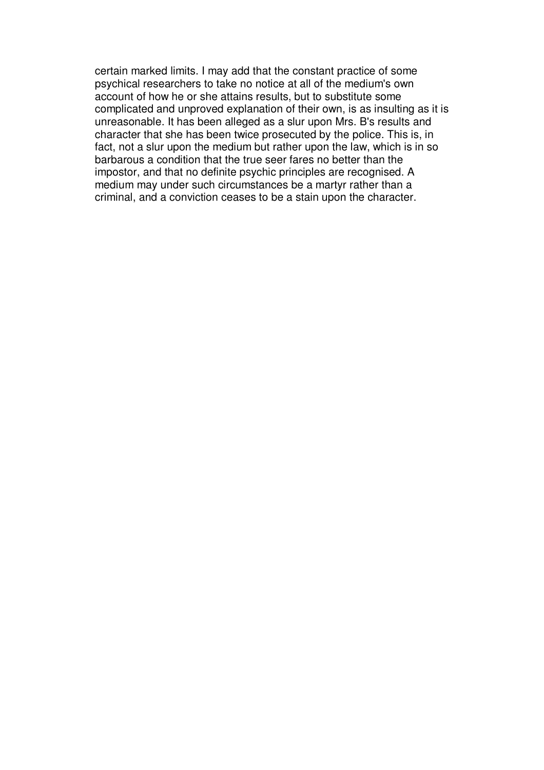certain marked limits. I may add that the constant practice of some psychical researchers to take no notice at all of the medium's own account of how he or she attains results, but to substitute some complicated and unproved explanation of their own, is as insulting as it is unreasonable. It has been alleged as a slur upon Mrs. B's results and character that she has been twice prosecuted by the police. This is, in fact, not a slur upon the medium but rather upon the law, which is in so barbarous a condition that the true seer fares no better than the impostor, and that no definite psychic principles are recognised. A medium may under such circumstances be a martyr rather than a criminal, and a conviction ceases to be a stain upon the character.